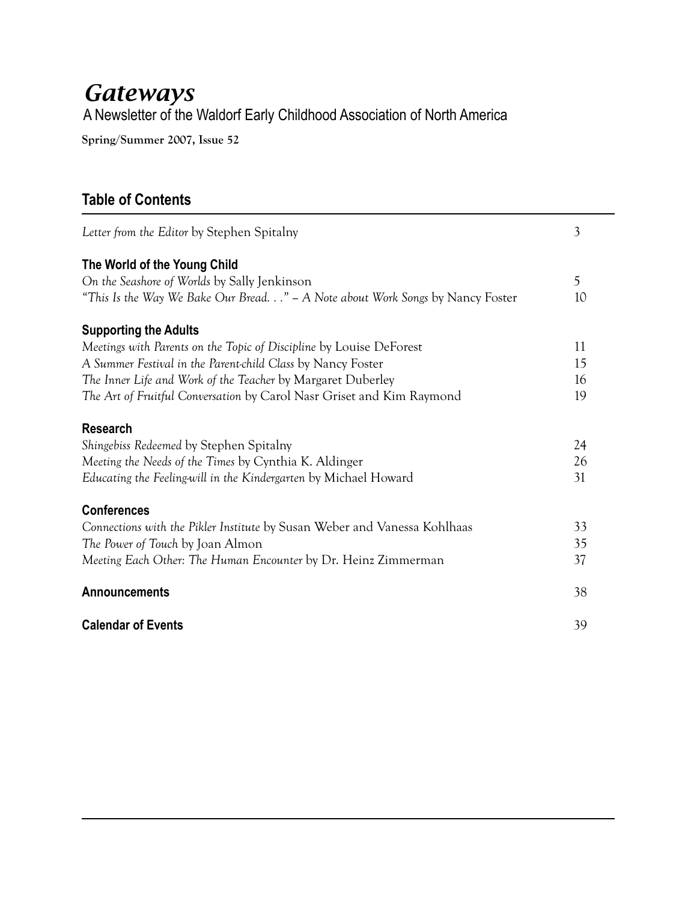# *Gateways*

A Newsletter of the Waldorf Early Childhood Association of North America

**Spring/Summer 2007, Issue 52**

## Table of Contents

| | |
|---|---|
| *Letter from the Editor* by Stephen Spitalny | 3 |
| **The World of the Young Child** | |
| *On the Seashore of Worlds* by Sally Jenkinson | 5 |
| *"This Is the Way We Bake Our Bread. . ." – A Note about Work Songs* by Nancy Foster | 10 |
| **Supporting the Adults** | |
| *Meetings with Parents on the Topic of Discipline* by Louise DeForest | 11 |
| *A Summer Festival in the Parent-child Class* by Nancy Foster | 15 |
| *The Inner Life and Work of the Teacher* by Margaret Duberley | 16 |
| *The Art of Fruitful Conversation* by Carol Nasr Griset and Kim Raymond | 19 |
| **Research** | |
| *Shingebiss Redeemed* by Stephen Spitalny | 24 |
| *Meeting the Needs of the Times* by Cynthia K. Aldinger | 26 |
| *Educating the Feeling-will in the Kindergarten* by Michael Howard | 31 |
| **Conferences** | |
| *Connections with the Pikler Institute* by Susan Weber and Vanessa Kohlhaas | 33 |
| *The Power of Touch* by Joan Almon | 35 |
| *Meeting Each Other: The Human Encounter* by Dr. Heinz Zimmerman | 37 |
| **Announcements** | 38 |
| **Calendar of Events** | 39 |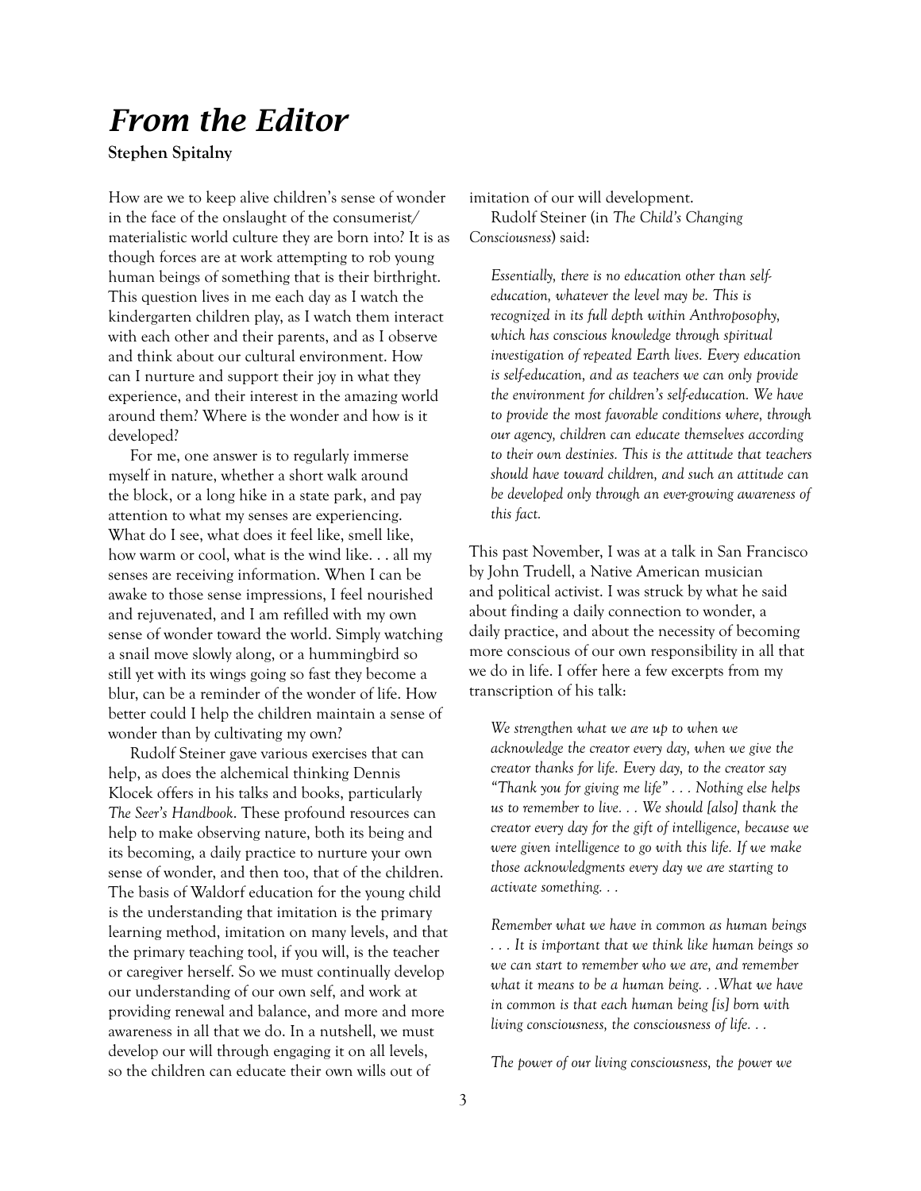# *From the Editor*

**Stephen Spitalny**

How are we to keep alive children's sense of wonder in the face of the onslaught of the consumerist/materialistic world culture they are born into? It is as though forces are at work attempting to rob young human beings of something that is their birthright. This question lives in me each day as I watch the kindergarten children play, as I watch them interact with each other and their parents, and as I observe and think about our cultural environment. How can I nurture and support their joy in what they experience, and their interest in the amazing world around them? Where is the wonder and how is it developed?

For me, one answer is to regularly immerse myself in nature, whether a short walk around the block, or a long hike in a state park, and pay attention to what my senses are experiencing. What do I see, what does it feel like, smell like, how warm or cool, what is the wind like. . . all my senses are receiving information. When I can be awake to those sense impressions, I feel nourished and rejuvenated, and I am refilled with my own sense of wonder toward the world. Simply watching a snail move slowly along, or a hummingbird so still yet with its wings going so fast they become a blur, can be a reminder of the wonder of life. How better could I help the children maintain a sense of wonder than by cultivating my own?

Rudolf Steiner gave various exercises that can help, as does the alchemical thinking Dennis Klocek offers in his talks and books, particularly *The Seer's Handbook*. These profound resources can help to make observing nature, both its being and its becoming, a daily practice to nurture your own sense of wonder, and then too, that of the children. The basis of Waldorf education for the young child is the understanding that imitation is the primary learning method, imitation on many levels, and that the primary teaching tool, if you will, is the teacher or caregiver herself. So we must continually develop our understanding of our own self, and work at providing renewal and balance, and more and more awareness in all that we do. In a nutshell, we must develop our will through engaging it on all levels, so the children can educate their own wills out of imitation of our will development.

Rudolf Steiner (in *The Child's Changing Consciousness*) said:

> *Essentially, there is no education other than self-education, whatever the level may be. This is recognized in its full depth within Anthroposophy, which has conscious knowledge through spiritual investigation of repeated Earth lives. Every education is self-education, and as teachers we can only provide the environment for children's self-education. We have to provide the most favorable conditions where, through our agency, children can educate themselves according to their own destinies. This is the attitude that teachers should have toward children, and such an attitude can be developed only through an ever-growing awareness of this fact.*

This past November, I was at a talk in San Francisco by John Trudell, a Native American musician and political activist. I was struck by what he said about finding a daily connection to wonder, a daily practice, and about the necessity of becoming more conscious of our own responsibility in all that we do in life. I offer here a few excerpts from my transcription of his talk:

> *We strengthen what we are up to when we acknowledge the creator every day, when we give the creator thanks for life. Every day, to the creator say "Thank you for giving me life" . . . Nothing else helps us to remember to live. . . We should [also] thank the creator every day for the gift of intelligence, because we were given intelligence to go with this life. If we make those acknowledgments every day we are starting to activate something. . .*
>
> *Remember what we have in common as human beings . . . It is important that we think like human beings so we can start to remember who we are, and remember what it means to be a human being. . .What we have in common is that each human being [is] born with living consciousness, the consciousness of life. . .*
>
> *The power of our living consciousness, the power we*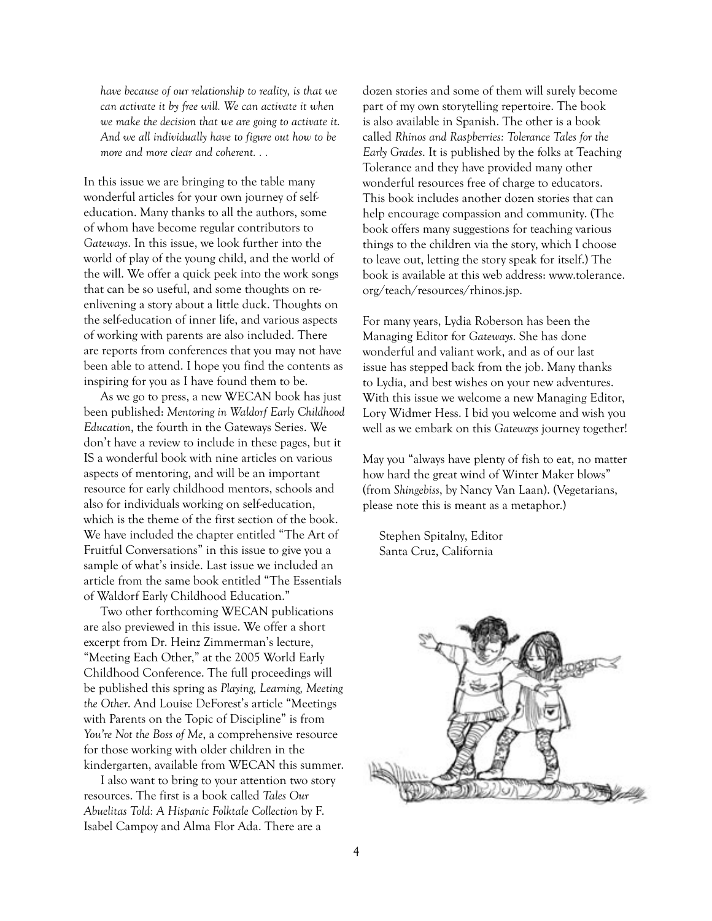*have because of our relationship to reality, is that we can activate it by free will. We can activate it when we make the decision that we are going to activate it. And we all individually have to figure out how to be more and more clear and coherent. . .*

In this issue we are bringing to the table many wonderful articles for your own journey of self-education. Many thanks to all the authors, some of whom have become regular contributors to *Gateways*. In this issue, we look further into the world of play of the young child, and the world of the will. We offer a quick peek into the work songs that can be so useful, and some thoughts on re-enlivening a story about a little duck. Thoughts on the self-education of inner life, and various aspects of working with parents are also included. There are reports from conferences that you may not have been able to attend. I hope you find the contents as inspiring for you as I have found them to be.

As we go to press, a new WECAN book has just been published: *Mentoring in Waldorf Early Childhood Education*, the fourth in the Gateways Series. We don't have a review to include in these pages, but it IS a wonderful book with nine articles on various aspects of mentoring, and will be an important resource for early childhood mentors, schools and also for individuals working on self-education, which is the theme of the first section of the book. We have included the chapter entitled "The Art of Fruitful Conversations" in this issue to give you a sample of what's inside. Last issue we included an article from the same book entitled "The Essentials of Waldorf Early Childhood Education."

Two other forthcoming WECAN publications are also previewed in this issue. We offer a short excerpt from Dr. Heinz Zimmerman's lecture, "Meeting Each Other," at the 2005 World Early Childhood Conference. The full proceedings will be published this spring as *Playing, Learning, Meeting the Other*. And Louise DeForest's article "Meetings with Parents on the Topic of Discipline" is from *You're Not the Boss of Me*, a comprehensive resource for those working with older children in the kindergarten, available from WECAN this summer.

I also want to bring to your attention two story resources. The first is a book called *Tales Our Abuelitas Told: A Hispanic Folktale Collection* by F. Isabel Campoy and Alma Flor Ada. There are a dozen stories and some of them will surely become part of my own storytelling repertoire. The book is also available in Spanish. The other is a book called *Rhinos and Raspberries: Tolerance Tales for the Early Grades*. It is published by the folks at Teaching Tolerance and they have provided many other wonderful resources free of charge to educators. This book includes another dozen stories that can help encourage compassion and community. (The book offers many suggestions for teaching various things to the children via the story, which I choose to leave out, letting the story speak for itself.) The book is available at this web address: www.tolerance.org/teach/resources/rhinos.jsp.

For many years, Lydia Roberson has been the Managing Editor for *Gateways*. She has done wonderful and valiant work, and as of our last issue has stepped back from the job. Many thanks to Lydia, and best wishes on your new adventures. With this issue we welcome a new Managing Editor, Lory Widmer Hess. I bid you welcome and wish you well as we embark on this *Gateways* journey together!

May you "always have plenty of fish to eat, no matter how hard the great wind of Winter Maker blows" (from *Shingebiss*, by Nancy Van Laan). (Vegetarians, please note this is meant as a metaphor.)

Stephen Spitalny, Editor
Santa Cruz, California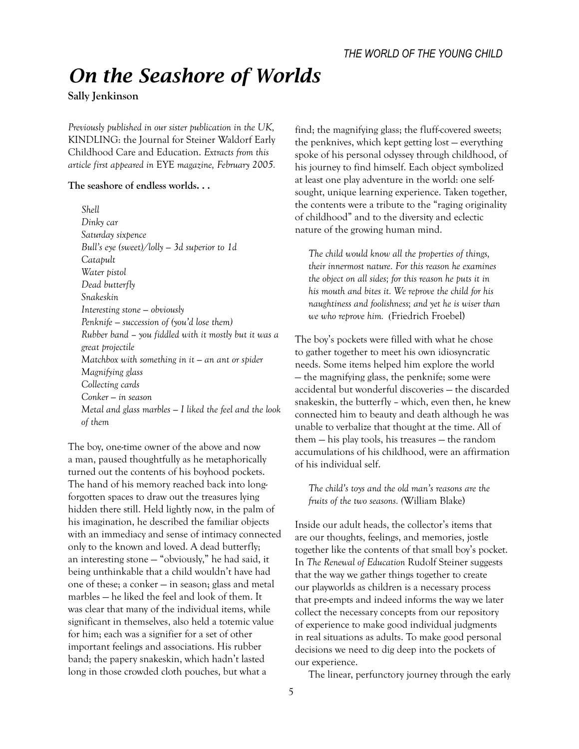# On the Seashore of Worlds

**Sally Jenkinson**

*Previously published in our sister publication in the UK,* KINDLING: the Journal for Steiner Waldorf Early Childhood Care and Education. *Extracts from this article first appeared in* EYE *magazine, February 2005.*

**The seashore of endless worlds. . .**

> *Shell*
> *Dinky car*
> *Saturday sixpence*
> *Bull's eye (sweet)/lolly – 3d superior to 1d*
> *Catapult*
> *Water pistol*
> *Dead butterfly*
> *Snakeskin*
> *Interesting stone – obviously*
> *Penknife – succession of (you'd lose them)*
> *Rubber band – you fiddled with it mostly but it was a great projectile*
> *Matchbox with something in it – an ant or spider*
> *Magnifying glass*
> *Collecting cards*
> *Conker – in season*
> *Metal and glass marbles – I liked the feel and the look of them*

The boy, one-time owner of the above and now a man, paused thoughtfully as he metaphorically turned out the contents of his boyhood pockets. The hand of his memory reached back into long-forgotten spaces to draw out the treasures lying hidden there still. Held lightly now, in the palm of his imagination, he described the familiar objects with an immediacy and sense of intimacy connected only to the known and loved. A dead butterfly; an interesting stone — "obviously," he had said, it being unthinkable that a child wouldn't have had one of these; a conker — in season; glass and metal marbles — he liked the feel and look of them. It was clear that many of the individual items, while significant in themselves, also held a totemic value for him; each was a signifier for a set of other important feelings and associations. His rubber band; the papery snakeskin, which hadn't lasted long in those crowded cloth pouches, but what a find; the magnifying glass; the fluff-covered sweets; the penknives, which kept getting lost — everything spoke of his personal odyssey through childhood, of his journey to find himself. Each object symbolized at least one play adventure in the world: one self-sought, unique learning experience. Taken together, the contents were a tribute to the "raging originality of childhood" and to the diversity and eclectic nature of the growing human mind.

> *The child would know all the properties of things, their innermost nature. For this reason he examines the object on all sides; for this reason he puts it in his mouth and bites it. We reprove the child for his naughtiness and foolishness; and yet he is wiser than we who reprove him.* (Friedrich Froebel)

The boy's pockets were filled with what he chose to gather together to meet his own idiosyncratic needs. Some items helped him explore the world — the magnifying glass, the penknife; some were accidental but wonderful discoveries — the discarded snakeskin, the butterfly – which, even then, he knew connected him to beauty and death although he was unable to verbalize that thought at the time. All of them — his play tools, his treasures — the random accumulations of his childhood, were an affirmation of his individual self.

> *The child's toys and the old man's reasons are the fruits of the two seasons. (*William Blake)

Inside our adult heads, the collector's items that are our thoughts, feelings, and memories, jostle together like the contents of that small boy's pocket. In *The Renewal of Education* Rudolf Steiner suggests that the way we gather things together to create our playworlds as children is a necessary process that pre-empts and indeed informs the way we later collect the necessary concepts from our repository of experience to make good individual judgments in real situations as adults. To make good personal decisions we need to dig deep into the pockets of our experience.

The linear, perfunctory journey through the early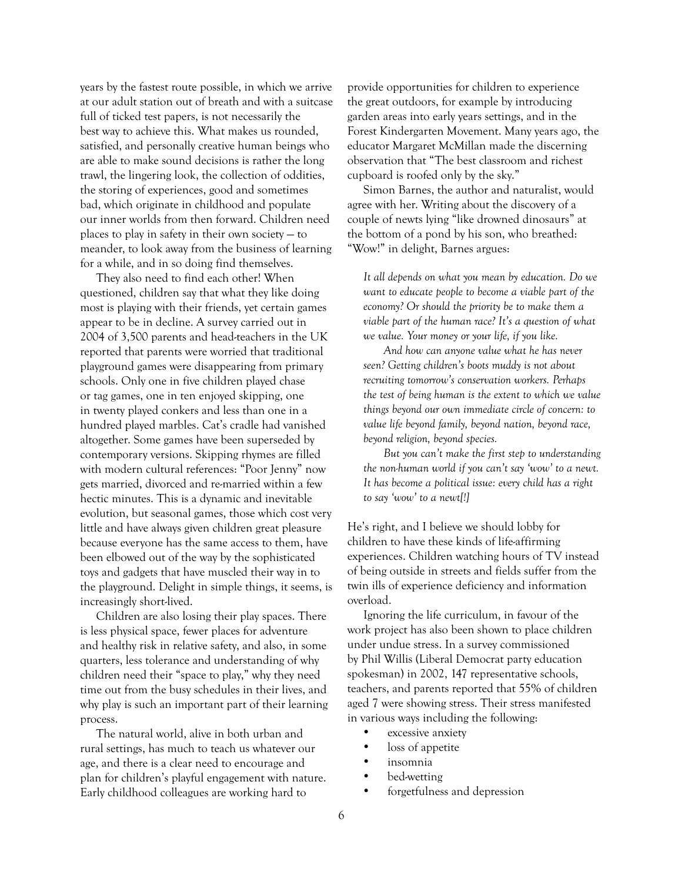years by the fastest route possible, in which we arrive at our adult station out of breath and with a suitcase full of ticked test papers, is not necessarily the best way to achieve this. What makes us rounded, satisfied, and personally creative human beings who are able to make sound decisions is rather the long trawl, the lingering look, the collection of oddities, the storing of experiences, good and sometimes bad, which originate in childhood and populate our inner worlds from then forward. Children need places to play in safety in their own society — to meander, to look away from the business of learning for a while, and in so doing find themselves.

They also need to find each other! When questioned, children say that what they like doing most is playing with their friends, yet certain games appear to be in decline. A survey carried out in 2004 of 3,500 parents and head-teachers in the UK reported that parents were worried that traditional playground games were disappearing from primary schools. Only one in five children played chase or tag games, one in ten enjoyed skipping, one in twenty played conkers and less than one in a hundred played marbles. Cat's cradle had vanished altogether. Some games have been superseded by contemporary versions. Skipping rhymes are filled with modern cultural references: "Poor Jenny" now gets married, divorced and re-married within a few hectic minutes. This is a dynamic and inevitable evolution, but seasonal games, those which cost very little and have always given children great pleasure because everyone has the same access to them, have been elbowed out of the way by the sophisticated toys and gadgets that have muscled their way in to the playground. Delight in simple things, it seems, is increasingly short-lived.

Children are also losing their play spaces. There is less physical space, fewer places for adventure and healthy risk in relative safety, and also, in some quarters, less tolerance and understanding of why children need their "space to play," why they need time out from the busy schedules in their lives, and why play is such an important part of their learning process.

The natural world, alive in both urban and rural settings, has much to teach us whatever our age, and there is a clear need to encourage and plan for children's playful engagement with nature. Early childhood colleagues are working hard to provide opportunities for children to experience the great outdoors, for example by introducing garden areas into early years settings, and in the Forest Kindergarten Movement. Many years ago, the educator Margaret McMillan made the discerning observation that "The best classroom and richest cupboard is roofed only by the sky."

Simon Barnes, the author and naturalist, would agree with her. Writing about the discovery of a couple of newts lying "like drowned dinosaurs" at the bottom of a pond by his son, who breathed: "Wow!" in delight, Barnes argues:

> *It all depends on what you mean by education. Do we want to educate people to become a viable part of the economy? Or should the priority be to make them a viable part of the human race? It's a question of what we value. Your money or your life, if you like.*
>
> *And how can anyone value what he has never seen? Getting children's boots muddy is not about recruiting tomorrow's conservation workers. Perhaps the test of being human is the extent to which we value things beyond our own immediate circle of concern: to value life beyond family, beyond nation, beyond race, beyond religion, beyond species.*
>
> *But you can't make the first step to understanding the non-human world if you can't say 'wow' to a newt. It has become a political issue: every child has a right to say 'wow' to a newt[!]*

He's right, and I believe we should lobby for children to have these kinds of life-affirming experiences. Children watching hours of TV instead of being outside in streets and fields suffer from the twin ills of experience deficiency and information overload.

Ignoring the life curriculum, in favour of the work project has also been shown to place children under undue stress. In a survey commissioned by Phil Willis (Liberal Democrat party education spokesman) in 2002, 147 representative schools, teachers, and parents reported that 55% of children aged 7 were showing stress. Their stress manifested in various ways including the following:

- excessive anxiety
- loss of appetite
- insomnia
- bed-wetting
- forgetfulness and depression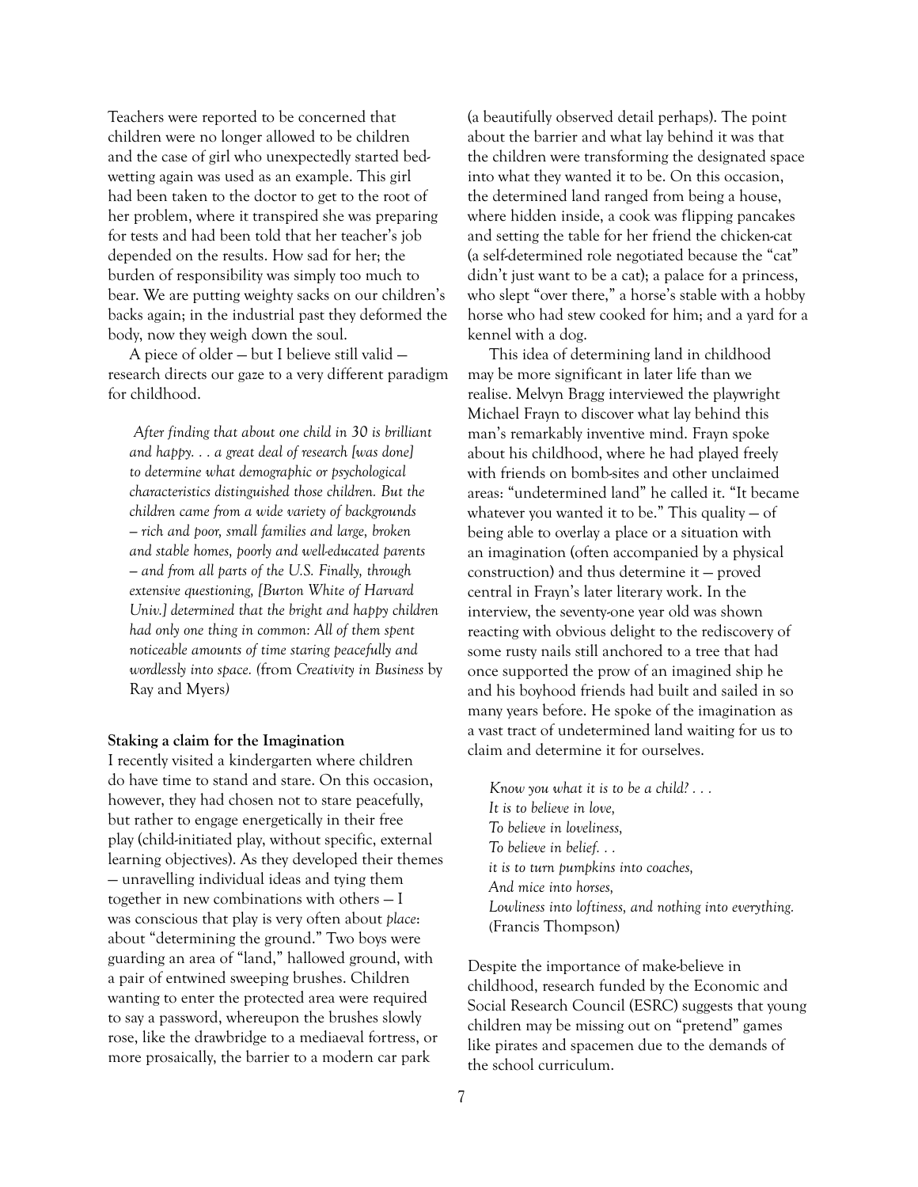Teachers were reported to be concerned that children were no longer allowed to be children and the case of girl who unexpectedly started bed-wetting again was used as an example. This girl had been taken to the doctor to get to the root of her problem, where it transpired she was preparing for tests and had been told that her teacher's job depended on the results. How sad for her; the burden of responsibility was simply too much to bear. We are putting weighty sacks on our children's backs again; in the industrial past they deformed the body, now they weigh down the soul.

A piece of older — but I believe still valid — research directs our gaze to a very different paradigm for childhood.

> *After finding that about one child in 30 is brilliant and happy. . . a great deal of research [was done] to determine what demographic or psychological characteristics distinguished those children. But the children came from a wide variety of backgrounds – rich and poor, small families and large, broken and stable homes, poorly and well-educated parents – and from all parts of the U.S. Finally, through extensive questioning, [Burton White of Harvard Univ.] determined that the bright and happy children had only one thing in common: All of them spent noticeable amounts of time staring peacefully and wordlessly into space. (*from *Creativity in Business* by Ray and Myers*)*

**Staking a claim for the Imagination**

I recently visited a kindergarten where children do have time to stand and stare. On this occasion, however, they had chosen not to stare peacefully, but rather to engage energetically in their free play (child-initiated play, without specific, external learning objectives). As they developed their themes — unravelling individual ideas and tying them together in new combinations with others — I was conscious that play is very often about *place*: about "determining the ground." Two boys were guarding an area of "land," hallowed ground, with a pair of entwined sweeping brushes. Children wanting to enter the protected area were required to say a password, whereupon the brushes slowly rose, like the drawbridge to a mediaeval fortress, or more prosaically, the barrier to a modern car park (a beautifully observed detail perhaps). The point about the barrier and what lay behind it was that the children were transforming the designated space into what they wanted it to be. On this occasion, the determined land ranged from being a house, where hidden inside, a cook was flipping pancakes and setting the table for her friend the chicken-cat (a self-determined role negotiated because the "cat" didn't just want to be a cat); a palace for a princess, who slept "over there," a horse's stable with a hobby horse who had stew cooked for him; and a yard for a kennel with a dog.

This idea of determining land in childhood may be more significant in later life than we realise. Melvyn Bragg interviewed the playwright Michael Frayn to discover what lay behind this man's remarkably inventive mind. Frayn spoke about his childhood, where he had played freely with friends on bomb-sites and other unclaimed areas: "undetermined land" he called it. "It became whatever you wanted it to be." This quality — of being able to overlay a place or a situation with an imagination (often accompanied by a physical construction) and thus determine it — proved central in Frayn's later literary work. In the interview, the seventy-one year old was shown reacting with obvious delight to the rediscovery of some rusty nails still anchored to a tree that had once supported the prow of an imagined ship he and his boyhood friends had built and sailed in so many years before. He spoke of the imagination as a vast tract of undetermined land waiting for us to claim and determine it for ourselves.

> *Know you what it is to be a child? . . .*
> *It is to believe in love,*
> *To believe in loveliness,*
> *To believe in belief. . .*
> *it is to turn pumpkins into coaches,*
> *And mice into horses,*
> *Lowliness into loftiness, and nothing into everything.*
> (Francis Thompson)

Despite the importance of make-believe in childhood, research funded by the Economic and Social Research Council (ESRC) suggests that young children may be missing out on "pretend" games like pirates and spacemen due to the demands of the school curriculum.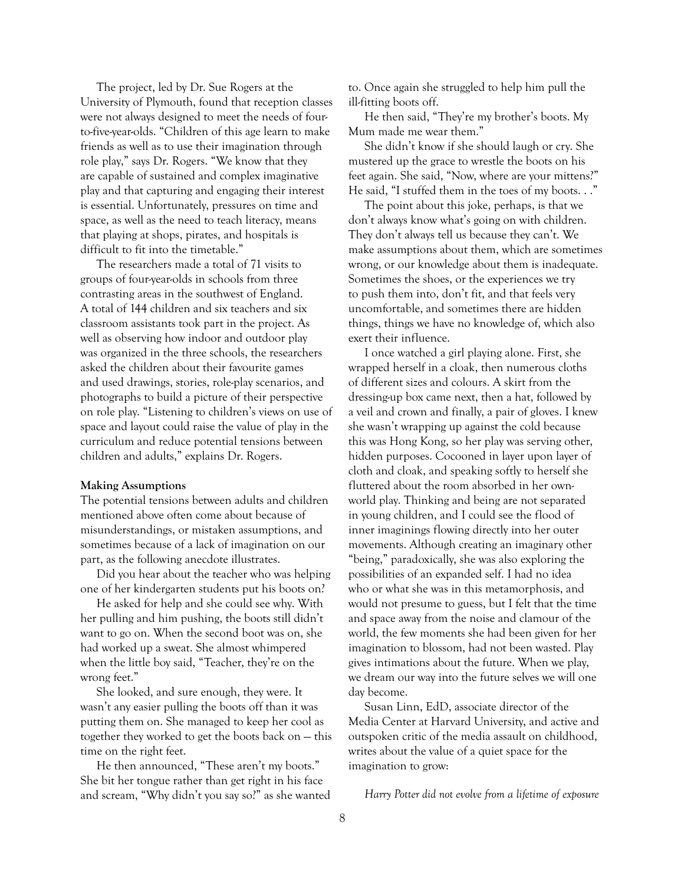The project, led by Dr. Sue Rogers at the University of Plymouth, found that reception classes were not always designed to meet the needs of four-to-five-year-olds. "Children of this age learn to make friends as well as to use their imagination through role play," says Dr. Rogers. "We know that they are capable of sustained and complex imaginative play and that capturing and engaging their interest is essential. Unfortunately, pressures on time and space, as well as the need to teach literacy, means that playing at shops, pirates, and hospitals is difficult to fit into the timetable."

The researchers made a total of 71 visits to groups of four-year-olds in schools from three contrasting areas in the southwest of England. A total of 144 children and six teachers and six classroom assistants took part in the project. As well as observing how indoor and outdoor play was organized in the three schools, the researchers asked the children about their favourite games and used drawings, stories, role-play scenarios, and photographs to build a picture of their perspective on role play. "Listening to children's views on use of space and layout could raise the value of play in the curriculum and reduce potential tensions between children and adults," explains Dr. Rogers.

**Making Assumptions**

The potential tensions between adults and children mentioned above often come about because of misunderstandings, or mistaken assumptions, and sometimes because of a lack of imagination on our part, as the following anecdote illustrates.

Did you hear about the teacher who was helping one of her kindergarten students put his boots on?

He asked for help and she could see why. With her pulling and him pushing, the boots still didn't want to go on. When the second boot was on, she had worked up a sweat. She almost whimpered when the little boy said, "Teacher, they're on the wrong feet."

She looked, and sure enough, they were. It wasn't any easier pulling the boots off than it was putting them on. She managed to keep her cool as together they worked to get the boots back on — this time on the right feet.

He then announced, "These aren't my boots." She bit her tongue rather than get right in his face and scream, "Why didn't you say so?" as she wanted to. Once again she struggled to help him pull the ill-fitting boots off.

He then said, "They're my brother's boots. My Mum made me wear them."

She didn't know if she should laugh or cry. She mustered up the grace to wrestle the boots on his feet again. She said, "Now, where are your mittens?" He said, "I stuffed them in the toes of my boots. . ."

The point about this joke, perhaps, is that we don't always know what's going on with children. They don't always tell us because they can't. We make assumptions about them, which are sometimes wrong, or our knowledge about them is inadequate. Sometimes the shoes, or the experiences we try to push them into, don't fit, and that feels very uncomfortable, and sometimes there are hidden things, things we have no knowledge of, which also exert their influence.

I once watched a girl playing alone. First, she wrapped herself in a cloak, then numerous cloths of different sizes and colours. A skirt from the dressing-up box came next, then a hat, followed by a veil and crown and finally, a pair of gloves. I knew she wasn't wrapping up against the cold because this was Hong Kong, so her play was serving other, hidden purposes. Cocooned in layer upon layer of cloth and cloak, and speaking softly to herself she fluttered about the room absorbed in her own-world play. Thinking and being are not separated in young children, and I could see the flood of inner imaginings flowing directly into her outer movements. Although creating an imaginary other "being," paradoxically, she was also exploring the possibilities of an expanded self. I had no idea who or what she was in this metamorphosis, and would not presume to guess, but I felt that the time and space away from the noise and clamour of the world, the few moments she had been given for her imagination to blossom, had not been wasted. Play gives intimations about the future. When we play, we dream our way into the future selves we will one day become.

Susan Linn, EdD, associate director of the Media Center at Harvard University, and active and outspoken critic of the media assault on childhood, writes about the value of a quiet space for the imagination to grow:

*Harry Potter did not evolve from a lifetime of exposure*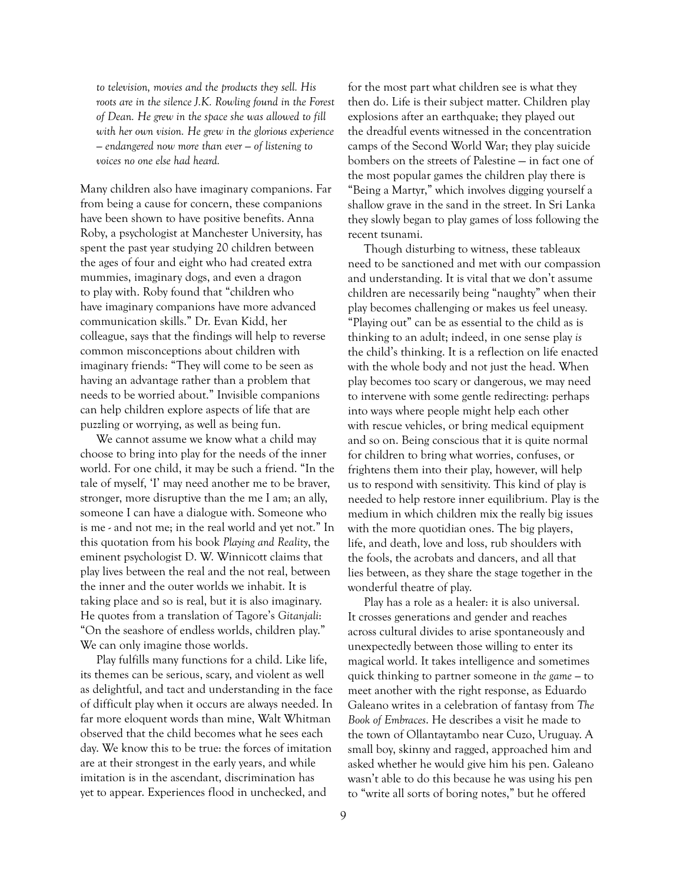*to television, movies and the products they sell. His roots are in the silence J.K. Rowling found in the Forest of Dean. He grew in the space she was allowed to fill with her own vision. He grew in the glorious experience – endangered now more than ever – of listening to voices no one else had heard.*

Many children also have imaginary companions. Far from being a cause for concern, these companions have been shown to have positive benefits. Anna Roby, a psychologist at Manchester University, has spent the past year studying 20 children between the ages of four and eight who had created extra mummies, imaginary dogs, and even a dragon to play with. Roby found that "children who have imaginary companions have more advanced communication skills." Dr. Evan Kidd, her colleague, says that the findings will help to reverse common misconceptions about children with imaginary friends: "They will come to be seen as having an advantage rather than a problem that needs to be worried about." Invisible companions can help children explore aspects of life that are puzzling or worrying, as well as being fun.

We cannot assume we know what a child may choose to bring into play for the needs of the inner world. For one child, it may be such a friend. "In the tale of myself, 'I' may need another me to be braver, stronger, more disruptive than the me I am; an ally, someone I can have a dialogue with. Someone who is me - and not me; in the real world and yet not." In this quotation from his book *Playing and Reality*, the eminent psychologist D. W. Winnicott claims that play lives between the real and the not real, between the inner and the outer worlds we inhabit. It is taking place and so is real, but it is also imaginary. He quotes from a translation of Tagore's *Gitanjali*: "On the seashore of endless worlds, children play." We can only imagine those worlds.

Play fulfills many functions for a child. Like life, its themes can be serious, scary, and violent as well as delightful, and tact and understanding in the face of difficult play when it occurs are always needed. In far more eloquent words than mine, Walt Whitman observed that the child becomes what he sees each day. We know this to be true: the forces of imitation are at their strongest in the early years, and while imitation is in the ascendant, discrimination has yet to appear. Experiences flood in unchecked, and for the most part what children see is what they then do. Life is their subject matter. Children play explosions after an earthquake; they played out the dreadful events witnessed in the concentration camps of the Second World War; they play suicide bombers on the streets of Palestine — in fact one of the most popular games the children play there is "Being a Martyr," which involves digging yourself a shallow grave in the sand in the street. In Sri Lanka they slowly began to play games of loss following the recent tsunami.

Though disturbing to witness, these tableaux need to be sanctioned and met with our compassion and understanding. It is vital that we don't assume children are necessarily being "naughty" when their play becomes challenging or makes us feel uneasy. "Playing out" can be as essential to the child as is thinking to an adult; indeed, in one sense play *is* the child's thinking. It is a reflection on life enacted with the whole body and not just the head. When play becomes too scary or dangerous, we may need to intervene with some gentle redirecting: perhaps into ways where people might help each other with rescue vehicles, or bring medical equipment and so on. Being conscious that it is quite normal for children to bring what worries, confuses, or frightens them into their play, however, will help us to respond with sensitivity. This kind of play is needed to help restore inner equilibrium. Play is the medium in which children mix the really big issues with the more quotidian ones. The big players, life, and death, love and loss, rub shoulders with the fools, the acrobats and dancers, and all that lies between, as they share the stage together in the wonderful theatre of play.

Play has a role as a healer: it is also universal. It crosses generations and gender and reaches across cultural divides to arise spontaneously and unexpectedly between those willing to enter its magical world. It takes intelligence and sometimes quick thinking to partner someone in *the game* – to meet another with the right response, as Eduardo Galeano writes in a celebration of fantasy from *The Book of Embraces*. He describes a visit he made to the town of Ollantaytambo near Cuzo, Uruguay. A small boy, skinny and ragged, approached him and asked whether he would give him his pen. Galeano wasn't able to do this because he was using his pen to "write all sorts of boring notes," but he offered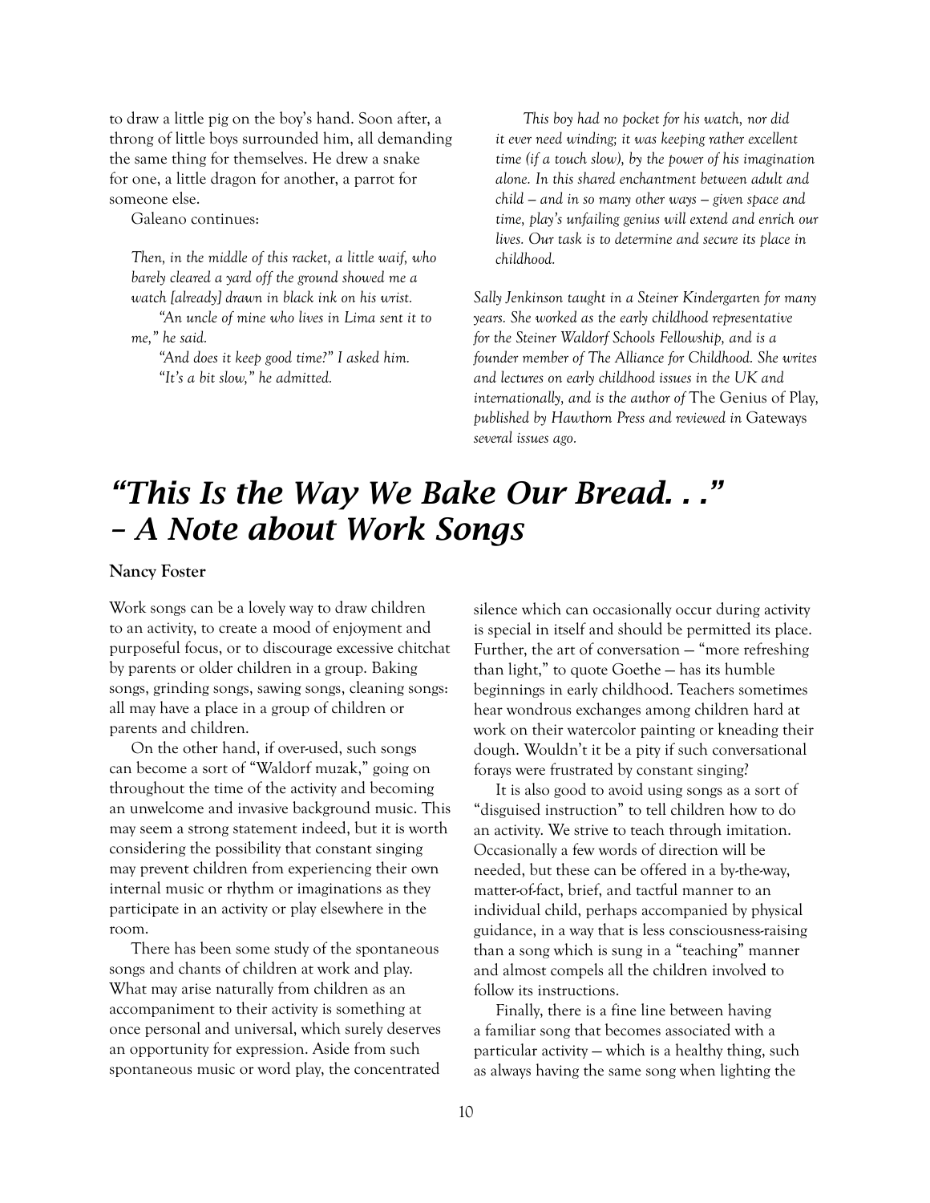to draw a little pig on the boy's hand. Soon after, a throng of little boys surrounded him, all demanding the same thing for themselves. He drew a snake for one, a little dragon for another, a parrot for someone else.

Galeano continues:

> *Then, in the middle of this racket, a little waif, who barely cleared a yard off the ground showed me a watch [already] drawn in black ink on his wrist.*
>
> *"An uncle of mine who lives in Lima sent it to me," he said.*
>
> *"And does it keep good time?" I asked him.*
>
> *"It's a bit slow," he admitted.*

*This boy had no pocket for his watch, nor did it ever need winding; it was keeping rather excellent time (if a touch slow), by the power of his imagination alone. In this shared enchantment between adult and child – and in so many other ways – given space and time, play's unfailing genius will extend and enrich our lives. Our task is to determine and secure its place in childhood.*

*Sally Jenkinson taught in a Steiner Kindergarten for many years. She worked as the early childhood representative for the Steiner Waldorf Schools Fellowship, and is a founder member of The Alliance for Childhood. She writes and lectures on early childhood issues in the UK and internationally, and is the author of* The Genius of Play, *published by Hawthorn Press and reviewed in* Gateways *several issues ago.*

# *"This Is the Way We Bake Our Bread. . ." – A Note about Work Songs*

**Nancy Foster**

Work songs can be a lovely way to draw children to an activity, to create a mood of enjoyment and purposeful focus, or to discourage excessive chitchat by parents or older children in a group. Baking songs, grinding songs, sawing songs, cleaning songs: all may have a place in a group of children or parents and children.

On the other hand, if over-used, such songs can become a sort of "Waldorf muzak," going on throughout the time of the activity and becoming an unwelcome and invasive background music. This may seem a strong statement indeed, but it is worth considering the possibility that constant singing may prevent children from experiencing their own internal music or rhythm or imaginations as they participate in an activity or play elsewhere in the room.

There has been some study of the spontaneous songs and chants of children at work and play. What may arise naturally from children as an accompaniment to their activity is something at once personal and universal, which surely deserves an opportunity for expression. Aside from such spontaneous music or word play, the concentrated silence which can occasionally occur during activity is special in itself and should be permitted its place. Further, the art of conversation — "more refreshing than light," to quote Goethe — has its humble beginnings in early childhood. Teachers sometimes hear wondrous exchanges among children hard at work on their watercolor painting or kneading their dough. Wouldn't it be a pity if such conversational forays were frustrated by constant singing?

It is also good to avoid using songs as a sort of "disguised instruction" to tell children how to do an activity. We strive to teach through imitation. Occasionally a few words of direction will be needed, but these can be offered in a by-the-way, matter-of-fact, brief, and tactful manner to an individual child, perhaps accompanied by physical guidance, in a way that is less consciousness-raising than a song which is sung in a "teaching" manner and almost compels all the children involved to follow its instructions.

Finally, there is a fine line between having a familiar song that becomes associated with a particular activity — which is a healthy thing, such as always having the same song when lighting the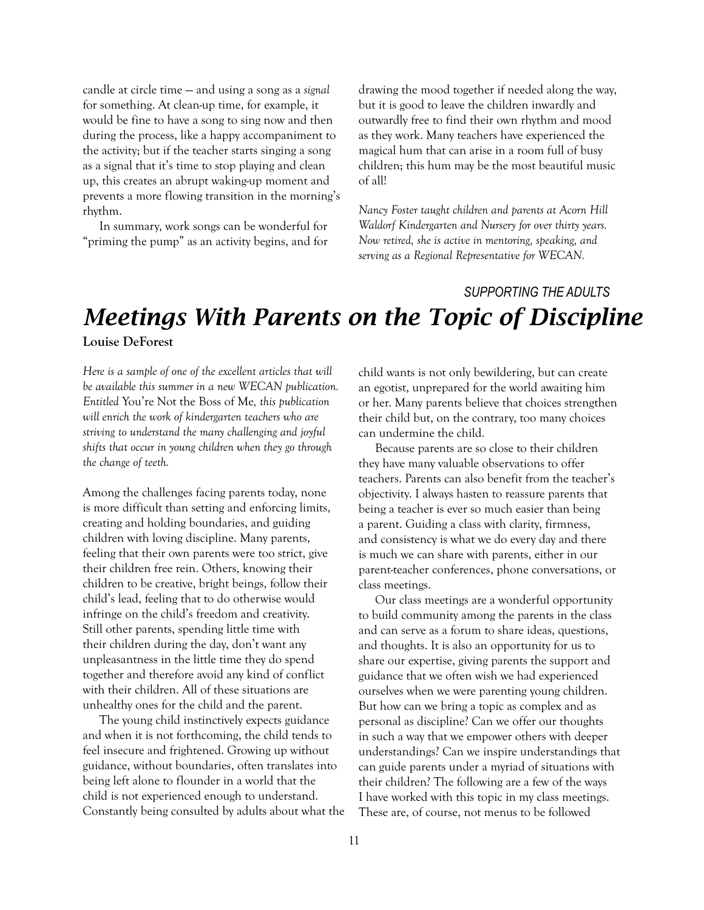candle at circle time — and using a song as a *signal* for something. At clean-up time, for example, it would be fine to have a song to sing now and then during the process, like a happy accompaniment to the activity; but if the teacher starts singing a song as a signal that it's time to stop playing and clean up, this creates an abrupt waking-up moment and prevents a more flowing transition in the morning's rhythm.

In summary, work songs can be wonderful for "priming the pump" as an activity begins, and for drawing the mood together if needed along the way, but it is good to leave the children inwardly and outwardly free to find their own rhythm and mood as they work. Many teachers have experienced the magical hum that can arise in a room full of busy children; this hum may be the most beautiful music of all!

*Nancy Foster taught children and parents at Acorn Hill Waldorf Kindergarten and Nursery for over thirty years. Now retired, she is active in mentoring, speaking, and serving as a Regional Representative for WECAN.*

*SUPPORTING THE ADULTS*

# *Meetings With Parents on the Topic of Discipline*

**Louise DeForest**

*Here is a sample of one of the excellent articles that will be available this summer in a new WECAN publication. Entitled* You're Not the Boss of Me*, this publication will enrich the work of kindergarten teachers who are striving to understand the many challenging and joyful shifts that occur in young children when they go through the change of teeth.*

Among the challenges facing parents today, none is more difficult than setting and enforcing limits, creating and holding boundaries, and guiding children with loving discipline. Many parents, feeling that their own parents were too strict, give their children free rein. Others, knowing their children to be creative, bright beings, follow their child's lead, feeling that to do otherwise would infringe on the child's freedom and creativity. Still other parents, spending little time with their children during the day, don't want any unpleasantness in the little time they do spend together and therefore avoid any kind of conflict with their children. All of these situations are unhealthy ones for the child and the parent.

The young child instinctively expects guidance and when it is not forthcoming, the child tends to feel insecure and frightened. Growing up without guidance, without boundaries, often translates into being left alone to flounder in a world that the child is not experienced enough to understand. Constantly being consulted by adults about what the child wants is not only bewildering, but can create an egotist, unprepared for the world awaiting him or her. Many parents believe that choices strengthen their child but, on the contrary, too many choices can undermine the child.

Because parents are so close to their children they have many valuable observations to offer teachers. Parents can also benefit from the teacher's objectivity. I always hasten to reassure parents that being a teacher is ever so much easier than being a parent. Guiding a class with clarity, firmness, and consistency is what we do every day and there is much we can share with parents, either in our parent-teacher conferences, phone conversations, or class meetings.

Our class meetings are a wonderful opportunity to build community among the parents in the class and can serve as a forum to share ideas, questions, and thoughts. It is also an opportunity for us to share our expertise, giving parents the support and guidance that we often wish we had experienced ourselves when we were parenting young children. But how can we bring a topic as complex and as personal as discipline? Can we offer our thoughts in such a way that we empower others with deeper understandings? Can we inspire understandings that can guide parents under a myriad of situations with their children? The following are a few of the ways I have worked with this topic in my class meetings. These are, of course, not menus to be followed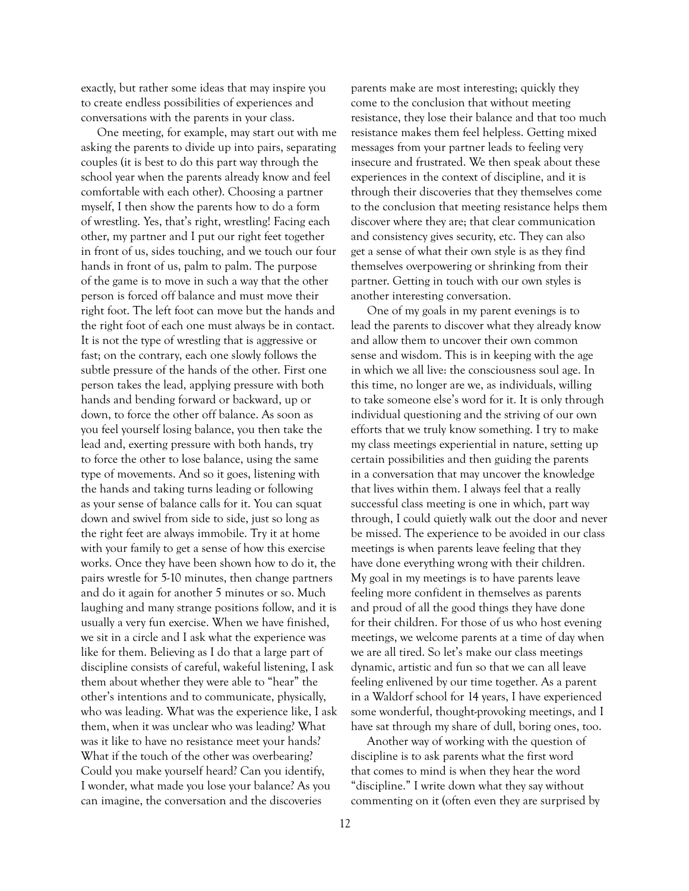exactly, but rather some ideas that may inspire you to create endless possibilities of experiences and conversations with the parents in your class.

One meeting, for example, may start out with me asking the parents to divide up into pairs, separating couples (it is best to do this part way through the school year when the parents already know and feel comfortable with each other). Choosing a partner myself, I then show the parents how to do a form of wrestling. Yes, that's right, wrestling! Facing each other, my partner and I put our right feet together in front of us, sides touching, and we touch our four hands in front of us, palm to palm. The purpose of the game is to move in such a way that the other person is forced off balance and must move their right foot. The left foot can move but the hands and the right foot of each one must always be in contact. It is not the type of wrestling that is aggressive or fast; on the contrary, each one slowly follows the subtle pressure of the hands of the other. First one person takes the lead, applying pressure with both hands and bending forward or backward, up or down, to force the other off balance. As soon as you feel yourself losing balance, you then take the lead and, exerting pressure with both hands, try to force the other to lose balance, using the same type of movements. And so it goes, listening with the hands and taking turns leading or following as your sense of balance calls for it. You can squat down and swivel from side to side, just so long as the right feet are always immobile. Try it at home with your family to get a sense of how this exercise works. Once they have been shown how to do it, the pairs wrestle for 5-10 minutes, then change partners and do it again for another 5 minutes or so. Much laughing and many strange positions follow, and it is usually a very fun exercise. When we have finished, we sit in a circle and I ask what the experience was like for them. Believing as I do that a large part of discipline consists of careful, wakeful listening, I ask them about whether they were able to "hear" the other's intentions and to communicate, physically, who was leading. What was the experience like, I ask them, when it was unclear who was leading? What was it like to have no resistance meet your hands? What if the touch of the other was overbearing? Could you make yourself heard? Can you identify, I wonder, what made you lose your balance? As you can imagine, the conversation and the discoveries parents make are most interesting; quickly they come to the conclusion that without meeting resistance, they lose their balance and that too much resistance makes them feel helpless. Getting mixed messages from your partner leads to feeling very insecure and frustrated. We then speak about these experiences in the context of discipline, and it is through their discoveries that they themselves come to the conclusion that meeting resistance helps them discover where they are; that clear communication and consistency gives security, etc. They can also get a sense of what their own style is as they find themselves overpowering or shrinking from their partner. Getting in touch with our own styles is another interesting conversation.

One of my goals in my parent evenings is to lead the parents to discover what they already know and allow them to uncover their own common sense and wisdom. This is in keeping with the age in which we all live: the consciousness soul age. In this time, no longer are we, as individuals, willing to take someone else's word for it. It is only through individual questioning and the striving of our own efforts that we truly know something. I try to make my class meetings experiential in nature, setting up certain possibilities and then guiding the parents in a conversation that may uncover the knowledge that lives within them. I always feel that a really successful class meeting is one in which, part way through, I could quietly walk out the door and never be missed. The experience to be avoided in our class meetings is when parents leave feeling that they have done everything wrong with their children. My goal in my meetings is to have parents leave feeling more confident in themselves as parents and proud of all the good things they have done for their children. For those of us who host evening meetings, we welcome parents at a time of day when we are all tired. So let's make our class meetings dynamic, artistic and fun so that we can all leave feeling enlivened by our time together. As a parent in a Waldorf school for 14 years, I have experienced some wonderful, thought-provoking meetings, and I have sat through my share of dull, boring ones, too.

Another way of working with the question of discipline is to ask parents what the first word that comes to mind is when they hear the word "discipline." I write down what they say without commenting on it (often even they are surprised by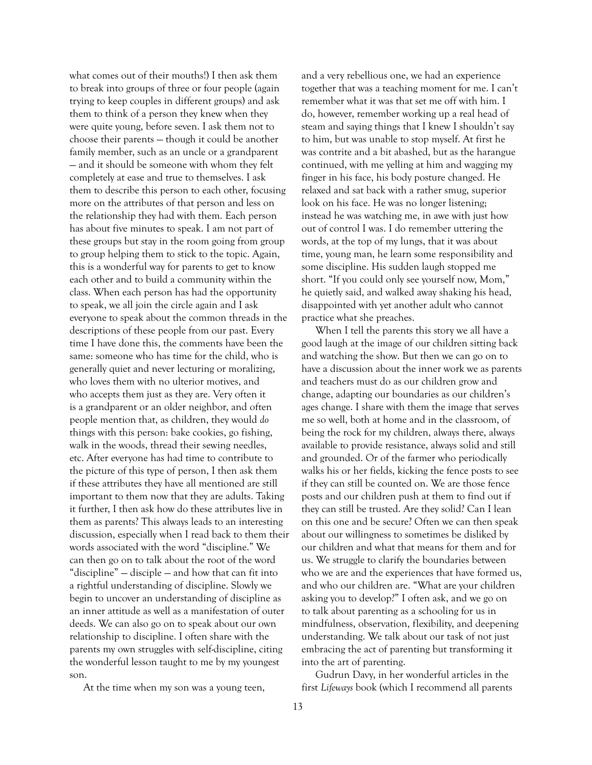what comes out of their mouths!) I then ask them to break into groups of three or four people (again trying to keep couples in different groups) and ask them to think of a person they knew when they were quite young, before seven. I ask them not to choose their parents — though it could be another family member, such as an uncle or a grandparent — and it should be someone with whom they felt completely at ease and true to themselves. I ask them to describe this person to each other, focusing more on the attributes of that person and less on the relationship they had with them. Each person has about five minutes to speak. I am not part of these groups but stay in the room going from group to group helping them to stick to the topic. Again, this is a wonderful way for parents to get to know each other and to build a community within the class. When each person has had the opportunity to speak, we all join the circle again and I ask everyone to speak about the common threads in the descriptions of these people from our past. Every time I have done this, the comments have been the same: someone who has time for the child, who is generally quiet and never lecturing or moralizing, who loves them with no ulterior motives, and who accepts them just as they are. Very often it is a grandparent or an older neighbor, and often people mention that, as children, they would *do* things with this person: bake cookies, go fishing, walk in the woods, thread their sewing needles, etc. After everyone has had time to contribute to the picture of this type of person, I then ask them if these attributes they have all mentioned are still important to them now that they are adults. Taking it further, I then ask how do these attributes live in them as parents? This always leads to an interesting discussion, especially when I read back to them their words associated with the word "discipline." We can then go on to talk about the root of the word "discipline" — disciple — and how that can fit into a rightful understanding of discipline. Slowly we begin to uncover an understanding of discipline as an inner attitude as well as a manifestation of outer deeds. We can also go on to speak about our own relationship to discipline. I often share with the parents my own struggles with self-discipline, citing the wonderful lesson taught to me by my youngest son.

At the time when my son was a young teen, and a very rebellious one, we had an experience together that was a teaching moment for me. I can't remember what it was that set me off with him. I do, however, remember working up a real head of steam and saying things that I knew I shouldn't say to him, but was unable to stop myself. At first he was contrite and a bit abashed, but as the harangue continued, with me yelling at him and wagging my finger in his face, his body posture changed. He relaxed and sat back with a rather smug, superior look on his face. He was no longer listening; instead he was watching me, in awe with just how out of control I was. I do remember uttering the words, at the top of my lungs, that it was about time, young man, he learn some responsibility and some discipline. His sudden laugh stopped me short. "If you could only see yourself now, Mom," he quietly said, and walked away shaking his head, disappointed with yet another adult who cannot practice what she preaches.

When I tell the parents this story we all have a good laugh at the image of our children sitting back and watching the show. But then we can go on to have a discussion about the inner work we as parents and teachers must do as our children grow and change, adapting our boundaries as our children's ages change. I share with them the image that serves me so well, both at home and in the classroom, of being the rock for my children, always there, always available to provide resistance, always solid and still and grounded. Or of the farmer who periodically walks his or her fields, kicking the fence posts to see if they can still be counted on. We are those fence posts and our children push at them to find out if they can still be trusted. Are they solid? Can I lean on this one and be secure? Often we can then speak about our willingness to sometimes be disliked by our children and what that means for them and for us. We struggle to clarify the boundaries between who we are and the experiences that have formed us, and who our children are. "What are your children asking you to develop?" I often ask, and we go on to talk about parenting as a schooling for us in mindfulness, observation, flexibility, and deepening understanding. We talk about our task of not just embracing the act of parenting but transforming it into the art of parenting.

Gudrun Davy, in her wonderful articles in the first *Lifeways* book (which I recommend all parents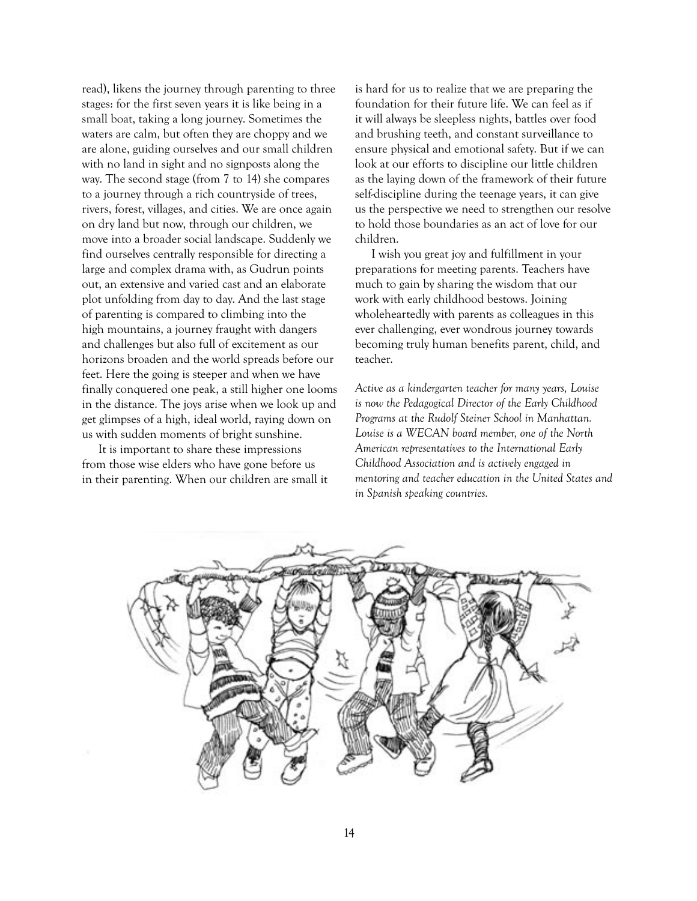read), likens the journey through parenting to three stages: for the first seven years it is like being in a small boat, taking a long journey. Sometimes the waters are calm, but often they are choppy and we are alone, guiding ourselves and our small children with no land in sight and no signposts along the way. The second stage (from 7 to 14) she compares to a journey through a rich countryside of trees, rivers, forest, villages, and cities. We are once again on dry land but now, through our children, we move into a broader social landscape. Suddenly we find ourselves centrally responsible for directing a large and complex drama with, as Gudrun points out, an extensive and varied cast and an elaborate plot unfolding from day to day. And the last stage of parenting is compared to climbing into the high mountains, a journey fraught with dangers and challenges but also full of excitement as our horizons broaden and the world spreads before our feet. Here the going is steeper and when we have finally conquered one peak, a still higher one looms in the distance. The joys arise when we look up and get glimpses of a high, ideal world, raying down on us with sudden moments of bright sunshine.

It is important to share these impressions from those wise elders who have gone before us in their parenting. When our children are small it is hard for us to realize that we are preparing the foundation for their future life. We can feel as if it will always be sleepless nights, battles over food and brushing teeth, and constant surveillance to ensure physical and emotional safety. But if we can look at our efforts to discipline our little children as the laying down of the framework of their future self-discipline during the teenage years, it can give us the perspective we need to strengthen our resolve to hold those boundaries as an act of love for our children.

I wish you great joy and fulfillment in your preparations for meeting parents. Teachers have much to gain by sharing the wisdom that our work with early childhood bestows. Joining wholeheartedly with parents as colleagues in this ever challenging, ever wondrous journey towards becoming truly human benefits parent, child, and teacher.

*Active as a kindergarten teacher for many years, Louise is now the Pedagogical Director of the Early Childhood Programs at the Rudolf Steiner School in Manhattan. Louise is a WECAN board member, one of the North American representatives to the International Early Childhood Association and is actively engaged in mentoring and teacher education in the United States and in Spanish speaking countries.*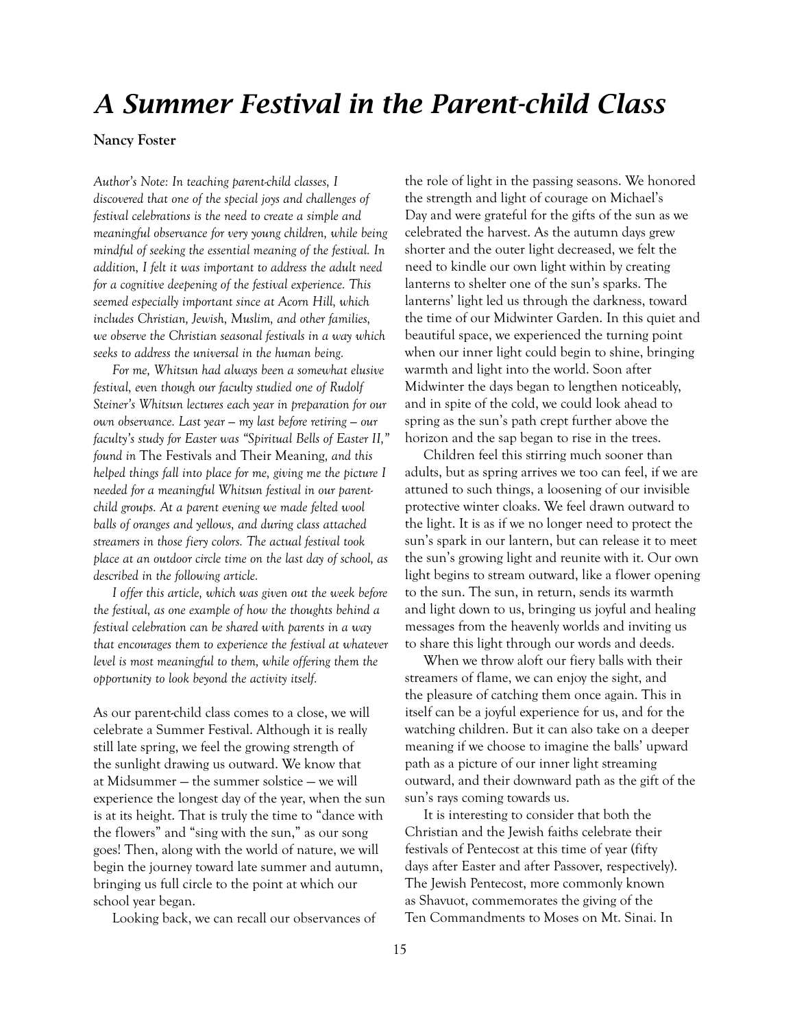# *A Summer Festival in the Parent-child Class*

**Nancy Foster**

*Author's Note: In teaching parent-child classes, I discovered that one of the special joys and challenges of festival celebrations is the need to create a simple and meaningful observance for very young children, while being mindful of seeking the essential meaning of the festival. In addition, I felt it was important to address the adult need for a cognitive deepening of the festival experience. This seemed especially important since at Acorn Hill, which includes Christian, Jewish, Muslim, and other families, we observe the Christian seasonal festivals in a way which seeks to address the universal in the human being.*

*For me, Whitsun had always been a somewhat elusive festival, even though our faculty studied one of Rudolf Steiner's Whitsun lectures each year in preparation for our own observance. Last year – my last before retiring – our faculty's study for Easter was "Spiritual Bells of Easter II," found in* The Festivals and Their Meaning, *and this helped things fall into place for me, giving me the picture I needed for a meaningful Whitsun festival in our parent-child groups. At a parent evening we made felted wool balls of oranges and yellows, and during class attached streamers in those fiery colors. The actual festival took place at an outdoor circle time on the last day of school, as described in the following article.*

*I offer this article, which was given out the week before the festival, as one example of how the thoughts behind a festival celebration can be shared with parents in a way that encourages them to experience the festival at whatever level is most meaningful to them, while offering them the opportunity to look beyond the activity itself.*

As our parent-child class comes to a close, we will celebrate a Summer Festival. Although it is really still late spring, we feel the growing strength of the sunlight drawing us outward. We know that at Midsummer — the summer solstice — we will experience the longest day of the year, when the sun is at its height. That is truly the time to "dance with the flowers" and "sing with the sun," as our song goes! Then, along with the world of nature, we will begin the journey toward late summer and autumn, bringing us full circle to the point at which our school year began.

Looking back, we can recall our observances of the role of light in the passing seasons. We honored the strength and light of courage on Michael's Day and were grateful for the gifts of the sun as we celebrated the harvest. As the autumn days grew shorter and the outer light decreased, we felt the need to kindle our own light within by creating lanterns to shelter one of the sun's sparks. The lanterns' light led us through the darkness, toward the time of our Midwinter Garden. In this quiet and beautiful space, we experienced the turning point when our inner light could begin to shine, bringing warmth and light into the world. Soon after Midwinter the days began to lengthen noticeably, and in spite of the cold, we could look ahead to spring as the sun's path crept further above the horizon and the sap began to rise in the trees.

Children feel this stirring much sooner than adults, but as spring arrives we too can feel, if we are attuned to such things, a loosening of our invisible protective winter cloaks. We feel drawn outward to the light. It is as if we no longer need to protect the sun's spark in our lantern, but can release it to meet the sun's growing light and reunite with it. Our own light begins to stream outward, like a flower opening to the sun. The sun, in return, sends its warmth and light down to us, bringing us joyful and healing messages from the heavenly worlds and inviting us to share this light through our words and deeds.

When we throw aloft our fiery balls with their streamers of flame, we can enjoy the sight, and the pleasure of catching them once again. This in itself can be a joyful experience for us, and for the watching children. But it can also take on a deeper meaning if we choose to imagine the balls' upward path as a picture of our inner light streaming outward, and their downward path as the gift of the sun's rays coming towards us.

It is interesting to consider that both the Christian and the Jewish faiths celebrate their festivals of Pentecost at this time of year (fifty days after Easter and after Passover, respectively). The Jewish Pentecost, more commonly known as Shavuot, commemorates the giving of the Ten Commandments to Moses on Mt. Sinai. In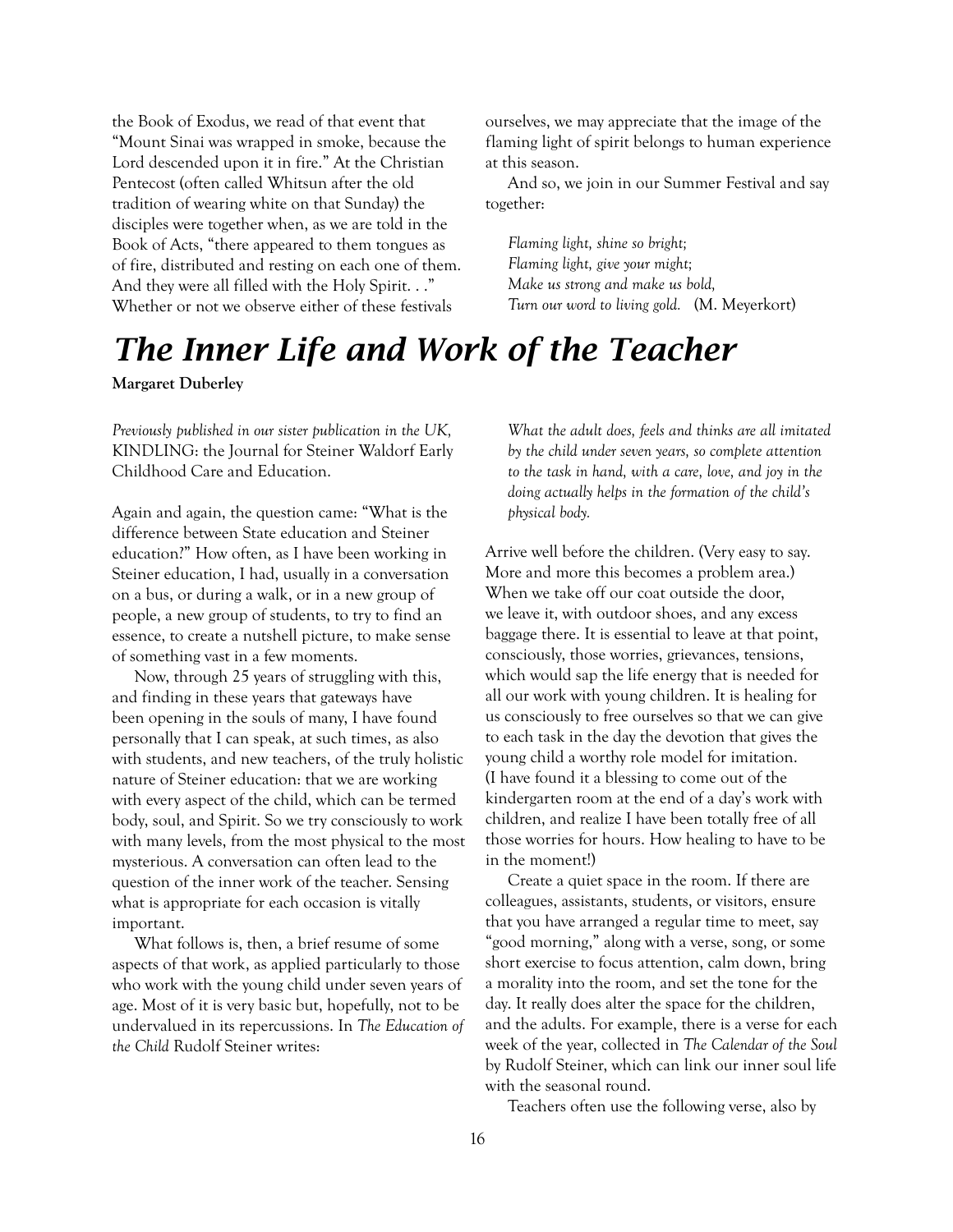the Book of Exodus, we read of that event that "Mount Sinai was wrapped in smoke, because the Lord descended upon it in fire." At the Christian Pentecost (often called Whitsun after the old tradition of wearing white on that Sunday) the disciples were together when, as we are told in the Book of Acts, "there appeared to them tongues as of fire, distributed and resting on each one of them. And they were all filled with the Holy Spirit. . ." Whether or not we observe either of these festivals ourselves, we may appreciate that the image of the flaming light of spirit belongs to human experience at this season.

And so, we join in our Summer Festival and say together:

*Flaming light, shine so bright;*
*Flaming light, give your might;*
*Make us strong and make us bold,*
*Turn our word to living gold.* (M. Meyerkort)

# *The Inner Life and Work of the Teacher*

**Margaret Duberley**

*Previously published in our sister publication in the UK,* KINDLING: the Journal for Steiner Waldorf Early Childhood Care and Education.

Again and again, the question came: "What is the difference between State education and Steiner education?" How often, as I have been working in Steiner education, I had, usually in a conversation on a bus, or during a walk, or in a new group of people, a new group of students, to try to find an essence, to create a nutshell picture, to make sense of something vast in a few moments.

Now, through 25 years of struggling with this, and finding in these years that gateways have been opening in the souls of many, I have found personally that I can speak, at such times, as also with students, and new teachers, of the truly holistic nature of Steiner education: that we are working with every aspect of the child, which can be termed body, soul, and Spirit. So we try consciously to work with many levels, from the most physical to the most mysterious. A conversation can often lead to the question of the inner work of the teacher. Sensing what is appropriate for each occasion is vitally important.

What follows is, then, a brief resume of some aspects of that work, as applied particularly to those who work with the young child under seven years of age. Most of it is very basic but, hopefully, not to be undervalued in its repercussions. In *The Education of the Child* Rudolf Steiner writes:

> *What the adult does, feels and thinks are all imitated by the child under seven years, so complete attention to the task in hand, with a care, love, and joy in the doing actually helps in the formation of the child's physical body.*

Arrive well before the children. (Very easy to say. More and more this becomes a problem area.) When we take off our coat outside the door, we leave it, with outdoor shoes, and any excess baggage there. It is essential to leave at that point, consciously, those worries, grievances, tensions, which would sap the life energy that is needed for all our work with young children. It is healing for us consciously to free ourselves so that we can give to each task in the day the devotion that gives the young child a worthy role model for imitation. (I have found it a blessing to come out of the kindergarten room at the end of a day's work with children, and realize I have been totally free of all those worries for hours. How healing to have to be in the moment!)

Create a quiet space in the room. If there are colleagues, assistants, students, or visitors, ensure that you have arranged a regular time to meet, say "good morning," along with a verse, song, or some short exercise to focus attention, calm down, bring a morality into the room, and set the tone for the day. It really does alter the space for the children, and the adults. For example, there is a verse for each week of the year, collected in *The Calendar of the Soul* by Rudolf Steiner, which can link our inner soul life with the seasonal round.

Teachers often use the following verse, also by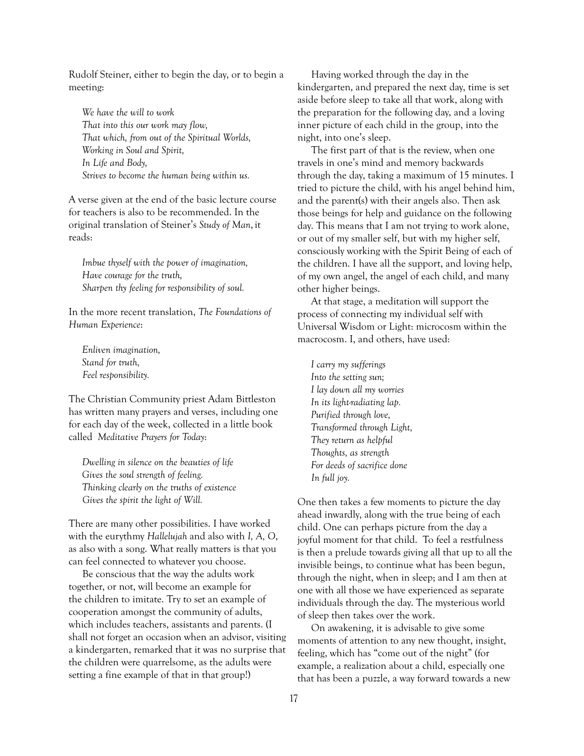Rudolf Steiner, either to begin the day, or to begin a meeting:

*We have the will to work*
*That into this our work may flow,*
*That which, from out of the Spiritual Worlds,*
*Working in Soul and Spirit,*
*In Life and Body,*
*Strives to become the human being within us.*

A verse given at the end of the basic lecture course for teachers is also to be recommended. In the original translation of Steiner's *Study of Man*, it reads:

*Imbue thyself with the power of imagination,*
*Have courage for the truth,*
*Sharpen thy feeling for responsibility of soul.*

In the more recent translation, *The Foundations of Human Experience*:

*Enliven imagination,*
*Stand for truth,*
*Feel responsibility.*

The Christian Community priest Adam Bittleston has written many prayers and verses, including one for each day of the week, collected in a little book called *Meditative Prayers for Today*:

*Dwelling in silence on the beauties of life*
*Gives the soul strength of feeling.*
*Thinking clearly on the truths of existence*
*Gives the spirit the light of Will.*

There are many other possibilities. I have worked with the eurythmy *Hallelujah* and also with *I, A, O*, as also with a song. What really matters is that you can feel connected to whatever you choose.

Be conscious that the way the adults work together, or not, will become an example for the children to imitate. Try to set an example of cooperation amongst the community of adults, which includes teachers, assistants and parents. (I shall not forget an occasion when an advisor, visiting a kindergarten, remarked that it was no surprise that the children were quarrelsome, as the adults were setting a fine example of that in that group!)

Having worked through the day in the kindergarten, and prepared the next day, time is set aside before sleep to take all that work, along with the preparation for the following day, and a loving inner picture of each child in the group, into the night, into one's sleep.

The first part of that is the review, when one travels in one's mind and memory backwards through the day, taking a maximum of 15 minutes. I tried to picture the child, with his angel behind him, and the parent(s) with their angels also. Then ask those beings for help and guidance on the following day. This means that I am not trying to work alone, or out of my smaller self, but with my higher self, consciously working with the Spirit Being of each of the children. I have all the support, and loving help, of my own angel, the angel of each child, and many other higher beings.

At that stage, a meditation will support the process of connecting my individual self with Universal Wisdom or Light: microcosm within the macrocosm. I, and others, have used:

*I carry my sufferings*
*Into the setting sun;*
*I lay down all my worries*
*In its light-radiating lap.*
*Purified through love,*
*Transformed through Light,*
*They return as helpful*
*Thoughts, as strength*
*For deeds of sacrifice done*
*In full joy.*

One then takes a few moments to picture the day ahead inwardly, along with the true being of each child. One can perhaps picture from the day a joyful moment for that child. To feel a restfulness is then a prelude towards giving all that up to all the invisible beings, to continue what has been begun, through the night, when in sleep; and I am then at one with all those we have experienced as separate individuals through the day. The mysterious world of sleep then takes over the work.

On awakening, it is advisable to give some moments of attention to any new thought, insight, feeling, which has "come out of the night" (for example, a realization about a child, especially one that has been a puzzle, a way forward towards a new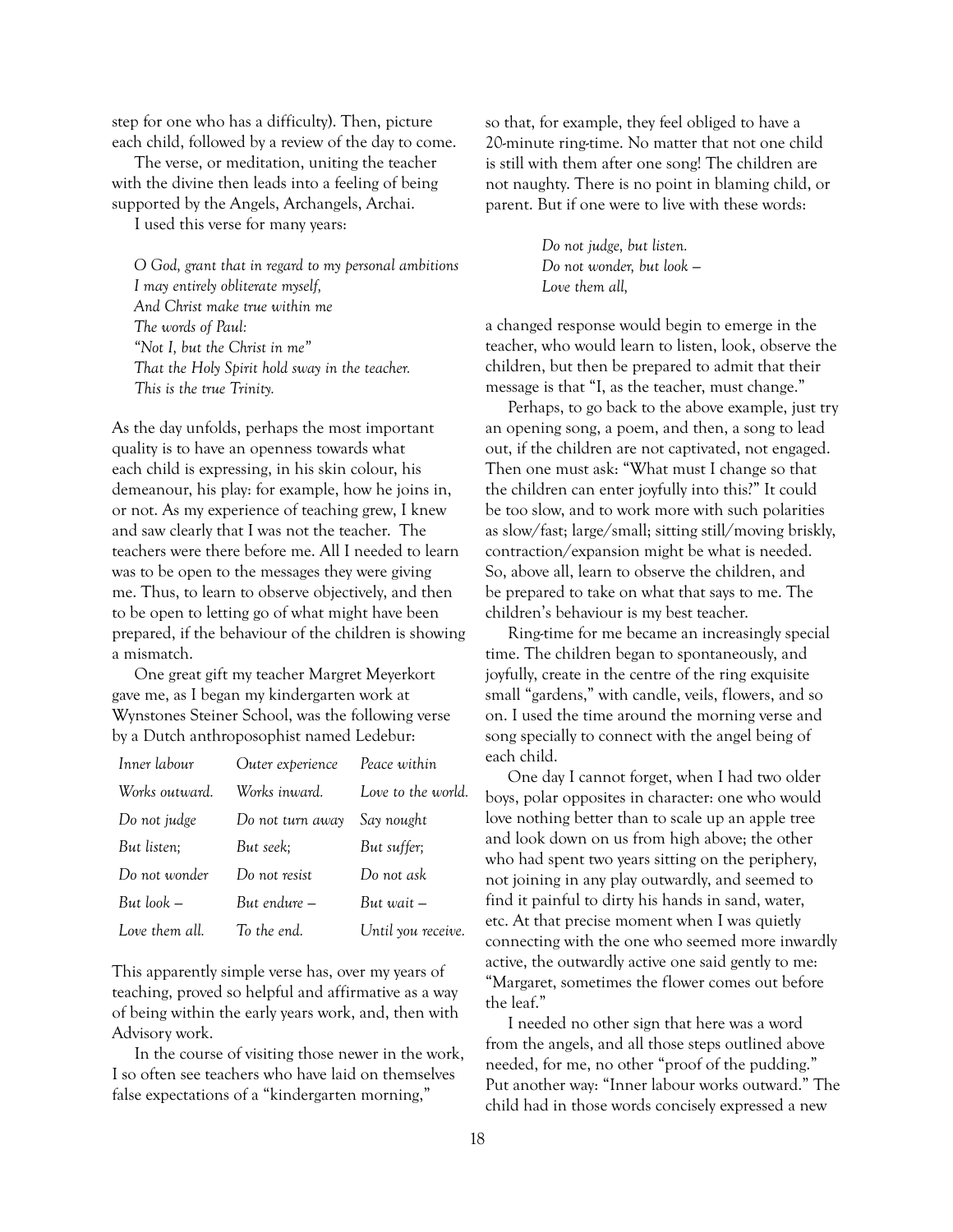step for one who has a difficulty). Then, picture each child, followed by a review of the day to come.

The verse, or meditation, uniting the teacher with the divine then leads into a feeling of being supported by the Angels, Archangels, Archai.

I used this verse for many years:

> *O God, grant that in regard to my personal ambitions*
> *I may entirely obliterate myself,*
> *And Christ make true within me*
> *The words of Paul:*
> *"Not I, but the Christ in me"*
> *That the Holy Spirit hold sway in the teacher.*
> *This is the true Trinity.*

As the day unfolds, perhaps the most important quality is to have an openness towards what each child is expressing, in his skin colour, his demeanour, his play: for example, how he joins in, or not. As my experience of teaching grew, I knew and saw clearly that I was not the teacher. The teachers were there before me. All I needed to learn was to be open to the messages they were giving me. Thus, to learn to observe objectively, and then to be open to letting go of what might have been prepared, if the behaviour of the children is showing a mismatch.

One great gift my teacher Margret Meyerkort gave me, as I began my kindergarten work at Wynstones Steiner School, was the following verse by a Dutch anthroposophist named Ledebur:

| | | |
|---|---|---|
| *Inner labour* | *Outer experience* | *Peace within* |
| *Works outward.* | *Works inward.* | *Love to the world.* |
| *Do not judge* | *Do not turn away* | *Say nought* |
| *But listen;* | *But seek;* | *But suffer;* |
| *Do not wonder* | *Do not resist* | *Do not ask* |
| *But look –* | *But endure –* | *But wait –* |
| *Love them all.* | *To the end.* | *Until you receive.* |

This apparently simple verse has, over my years of teaching, proved so helpful and affirmative as a way of being within the early years work, and, then with Advisory work.

In the course of visiting those newer in the work, I so often see teachers who have laid on themselves false expectations of a "kindergarten morning," so that, for example, they feel obliged to have a 20-minute ring-time. No matter that not one child is still with them after one song! The children are not naughty. There is no point in blaming child, or parent. But if one were to live with these words:

> *Do not judge, but listen.*
> *Do not wonder, but look –*
> *Love them all,*

a changed response would begin to emerge in the teacher, who would learn to listen, look, observe the children, but then be prepared to admit that their message is that "I, as the teacher, must change."

Perhaps, to go back to the above example, just try an opening song, a poem, and then, a song to lead out, if the children are not captivated, not engaged. Then one must ask: "What must I change so that the children can enter joyfully into this?" It could be too slow, and to work more with such polarities as slow/fast; large/small; sitting still/moving briskly, contraction/expansion might be what is needed. So, above all, learn to observe the children, and be prepared to take on what that says to me. The children's behaviour is my best teacher.

Ring-time for me became an increasingly special time. The children began to spontaneously, and joyfully, create in the centre of the ring exquisite small "gardens," with candle, veils, flowers, and so on. I used the time around the morning verse and song specially to connect with the angel being of each child.

One day I cannot forget, when I had two older boys, polar opposites in character: one who would love nothing better than to scale up an apple tree and look down on us from high above; the other who had spent two years sitting on the periphery, not joining in any play outwardly, and seemed to find it painful to dirty his hands in sand, water, etc. At that precise moment when I was quietly connecting with the one who seemed more inwardly active, the outwardly active one said gently to me: "Margaret, sometimes the flower comes out before the leaf."

I needed no other sign that here was a word from the angels, and all those steps outlined above needed, for me, no other "proof of the pudding." Put another way: "Inner labour works outward." The child had in those words concisely expressed a new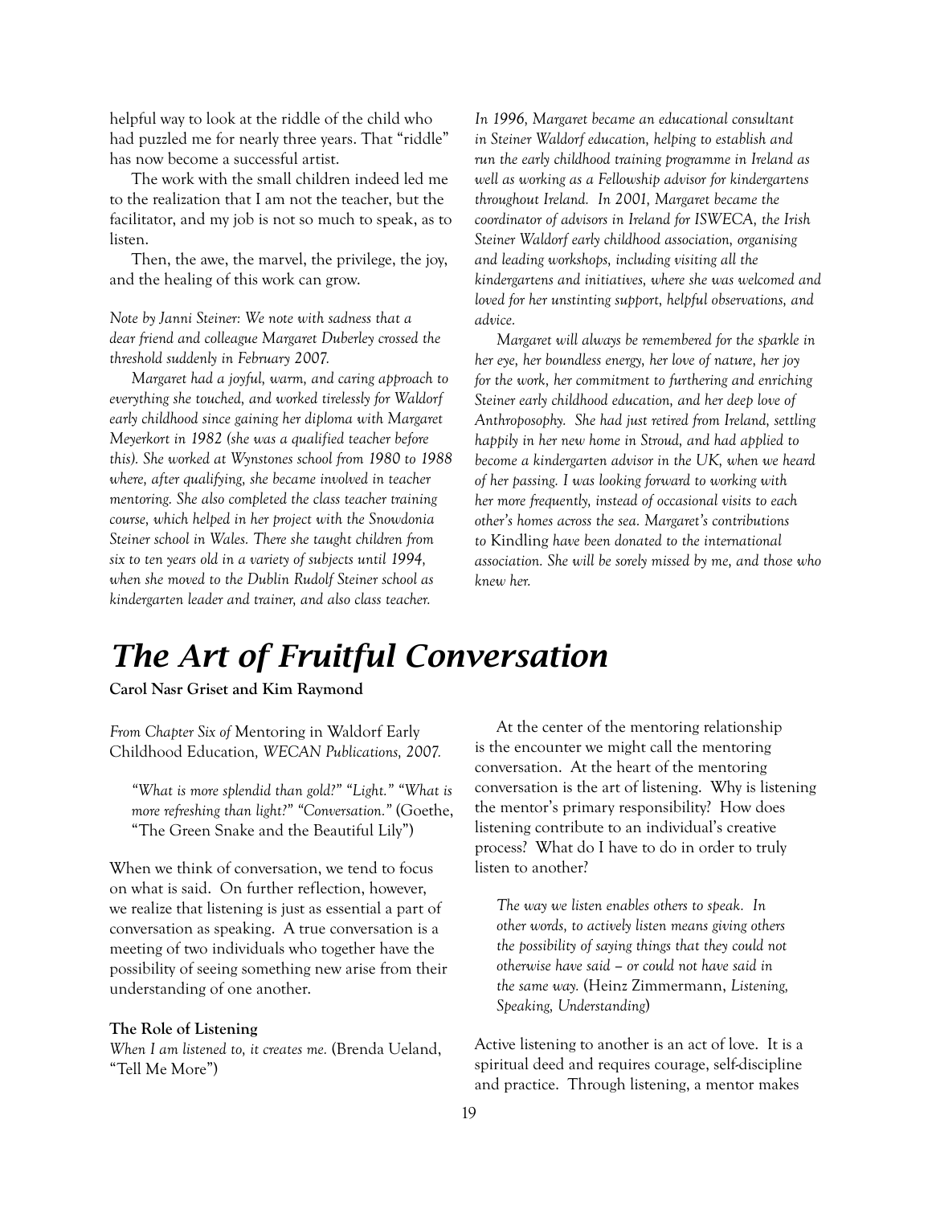helpful way to look at the riddle of the child who had puzzled me for nearly three years. That "riddle" has now become a successful artist.

The work with the small children indeed led me to the realization that I am not the teacher, but the facilitator, and my job is not so much to speak, as to listen.

Then, the awe, the marvel, the privilege, the joy, and the healing of this work can grow.

*Note by Janni Steiner: We note with sadness that a dear friend and colleague Margaret Duberley crossed the threshold suddenly in February 2007.*

*Margaret had a joyful, warm, and caring approach to everything she touched, and worked tirelessly for Waldorf early childhood since gaining her diploma with Margaret Meyerkort in 1982 (she was a qualified teacher before this). She worked at Wynstones school from 1980 to 1988 where, after qualifying, she became involved in teacher mentoring. She also completed the class teacher training course, which helped in her project with the Snowdonia Steiner school in Wales. There she taught children from six to ten years old in a variety of subjects until 1994, when she moved to the Dublin Rudolf Steiner school as kindergarten leader and trainer, and also class teacher.*

*In 1996, Margaret became an educational consultant in Steiner Waldorf education, helping to establish and run the early childhood training programme in Ireland as well as working as a Fellowship advisor for kindergartens throughout Ireland. In 2001, Margaret became the coordinator of advisors in Ireland for ISWECA, the Irish Steiner Waldorf early childhood association, organising and leading workshops, including visiting all the kindergartens and initiatives, where she was welcomed and loved for her unstinting support, helpful observations, and advice.*

*Margaret will always be remembered for the sparkle in her eye, her boundless energy, her love of nature, her joy for the work, her commitment to furthering and enriching Steiner early childhood education, and her deep love of Anthroposophy. She had just retired from Ireland, settling happily in her new home in Stroud, and had applied to become a kindergarten advisor in the UK, when we heard of her passing. I was looking forward to working with her more frequently, instead of occasional visits to each other's homes across the sea. Margaret's contributions to* Kindling *have been donated to the international association. She will be sorely missed by me, and those who knew her.*

# The Art of Fruitful Conversation

**Carol Nasr Griset and Kim Raymond**

*From Chapter Six of* Mentoring in Waldorf Early Childhood Education*, WECAN Publications, 2007.*

> *"What is more splendid than gold?" "Light." "What is more refreshing than light?" "Conversation."* (Goethe, "The Green Snake and the Beautiful Lily")

When we think of conversation, we tend to focus on what is said. On further reflection, however, we realize that listening is just as essential a part of conversation as speaking. A true conversation is a meeting of two individuals who together have the possibility of seeing something new arise from their understanding of one another.

**The Role of Listening**

*When I am listened to, it creates me.* (Brenda Ueland, "Tell Me More")

At the center of the mentoring relationship is the encounter we might call the mentoring conversation. At the heart of the mentoring conversation is the art of listening. Why is listening the mentor's primary responsibility? How does listening contribute to an individual's creative process? What do I have to do in order to truly listen to another?

> *The way we listen enables others to speak. In other words, to actively listen means giving others the possibility of saying things that they could not otherwise have said – or could not have said in the same way.* (Heinz Zimmermann, *Listening, Speaking, Understanding*)

Active listening to another is an act of love. It is a spiritual deed and requires courage, self-discipline and practice. Through listening, a mentor makes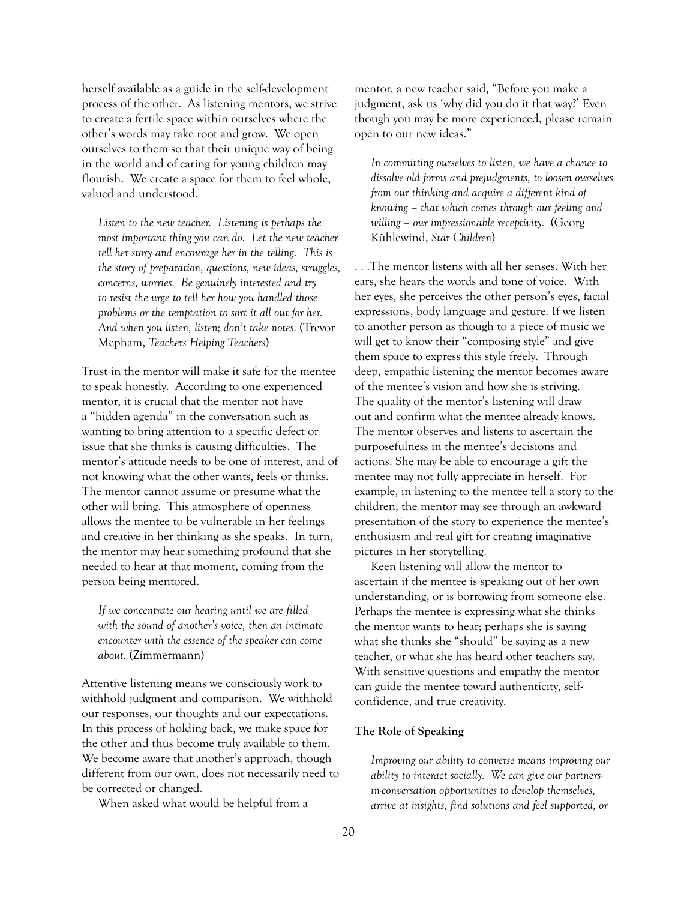herself available as a guide in the self-development process of the other. As listening mentors, we strive to create a fertile space within ourselves where the other's words may take root and grow. We open ourselves to them so that their unique way of being in the world and of caring for young children may flourish. We create a space for them to feel whole, valued and understood.

> *Listen to the new teacher. Listening is perhaps the most important thing you can do. Let the new teacher tell her story and encourage her in the telling. This is the story of preparation, questions, new ideas, struggles, concerns, worries. Be genuinely interested and try to resist the urge to tell her how you handled those problems or the temptation to sort it all out for her. And when you listen, listen; don't take notes.* (Trevor Mepham, *Teachers Helping Teachers*)

Trust in the mentor will make it safe for the mentee to speak honestly. According to one experienced mentor, it is crucial that the mentor not have a "hidden agenda" in the conversation such as wanting to bring attention to a specific defect or issue that she thinks is causing difficulties. The mentor's attitude needs to be one of interest, and of not knowing what the other wants, feels or thinks. The mentor cannot assume or presume what the other will bring. This atmosphere of openness allows the mentee to be vulnerable in her feelings and creative in her thinking as she speaks. In turn, the mentor may hear something profound that she needed to hear at that moment, coming from the person being mentored.

> *If we concentrate our hearing until we are filled with the sound of another's voice, then an intimate encounter with the essence of the speaker can come about.* (Zimmermann)

Attentive listening means we consciously work to withhold judgment and comparison. We withhold our responses, our thoughts and our expectations. In this process of holding back, we make space for the other and thus become truly available to them. We become aware that another's approach, though different from our own, does not necessarily need to be corrected or changed.

When asked what would be helpful from a mentor, a new teacher said, "Before you make a judgment, ask us 'why did you do it that way?' Even though you may be more experienced, please remain open to our new ideas."

> *In committing ourselves to listen, we have a chance to dissolve old forms and prejudgments, to loosen ourselves from our thinking and acquire a different kind of knowing – that which comes through our feeling and willing – our impressionable receptivity.* (Georg Kühlewind, *Star Children*)

. . .The mentor listens with all her senses. With her ears, she hears the words and tone of voice. With her eyes, she perceives the other person's eyes, facial expressions, body language and gesture. If we listen to another person as though to a piece of music we will get to know their "composing style" and give them space to express this style freely. Through deep, empathic listening the mentor becomes aware of the mentee's vision and how she is striving. The quality of the mentor's listening will draw out and confirm what the mentee already knows. The mentor observes and listens to ascertain the purposefulness in the mentee's decisions and actions. She may be able to encourage a gift the mentee may not fully appreciate in herself. For example, in listening to the mentee tell a story to the children, the mentor may see through an awkward presentation of the story to experience the mentee's enthusiasm and real gift for creating imaginative pictures in her storytelling.

Keen listening will allow the mentor to ascertain if the mentee is speaking out of her own understanding, or is borrowing from someone else. Perhaps the mentee is expressing what she thinks the mentor wants to hear; perhaps she is saying what she thinks she "should" be saying as a new teacher, or what she has heard other teachers say. With sensitive questions and empathy the mentor can guide the mentee toward authenticity, self-confidence, and true creativity.

### The Role of Speaking

> *Improving our ability to converse means improving our ability to interact socially. We can give our partners-in-conversation opportunities to develop themselves, arrive at insights, find solutions and feel supported, or*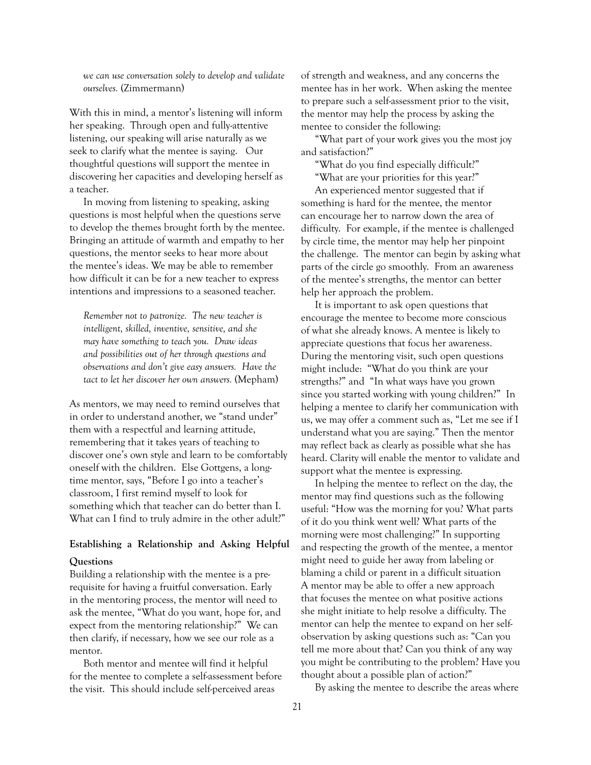*we can use conversation solely to develop and validate ourselves.* (Zimmermann)

With this in mind, a mentor's listening will inform her speaking. Through open and fully-attentive listening, our speaking will arise naturally as we seek to clarify what the mentee is saying. Our thoughtful questions will support the mentee in discovering her capacities and developing herself as a teacher.

In moving from listening to speaking, asking questions is most helpful when the questions serve to develop the themes brought forth by the mentee. Bringing an attitude of warmth and empathy to her questions, the mentor seeks to hear more about the mentee's ideas. We may be able to remember how difficult it can be for a new teacher to express intentions and impressions to a seasoned teacher.

> *Remember not to patronize. The new teacher is intelligent, skilled, inventive, sensitive, and she may have something to teach you. Draw ideas and possibilities out of her through questions and observations and don't give easy answers. Have the tact to let her discover her own answers.* (Mepham)

As mentors, we may need to remind ourselves that in order to understand another, we "stand under" them with a respectful and learning attitude, remembering that it takes years of teaching to discover one's own style and learn to be comfortably oneself with the children. Else Gottgens, a long-time mentor, says, "Before I go into a teacher's classroom, I first remind myself to look for something which that teacher can do better than I. What can I find to truly admire in the other adult?"

### Establishing a Relationship and Asking Helpful Questions

Building a relationship with the mentee is a pre-requisite for having a fruitful conversation. Early in the mentoring process, the mentor will need to ask the mentee, "What do you want, hope for, and expect from the mentoring relationship?" We can then clarify, if necessary, how we see our role as a mentor.

Both mentor and mentee will find it helpful for the mentee to complete a self-assessment before the visit. This should include self-perceived areas of strength and weakness, and any concerns the mentee has in her work. When asking the mentee to prepare such a self-assessment prior to the visit, the mentor may help the process by asking the mentee to consider the following:

"What part of your work gives you the most joy and satisfaction?"

"What do you find especially difficult?"

"What are your priorities for this year?"

An experienced mentor suggested that if something is hard for the mentee, the mentor can encourage her to narrow down the area of difficulty. For example, if the mentee is challenged by circle time, the mentor may help her pinpoint the challenge. The mentor can begin by asking what parts of the circle go smoothly. From an awareness of the mentee's strengths, the mentor can better help her approach the problem.

It is important to ask open questions that encourage the mentee to become more conscious of what she already knows. A mentee is likely to appreciate questions that focus her awareness. During the mentoring visit, such open questions might include: "What do you think are your strengths?" and "In what ways have you grown since you started working with young children?" In helping a mentee to clarify her communication with us, we may offer a comment such as, "Let me see if I understand what you are saying." Then the mentor may reflect back as clearly as possible what she has heard. Clarity will enable the mentor to validate and support what the mentee is expressing.

In helping the mentee to reflect on the day, the mentor may find questions such as the following useful: "How was the morning for you? What parts of it do you think went well? What parts of the morning were most challenging?" In supporting and respecting the growth of the mentee, a mentor might need to guide her away from labeling or blaming a child or parent in a difficult situation A mentor may be able to offer a new approach that focuses the mentee on what positive actions she might initiate to help resolve a difficulty. The mentor can help the mentee to expand on her self-observation by asking questions such as: "Can you tell me more about that? Can you think of any way you might be contributing to the problem? Have you thought about a possible plan of action?"

By asking the mentee to describe the areas where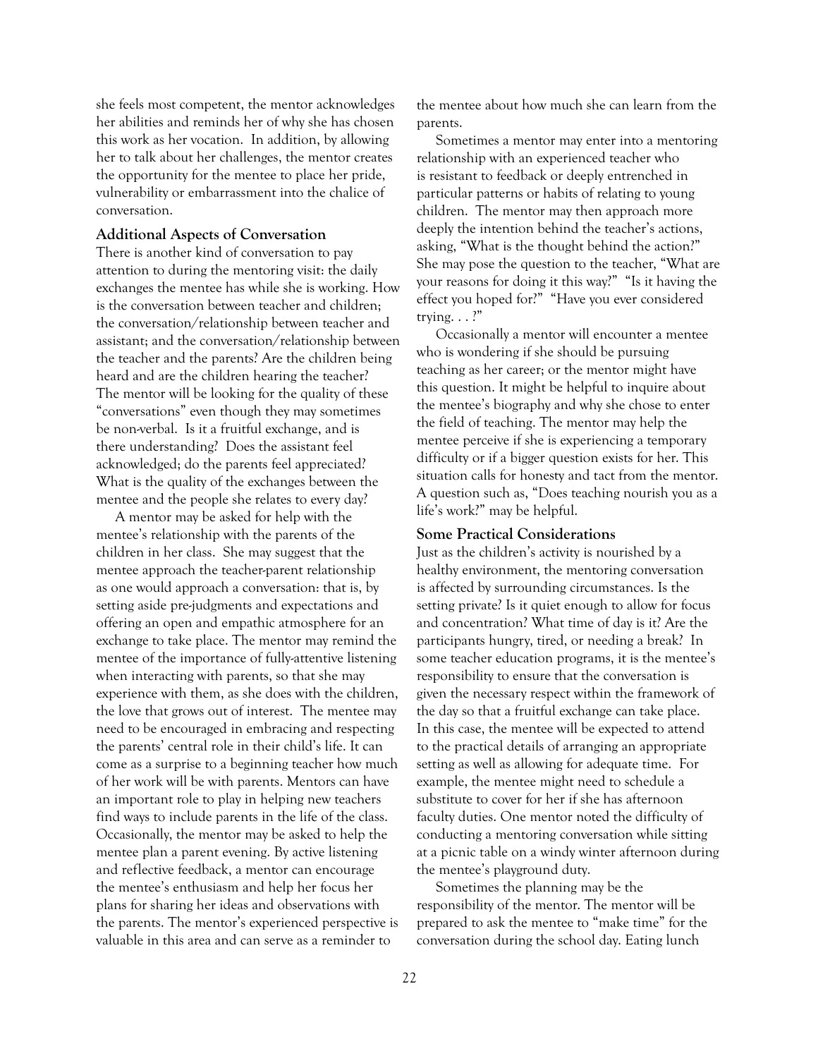she feels most competent, the mentor acknowledges her abilities and reminds her of why she has chosen this work as her vocation. In addition, by allowing her to talk about her challenges, the mentor creates the opportunity for the mentee to place her pride, vulnerability or embarrassment into the chalice of conversation.

### Additional Aspects of Conversation

There is another kind of conversation to pay attention to during the mentoring visit: the daily exchanges the mentee has while she is working. How is the conversation between teacher and children; the conversation/relationship between teacher and assistant; and the conversation/relationship between the teacher and the parents? Are the children being heard and are the children hearing the teacher? The mentor will be looking for the quality of these "conversations" even though they may sometimes be non-verbal. Is it a fruitful exchange, and is there understanding? Does the assistant feel acknowledged; do the parents feel appreciated? What is the quality of the exchanges between the mentee and the people she relates to every day?

A mentor may be asked for help with the mentee's relationship with the parents of the children in her class. She may suggest that the mentee approach the teacher-parent relationship as one would approach a conversation: that is, by setting aside pre-judgments and expectations and offering an open and empathic atmosphere for an exchange to take place. The mentor may remind the mentee of the importance of fully-attentive listening when interacting with parents, so that she may experience with them, as she does with the children, the love that grows out of interest. The mentee may need to be encouraged in embracing and respecting the parents' central role in their child's life. It can come as a surprise to a beginning teacher how much of her work will be with parents. Mentors can have an important role to play in helping new teachers find ways to include parents in the life of the class. Occasionally, the mentor may be asked to help the mentee plan a parent evening. By active listening and reflective feedback, a mentor can encourage the mentee's enthusiasm and help her focus her plans for sharing her ideas and observations with the parents. The mentor's experienced perspective is valuable in this area and can serve as a reminder to the mentee about how much she can learn from the parents.

Sometimes a mentor may enter into a mentoring relationship with an experienced teacher who is resistant to feedback or deeply entrenched in particular patterns or habits of relating to young children. The mentor may then approach more deeply the intention behind the teacher's actions, asking, "What is the thought behind the action?" She may pose the question to the teacher, "What are your reasons for doing it this way?" "Is it having the effect you hoped for?" "Have you ever considered trying. . . ?"

Occasionally a mentor will encounter a mentee who is wondering if she should be pursuing teaching as her career; or the mentor might have this question. It might be helpful to inquire about the mentee's biography and why she chose to enter the field of teaching. The mentor may help the mentee perceive if she is experiencing a temporary difficulty or if a bigger question exists for her. This situation calls for honesty and tact from the mentor. A question such as, "Does teaching nourish you as a life's work?" may be helpful.

### Some Practical Considerations

Just as the children's activity is nourished by a healthy environment, the mentoring conversation is affected by surrounding circumstances. Is the setting private? Is it quiet enough to allow for focus and concentration? What time of day is it? Are the participants hungry, tired, or needing a break? In some teacher education programs, it is the mentee's responsibility to ensure that the conversation is given the necessary respect within the framework of the day so that a fruitful exchange can take place. In this case, the mentee will be expected to attend to the practical details of arranging an appropriate setting as well as allowing for adequate time. For example, the mentee might need to schedule a substitute to cover for her if she has afternoon faculty duties. One mentor noted the difficulty of conducting a mentoring conversation while sitting at a picnic table on a windy winter afternoon during the mentee's playground duty.

Sometimes the planning may be the responsibility of the mentor. The mentor will be prepared to ask the mentee to "make time" for the conversation during the school day. Eating lunch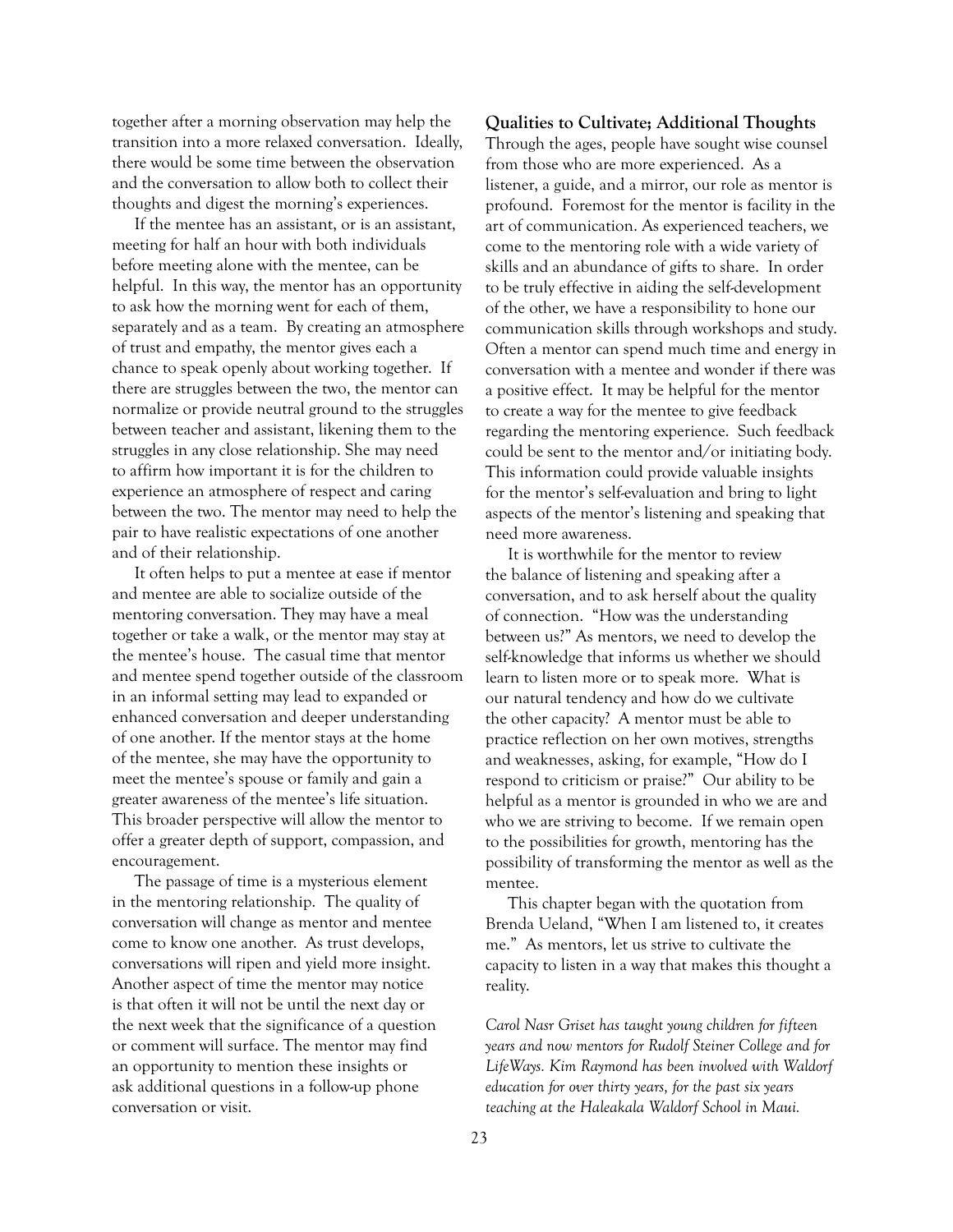together after a morning observation may help the transition into a more relaxed conversation. Ideally, there would be some time between the observation and the conversation to allow both to collect their thoughts and digest the morning's experiences.

If the mentee has an assistant, or is an assistant, meeting for half an hour with both individuals before meeting alone with the mentee, can be helpful. In this way, the mentor has an opportunity to ask how the morning went for each of them, separately and as a team. By creating an atmosphere of trust and empathy, the mentor gives each a chance to speak openly about working together. If there are struggles between the two, the mentor can normalize or provide neutral ground to the struggles between teacher and assistant, likening them to the struggles in any close relationship. She may need to affirm how important it is for the children to experience an atmosphere of respect and caring between the two. The mentor may need to help the pair to have realistic expectations of one another and of their relationship.

It often helps to put a mentee at ease if mentor and mentee are able to socialize outside of the mentoring conversation. They may have a meal together or take a walk, or the mentor may stay at the mentee's house. The casual time that mentor and mentee spend together outside of the classroom in an informal setting may lead to expanded or enhanced conversation and deeper understanding of one another. If the mentor stays at the home of the mentee, she may have the opportunity to meet the mentee's spouse or family and gain a greater awareness of the mentee's life situation. This broader perspective will allow the mentor to offer a greater depth of support, compassion, and encouragement.

The passage of time is a mysterious element in the mentoring relationship. The quality of conversation will change as mentor and mentee come to know one another. As trust develops, conversations will ripen and yield more insight. Another aspect of time the mentor may notice is that often it will not be until the next day or the next week that the significance of a question or comment will surface. The mentor may find an opportunity to mention these insights or ask additional questions in a follow-up phone conversation or visit.

**Qualities to Cultivate; Additional Thoughts**

Through the ages, people have sought wise counsel from those who are more experienced. As a listener, a guide, and a mirror, our role as mentor is profound. Foremost for the mentor is facility in the art of communication. As experienced teachers, we come to the mentoring role with a wide variety of skills and an abundance of gifts to share. In order to be truly effective in aiding the self-development of the other, we have a responsibility to hone our communication skills through workshops and study. Often a mentor can spend much time and energy in conversation with a mentee and wonder if there was a positive effect. It may be helpful for the mentor to create a way for the mentee to give feedback regarding the mentoring experience. Such feedback could be sent to the mentor and/or initiating body. This information could provide valuable insights for the mentor's self-evaluation and bring to light aspects of the mentor's listening and speaking that need more awareness.

It is worthwhile for the mentor to review the balance of listening and speaking after a conversation, and to ask herself about the quality of connection. "How was the understanding between us?" As mentors, we need to develop the self-knowledge that informs us whether we should learn to listen more or to speak more. What is our natural tendency and how do we cultivate the other capacity? A mentor must be able to practice reflection on her own motives, strengths and weaknesses, asking, for example, "How do I respond to criticism or praise?" Our ability to be helpful as a mentor is grounded in who we are and who we are striving to become. If we remain open to the possibilities for growth, mentoring has the possibility of transforming the mentor as well as the mentee.

This chapter began with the quotation from Brenda Ueland, "When I am listened to, it creates me." As mentors, let us strive to cultivate the capacity to listen in a way that makes this thought a reality.

*Carol Nasr Griset has taught young children for fifteen years and now mentors for Rudolf Steiner College and for LifeWays. Kim Raymond has been involved with Waldorf education for over thirty years, for the past six years teaching at the Haleakala Waldorf School in Maui.*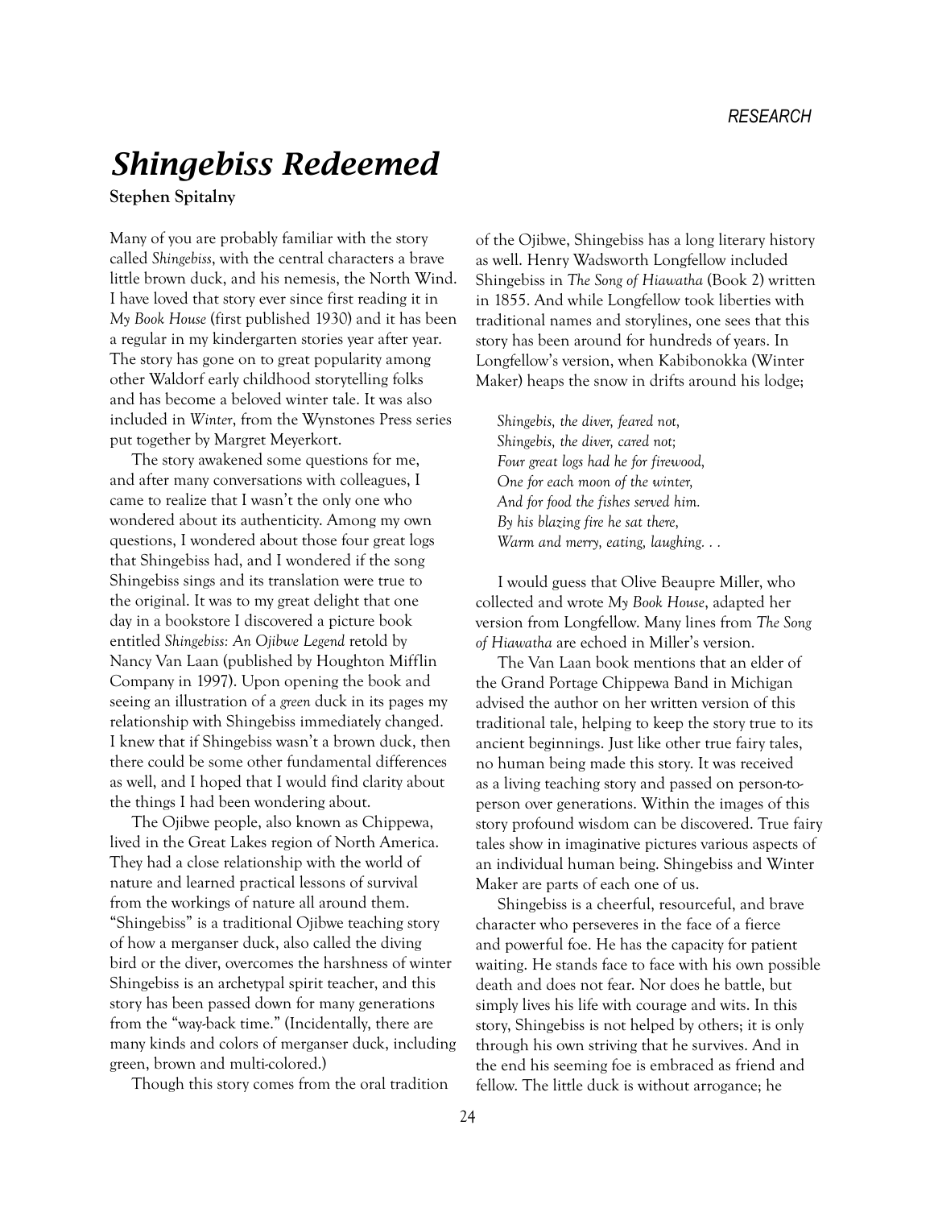# *Shingebiss Redeemed*

**Stephen Spitalny**

Many of you are probably familiar with the story called *Shingebiss*, with the central characters a brave little brown duck, and his nemesis, the North Wind. I have loved that story ever since first reading it in *My Book House* (first published 1930) and it has been a regular in my kindergarten stories year after year. The story has gone on to great popularity among other Waldorf early childhood storytelling folks and has become a beloved winter tale. It was also included in *Winter*, from the Wynstones Press series put together by Margret Meyerkort.

The story awakened some questions for me, and after many conversations with colleagues, I came to realize that I wasn't the only one who wondered about its authenticity. Among my own questions, I wondered about those four great logs that Shingebiss had, and I wondered if the song Shingebiss sings and its translation were true to the original. It was to my great delight that one day in a bookstore I discovered a picture book entitled *Shingebiss: An Ojibwe Legend* retold by Nancy Van Laan (published by Houghton Mifflin Company in 1997). Upon opening the book and seeing an illustration of a *green* duck in its pages my relationship with Shingebiss immediately changed. I knew that if Shingebiss wasn't a brown duck, then there could be some other fundamental differences as well, and I hoped that I would find clarity about the things I had been wondering about.

The Ojibwe people, also known as Chippewa, lived in the Great Lakes region of North America. They had a close relationship with the world of nature and learned practical lessons of survival from the workings of nature all around them. "Shingebiss" is a traditional Ojibwe teaching story of how a merganser duck, also called the diving bird or the diver, overcomes the harshness of winter Shingebiss is an archetypal spirit teacher, and this story has been passed down for many generations from the "way-back time." (Incidentally, there are many kinds and colors of merganser duck, including green, brown and multi-colored.)

Though this story comes from the oral tradition of the Ojibwe, Shingebiss has a long literary history as well. Henry Wadsworth Longfellow included Shingebiss in *The Song of Hiawatha* (Book 2) written in 1855. And while Longfellow took liberties with traditional names and storylines, one sees that this story has been around for hundreds of years. In Longfellow's version, when Kabibonokka (Winter Maker) heaps the snow in drifts around his lodge;

> *Shingebis, the diver, feared not,*
> *Shingebis, the diver, cared not;*
> *Four great logs had he for firewood,*
> *One for each moon of the winter,*
> *And for food the fishes served him.*
> *By his blazing fire he sat there,*
> *Warm and merry, eating, laughing. . .*

I would guess that Olive Beaupre Miller, who collected and wrote *My Book House*, adapted her version from Longfellow. Many lines from *The Song of Hiawatha* are echoed in Miller's version.

The Van Laan book mentions that an elder of the Grand Portage Chippewa Band in Michigan advised the author on her written version of this traditional tale, helping to keep the story true to its ancient beginnings. Just like other true fairy tales, no human being made this story. It was received as a living teaching story and passed on person-to-person over generations. Within the images of this story profound wisdom can be discovered. True fairy tales show in imaginative pictures various aspects of an individual human being. Shingebiss and Winter Maker are parts of each one of us.

Shingebiss is a cheerful, resourceful, and brave character who perseveres in the face of a fierce and powerful foe. He has the capacity for patient waiting. He stands face to face with his own possible death and does not fear. Nor does he battle, but simply lives his life with courage and wits. In this story, Shingebiss is not helped by others; it is only through his own striving that he survives. And in the end his seeming foe is embraced as friend and fellow. The little duck is without arrogance; he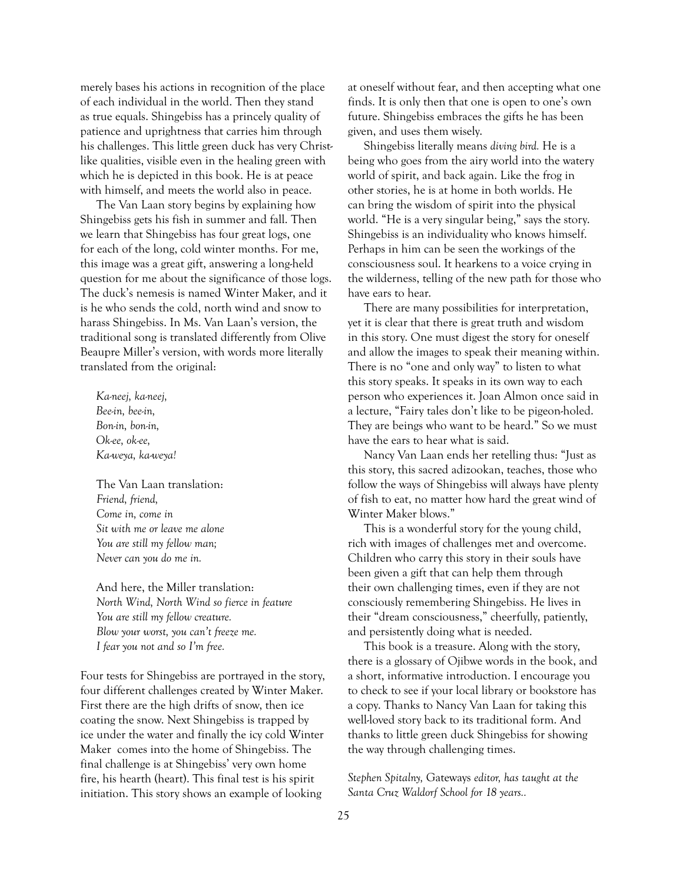merely bases his actions in recognition of the place of each individual in the world. Then they stand as true equals. Shingebiss has a princely quality of patience and uprightness that carries him through his challenges. This little green duck has very Christ-like qualities, visible even in the healing green with which he is depicted in this book. He is at peace with himself, and meets the world also in peace.

The Van Laan story begins by explaining how Shingebiss gets his fish in summer and fall. Then we learn that Shingebiss has four great logs, one for each of the long, cold winter months. For me, this image was a great gift, answering a long-held question for me about the significance of those logs. The duck's nemesis is named Winter Maker, and it is he who sends the cold, north wind and snow to harass Shingebiss. In Ms. Van Laan's version, the traditional song is translated differently from Olive Beaupre Miller's version, with words more literally translated from the original:

*Ka-neej, ka-neej,*
*Bee-in, bee-in,*
*Bon-in, bon-in,*
*Ok-ee, ok-ee,*
*Ka-weya, ka-weya!*

The Van Laan translation:
*Friend, friend,*
*Come in, come in*
*Sit with me or leave me alone*
*You are still my fellow man;*
*Never can you do me in.*

And here, the Miller translation:
*North Wind, North Wind so fierce in feature*
*You are still my fellow creature.*
*Blow your worst, you can't freeze me.*
*I fear you not and so I'm free.*

Four tests for Shingebiss are portrayed in the story, four different challenges created by Winter Maker. First there are the high drifts of snow, then ice coating the snow. Next Shingebiss is trapped by ice under the water and finally the icy cold Winter Maker comes into the home of Shingebiss. The final challenge is at Shingebiss' very own home fire, his hearth (heart). This final test is his spirit initiation. This story shows an example of looking at oneself without fear, and then accepting what one finds. It is only then that one is open to one's own future. Shingebiss embraces the gifts he has been given, and uses them wisely.

Shingebiss literally means *diving bird.* He is a being who goes from the airy world into the watery world of spirit, and back again. Like the frog in other stories, he is at home in both worlds. He can bring the wisdom of spirit into the physical world. "He is a very singular being," says the story. Shingebiss is an individuality who knows himself. Perhaps in him can be seen the workings of the consciousness soul. It hearkens to a voice crying in the wilderness, telling of the new path for those who have ears to hear.

There are many possibilities for interpretation, yet it is clear that there is great truth and wisdom in this story. One must digest the story for oneself and allow the images to speak their meaning within. There is no "one and only way" to listen to what this story speaks. It speaks in its own way to each person who experiences it. Joan Almon once said in a lecture, "Fairy tales don't like to be pigeon-holed. They are beings who want to be heard." So we must have the ears to hear what is said.

Nancy Van Laan ends her retelling thus: "Just as this story, this sacred adizookan, teaches, those who follow the ways of Shingebiss will always have plenty of fish to eat, no matter how hard the great wind of Winter Maker blows."

This is a wonderful story for the young child, rich with images of challenges met and overcome. Children who carry this story in their souls have been given a gift that can help them through their own challenging times, even if they are not consciously remembering Shingebiss. He lives in their "dream consciousness," cheerfully, patiently, and persistently doing what is needed.

This book is a treasure. Along with the story, there is a glossary of Ojibwe words in the book, and a short, informative introduction. I encourage you to check to see if your local library or bookstore has a copy. Thanks to Nancy Van Laan for taking this well-loved story back to its traditional form. And thanks to little green duck Shingebiss for showing the way through challenging times.

*Stephen Spitalny,* Gateways *editor, has taught at the Santa Cruz Waldorf School for 18 years..*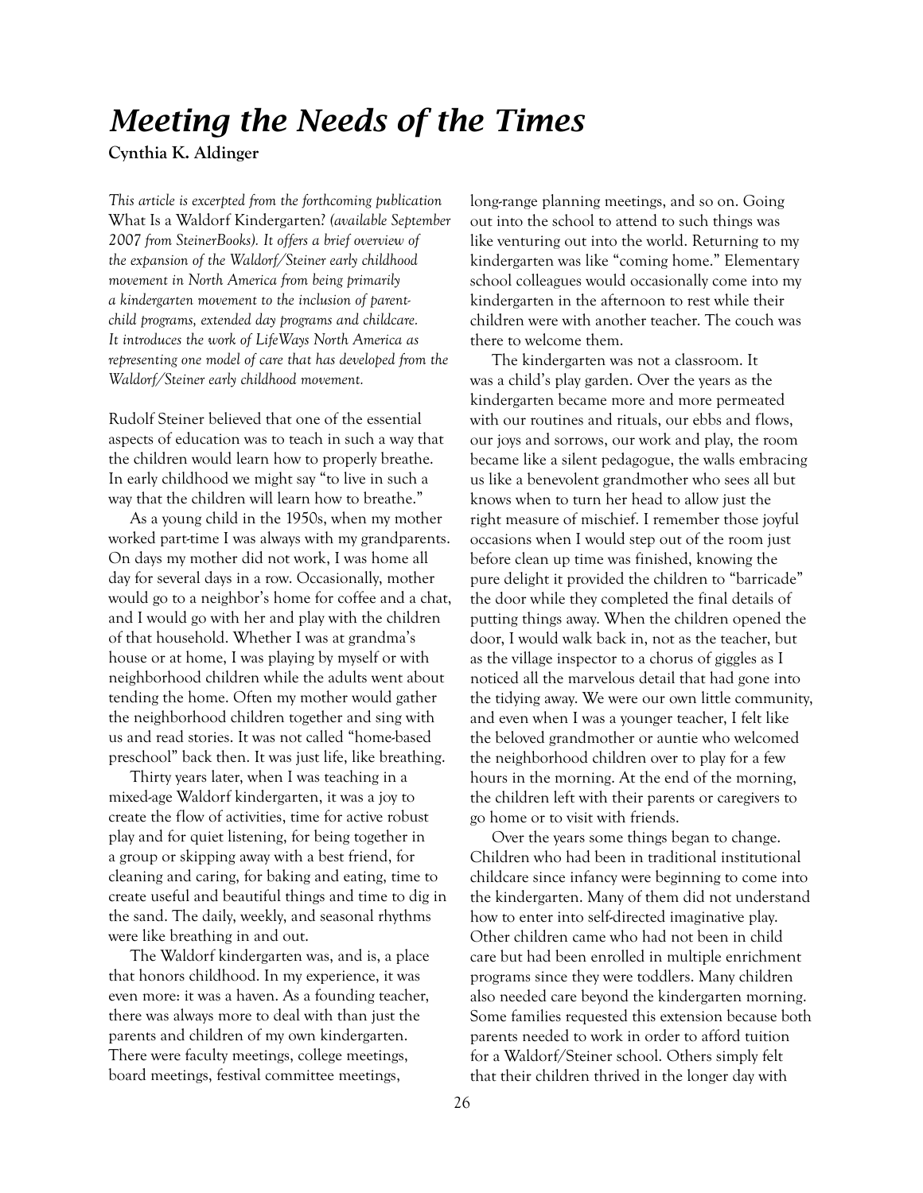# *Meeting the Needs of the Times*

**Cynthia K. Aldinger**

*This article is excerpted from the forthcoming publication* What Is a Waldorf Kindergarten? *(available September 2007 from SteinerBooks). It offers a brief overview of the expansion of the Waldorf/Steiner early childhood movement in North America from being primarily a kindergarten movement to the inclusion of parent-child programs, extended day programs and childcare. It introduces the work of LifeWays North America as representing one model of care that has developed from the Waldorf/Steiner early childhood movement.*

Rudolf Steiner believed that one of the essential aspects of education was to teach in such a way that the children would learn how to properly breathe. In early childhood we might say "to live in such a way that the children will learn how to breathe."

As a young child in the 1950s, when my mother worked part-time I was always with my grandparents. On days my mother did not work, I was home all day for several days in a row. Occasionally, mother would go to a neighbor's home for coffee and a chat, and I would go with her and play with the children of that household. Whether I was at grandma's house or at home, I was playing by myself or with neighborhood children while the adults went about tending the home. Often my mother would gather the neighborhood children together and sing with us and read stories. It was not called "home-based preschool" back then. It was just life, like breathing.

Thirty years later, when I was teaching in a mixed-age Waldorf kindergarten, it was a joy to create the flow of activities, time for active robust play and for quiet listening, for being together in a group or skipping away with a best friend, for cleaning and caring, for baking and eating, time to create useful and beautiful things and time to dig in the sand. The daily, weekly, and seasonal rhythms were like breathing in and out.

The Waldorf kindergarten was, and is, a place that honors childhood. In my experience, it was even more: it was a haven. As a founding teacher, there was always more to deal with than just the parents and children of my own kindergarten. There were faculty meetings, college meetings, board meetings, festival committee meetings, long-range planning meetings, and so on. Going out into the school to attend to such things was like venturing out into the world. Returning to my kindergarten was like "coming home." Elementary school colleagues would occasionally come into my kindergarten in the afternoon to rest while their children were with another teacher. The couch was there to welcome them.

The kindergarten was not a classroom. It was a child's play garden. Over the years as the kindergarten became more and more permeated with our routines and rituals, our ebbs and flows, our joys and sorrows, our work and play, the room became like a silent pedagogue, the walls embracing us like a benevolent grandmother who sees all but knows when to turn her head to allow just the right measure of mischief. I remember those joyful occasions when I would step out of the room just before clean up time was finished, knowing the pure delight it provided the children to "barricade" the door while they completed the final details of putting things away. When the children opened the door, I would walk back in, not as the teacher, but as the village inspector to a chorus of giggles as I noticed all the marvelous detail that had gone into the tidying away. We were our own little community, and even when I was a younger teacher, I felt like the beloved grandmother or auntie who welcomed the neighborhood children over to play for a few hours in the morning. At the end of the morning, the children left with their parents or caregivers to go home or to visit with friends.

Over the years some things began to change. Children who had been in traditional institutional childcare since infancy were beginning to come into the kindergarten. Many of them did not understand how to enter into self-directed imaginative play. Other children came who had not been in child care but had been enrolled in multiple enrichment programs since they were toddlers. Many children also needed care beyond the kindergarten morning. Some families requested this extension because both parents needed to work in order to afford tuition for a Waldorf/Steiner school. Others simply felt that their children thrived in the longer day with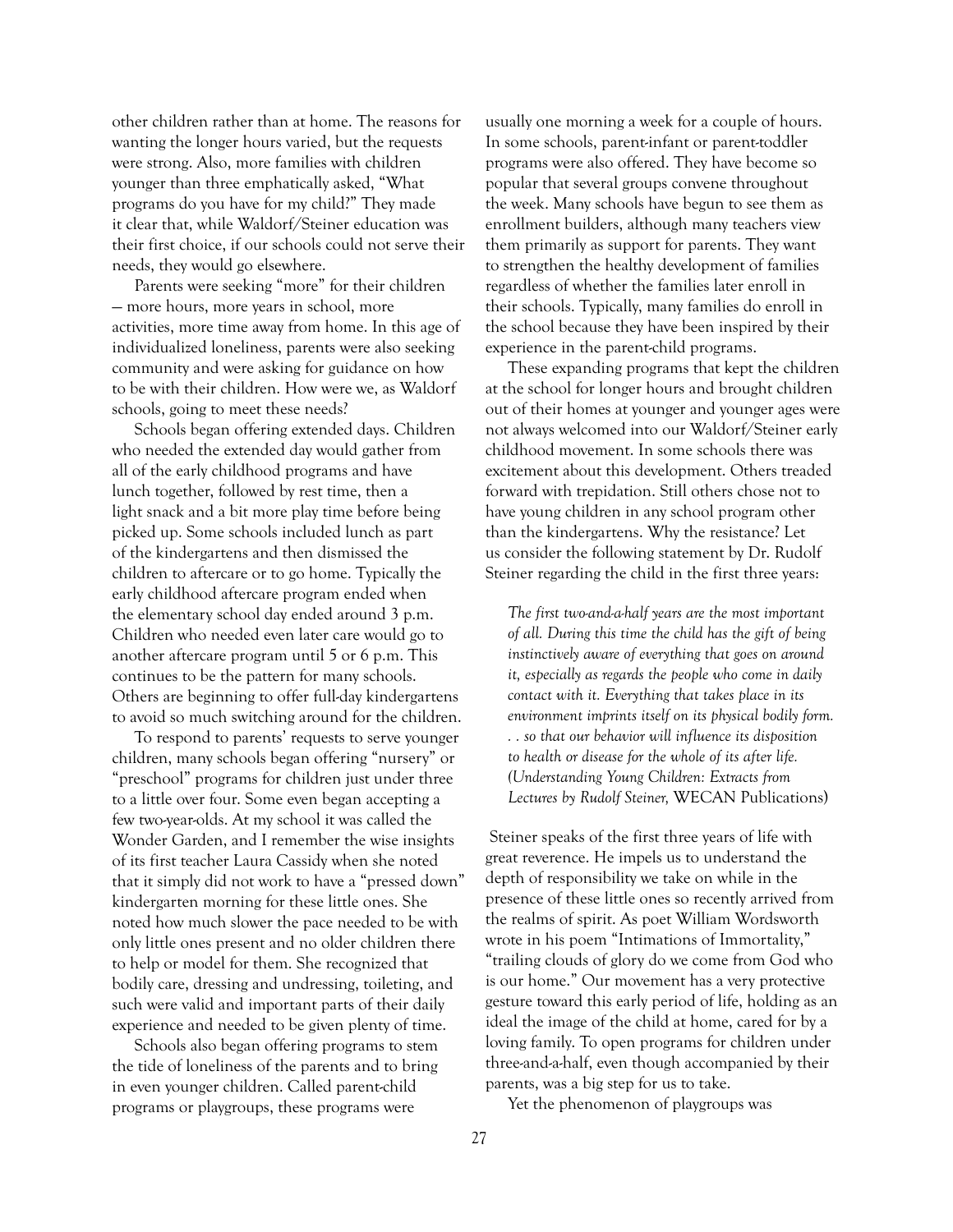other children rather than at home. The reasons for wanting the longer hours varied, but the requests were strong. Also, more families with children younger than three emphatically asked, "What programs do you have for my child?" They made it clear that, while Waldorf/Steiner education was their first choice, if our schools could not serve their needs, they would go elsewhere.

Parents were seeking "more" for their children — more hours, more years in school, more activities, more time away from home. In this age of individualized loneliness, parents were also seeking community and were asking for guidance on how to be with their children. How were we, as Waldorf schools, going to meet these needs?

Schools began offering extended days. Children who needed the extended day would gather from all of the early childhood programs and have lunch together, followed by rest time, then a light snack and a bit more play time before being picked up. Some schools included lunch as part of the kindergartens and then dismissed the children to aftercare or to go home. Typically the early childhood aftercare program ended when the elementary school day ended around 3 p.m. Children who needed even later care would go to another aftercare program until 5 or 6 p.m. This continues to be the pattern for many schools. Others are beginning to offer full-day kindergartens to avoid so much switching around for the children.

To respond to parents' requests to serve younger children, many schools began offering "nursery" or "preschool" programs for children just under three to a little over four. Some even began accepting a few two-year-olds. At my school it was called the Wonder Garden, and I remember the wise insights of its first teacher Laura Cassidy when she noted that it simply did not work to have a "pressed down" kindergarten morning for these little ones. She noted how much slower the pace needed to be with only little ones present and no older children there to help or model for them. She recognized that bodily care, dressing and undressing, toileting, and such were valid and important parts of their daily experience and needed to be given plenty of time.

Schools also began offering programs to stem the tide of loneliness of the parents and to bring in even younger children. Called parent-child programs or playgroups, these programs were usually one morning a week for a couple of hours. In some schools, parent-infant or parent-toddler programs were also offered. They have become so popular that several groups convene throughout the week. Many schools have begun to see them as enrollment builders, although many teachers view them primarily as support for parents. They want to strengthen the healthy development of families regardless of whether the families later enroll in their schools. Typically, many families do enroll in the school because they have been inspired by their experience in the parent-child programs.

These expanding programs that kept the children at the school for longer hours and brought children out of their homes at younger and younger ages were not always welcomed into our Waldorf/Steiner early childhood movement. In some schools there was excitement about this development. Others treaded forward with trepidation. Still others chose not to have young children in any school program other than the kindergartens. Why the resistance? Let us consider the following statement by Dr. Rudolf Steiner regarding the child in the first three years:

> *The first two-and-a-half years are the most important of all. During this time the child has the gift of being instinctively aware of everything that goes on around it, especially as regards the people who come in daily contact with it. Everything that takes place in its environment imprints itself on its physical bodily form. . . so that our behavior will influence its disposition to health or disease for the whole of its after life. (Understanding Young Children: Extracts from Lectures by Rudolf Steiner,* WECAN Publications)

Steiner speaks of the first three years of life with great reverence. He impels us to understand the depth of responsibility we take on while in the presence of these little ones so recently arrived from the realms of spirit. As poet William Wordsworth wrote in his poem "Intimations of Immortality," "trailing clouds of glory do we come from God who is our home." Our movement has a very protective gesture toward this early period of life, holding as an ideal the image of the child at home, cared for by a loving family. To open programs for children under three-and-a-half, even though accompanied by their parents, was a big step for us to take.

Yet the phenomenon of playgroups was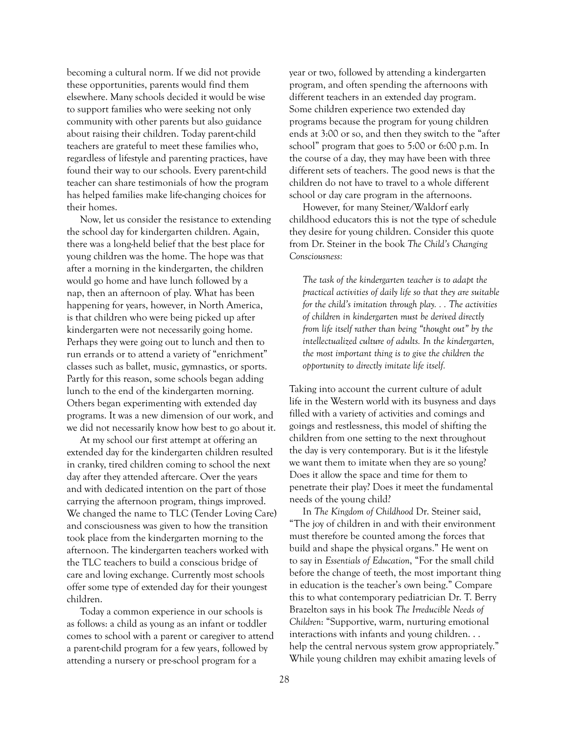becoming a cultural norm. If we did not provide these opportunities, parents would find them elsewhere. Many schools decided it would be wise to support families who were seeking not only community with other parents but also guidance about raising their children. Today parent-child teachers are grateful to meet these families who, regardless of lifestyle and parenting practices, have found their way to our schools. Every parent-child teacher can share testimonials of how the program has helped families make life-changing choices for their homes.

Now, let us consider the resistance to extending the school day for kindergarten children. Again, there was a long-held belief that the best place for young children was the home. The hope was that after a morning in the kindergarten, the children would go home and have lunch followed by a nap, then an afternoon of play. What has been happening for years, however, in North America, is that children who were being picked up after kindergarten were not necessarily going home. Perhaps they were going out to lunch and then to run errands or to attend a variety of "enrichment" classes such as ballet, music, gymnastics, or sports. Partly for this reason, some schools began adding lunch to the end of the kindergarten morning. Others began experimenting with extended day programs. It was a new dimension of our work, and we did not necessarily know how best to go about it.

At my school our first attempt at offering an extended day for the kindergarten children resulted in cranky, tired children coming to school the next day after they attended aftercare. Over the years and with dedicated intention on the part of those carrying the afternoon program, things improved. We changed the name to TLC (Tender Loving Care) and consciousness was given to how the transition took place from the kindergarten morning to the afternoon. The kindergarten teachers worked with the TLC teachers to build a conscious bridge of care and loving exchange. Currently most schools offer some type of extended day for their youngest children.

Today a common experience in our schools is as follows: a child as young as an infant or toddler comes to school with a parent or caregiver to attend a parent-child program for a few years, followed by attending a nursery or pre-school program for a year or two, followed by attending a kindergarten program, and often spending the afternoons with different teachers in an extended day program. Some children experience two extended day programs because the program for young children ends at 3:00 or so, and then they switch to the "after school" program that goes to 5:00 or 6:00 p.m. In the course of a day, they may have been with three different sets of teachers. The good news is that the children do not have to travel to a whole different school or day care program in the afternoons.

However, for many Steiner/Waldorf early childhood educators this is not the type of schedule they desire for young children. Consider this quote from Dr. Steiner in the book *The Child's Changing Consciousness:*

> *The task of the kindergarten teacher is to adapt the practical activities of daily life so that they are suitable for the child's imitation through play. . . The activities of children in kindergarten must be derived directly from life itself rather than being "thought out" by the intellectualized culture of adults. In the kindergarten, the most important thing is to give the children the opportunity to directly imitate life itself.*

Taking into account the current culture of adult life in the Western world with its busyness and days filled with a variety of activities and comings and goings and restlessness, this model of shifting the children from one setting to the next throughout the day is very contemporary. But is it the lifestyle we want them to imitate when they are so young? Does it allow the space and time for them to penetrate their play? Does it meet the fundamental needs of the young child?

In *The Kingdom of Childhood* Dr. Steiner said, "The joy of children in and with their environment must therefore be counted among the forces that build and shape the physical organs." He went on to say in *Essentials of Education*, "For the small child before the change of teeth, the most important thing in education is the teacher's own being." Compare this to what contemporary pediatrician Dr. T. Berry Brazelton says in his book *The Irreducible Needs of Children*: "Supportive, warm, nurturing emotional interactions with infants and young children. . . help the central nervous system grow appropriately." While young children may exhibit amazing levels of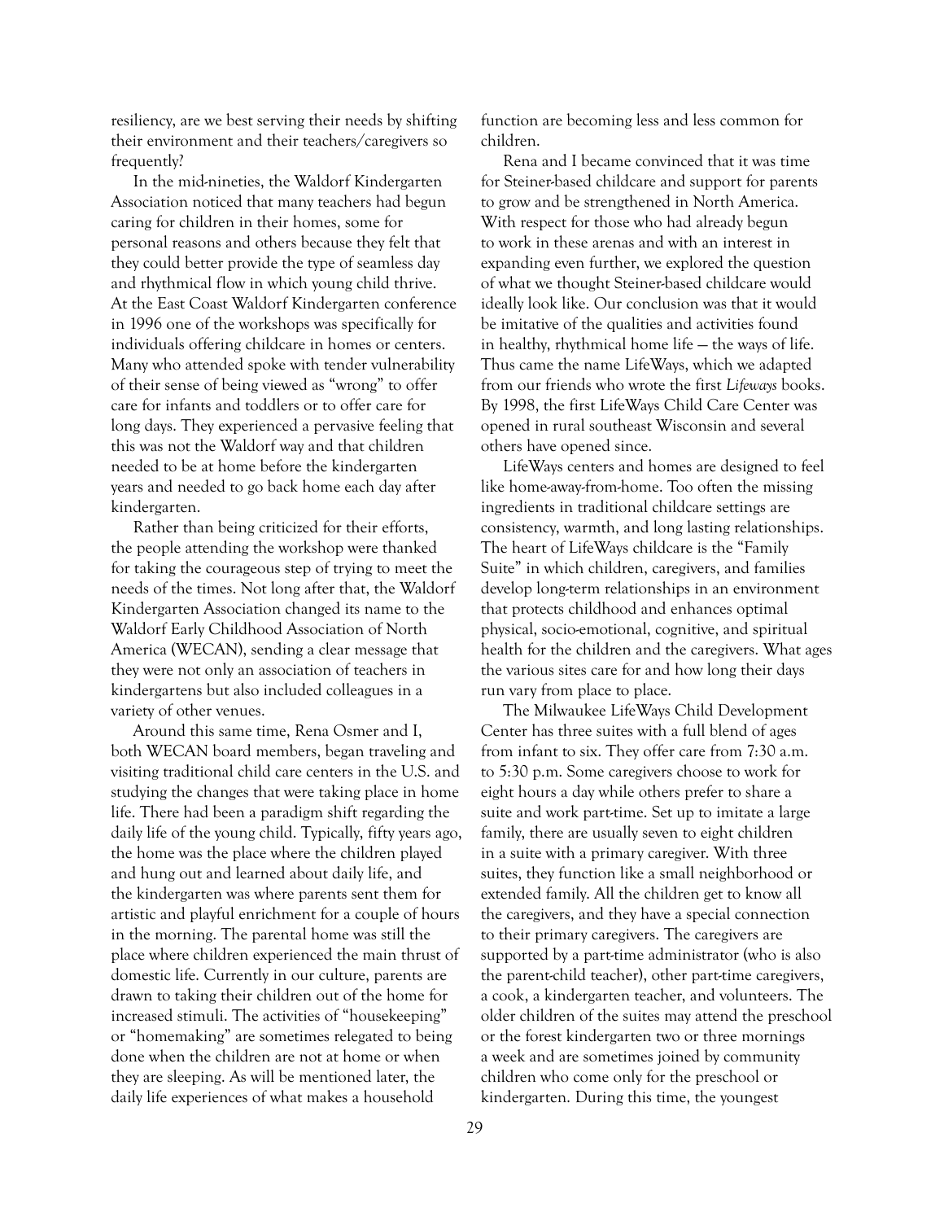resiliency, are we best serving their needs by shifting their environment and their teachers/caregivers so frequently?

In the mid-nineties, the Waldorf Kindergarten Association noticed that many teachers had begun caring for children in their homes, some for personal reasons and others because they felt that they could better provide the type of seamless day and rhythmical flow in which young child thrive. At the East Coast Waldorf Kindergarten conference in 1996 one of the workshops was specifically for individuals offering childcare in homes or centers. Many who attended spoke with tender vulnerability of their sense of being viewed as "wrong" to offer care for infants and toddlers or to offer care for long days. They experienced a pervasive feeling that this was not the Waldorf way and that children needed to be at home before the kindergarten years and needed to go back home each day after kindergarten.

Rather than being criticized for their efforts, the people attending the workshop were thanked for taking the courageous step of trying to meet the needs of the times. Not long after that, the Waldorf Kindergarten Association changed its name to the Waldorf Early Childhood Association of North America (WECAN), sending a clear message that they were not only an association of teachers in kindergartens but also included colleagues in a variety of other venues.

Around this same time, Rena Osmer and I, both WECAN board members, began traveling and visiting traditional child care centers in the U.S. and studying the changes that were taking place in home life. There had been a paradigm shift regarding the daily life of the young child. Typically, fifty years ago, the home was the place where the children played and hung out and learned about daily life, and the kindergarten was where parents sent them for artistic and playful enrichment for a couple of hours in the morning. The parental home was still the place where children experienced the main thrust of domestic life. Currently in our culture, parents are drawn to taking their children out of the home for increased stimuli. The activities of "housekeeping" or "homemaking" are sometimes relegated to being done when the children are not at home or when they are sleeping. As will be mentioned later, the daily life experiences of what makes a household function are becoming less and less common for children.

Rena and I became convinced that it was time for Steiner-based childcare and support for parents to grow and be strengthened in North America. With respect for those who had already begun to work in these arenas and with an interest in expanding even further, we explored the question of what we thought Steiner-based childcare would ideally look like. Our conclusion was that it would be imitative of the qualities and activities found in healthy, rhythmical home life — the ways of life. Thus came the name LifeWays, which we adapted from our friends who wrote the first *Lifeways* books. By 1998, the first LifeWays Child Care Center was opened in rural southeast Wisconsin and several others have opened since.

LifeWays centers and homes are designed to feel like home-away-from-home. Too often the missing ingredients in traditional childcare settings are consistency, warmth, and long lasting relationships. The heart of LifeWays childcare is the "Family Suite" in which children, caregivers, and families develop long-term relationships in an environment that protects childhood and enhances optimal physical, socio-emotional, cognitive, and spiritual health for the children and the caregivers. What ages the various sites care for and how long their days run vary from place to place.

The Milwaukee LifeWays Child Development Center has three suites with a full blend of ages from infant to six. They offer care from 7:30 a.m. to 5:30 p.m. Some caregivers choose to work for eight hours a day while others prefer to share a suite and work part-time. Set up to imitate a large family, there are usually seven to eight children in a suite with a primary caregiver. With three suites, they function like a small neighborhood or extended family. All the children get to know all the caregivers, and they have a special connection to their primary caregivers. The caregivers are supported by a part-time administrator (who is also the parent-child teacher), other part-time caregivers, a cook, a kindergarten teacher, and volunteers. The older children of the suites may attend the preschool or the forest kindergarten two or three mornings a week and are sometimes joined by community children who come only for the preschool or kindergarten. During this time, the youngest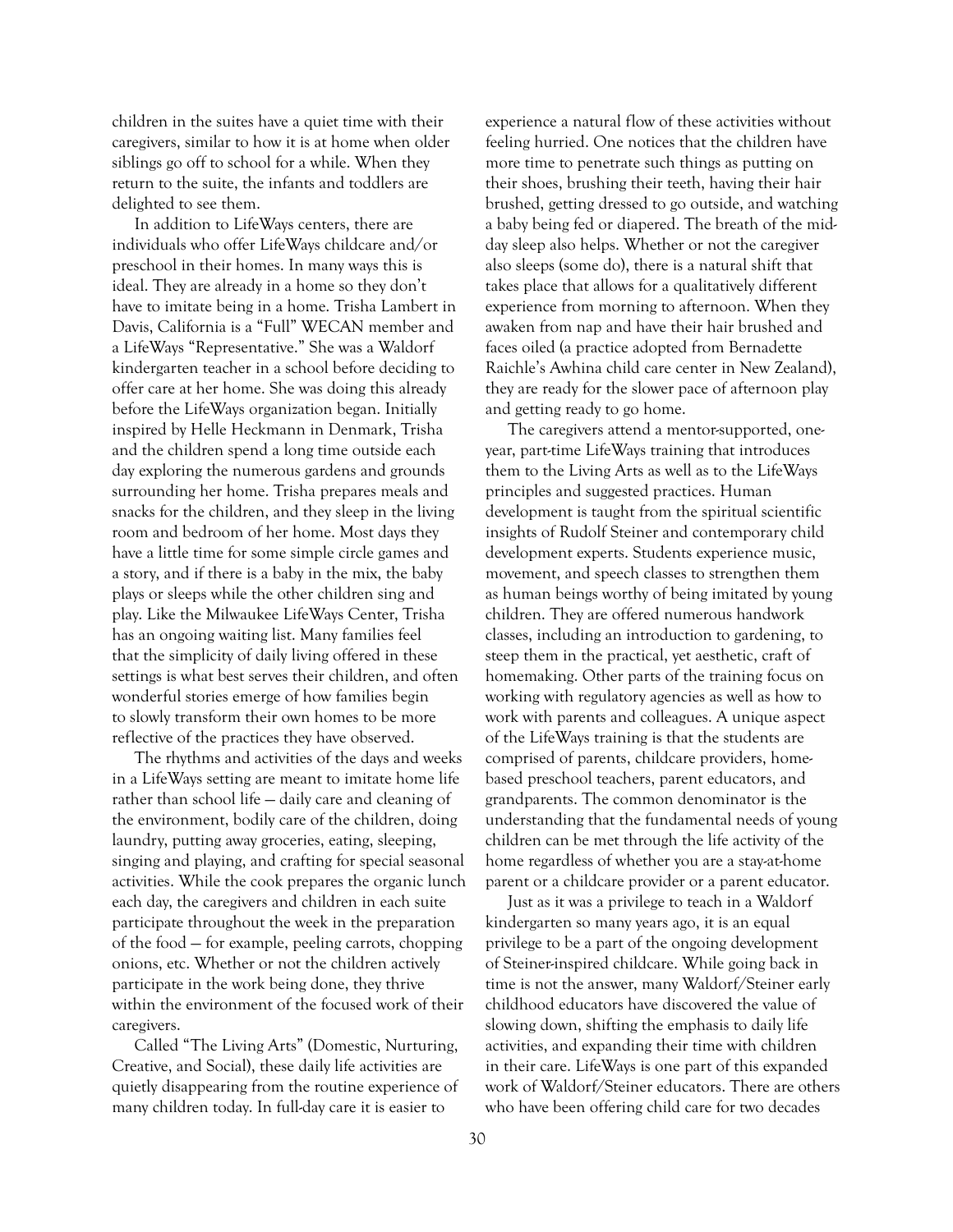children in the suites have a quiet time with their caregivers, similar to how it is at home when older siblings go off to school for a while. When they return to the suite, the infants and toddlers are delighted to see them.

In addition to LifeWays centers, there are individuals who offer LifeWays childcare and/or preschool in their homes. In many ways this is ideal. They are already in a home so they don't have to imitate being in a home. Trisha Lambert in Davis, California is a "Full" WECAN member and a LifeWays "Representative." She was a Waldorf kindergarten teacher in a school before deciding to offer care at her home. She was doing this already before the LifeWays organization began. Initially inspired by Helle Heckmann in Denmark, Trisha and the children spend a long time outside each day exploring the numerous gardens and grounds surrounding her home. Trisha prepares meals and snacks for the children, and they sleep in the living room and bedroom of her home. Most days they have a little time for some simple circle games and a story, and if there is a baby in the mix, the baby plays or sleeps while the other children sing and play. Like the Milwaukee LifeWays Center, Trisha has an ongoing waiting list. Many families feel that the simplicity of daily living offered in these settings is what best serves their children, and often wonderful stories emerge of how families begin to slowly transform their own homes to be more reflective of the practices they have observed.

The rhythms and activities of the days and weeks in a LifeWays setting are meant to imitate home life rather than school life — daily care and cleaning of the environment, bodily care of the children, doing laundry, putting away groceries, eating, sleeping, singing and playing, and crafting for special seasonal activities. While the cook prepares the organic lunch each day, the caregivers and children in each suite participate throughout the week in the preparation of the food — for example, peeling carrots, chopping onions, etc. Whether or not the children actively participate in the work being done, they thrive within the environment of the focused work of their caregivers.

Called "The Living Arts" (Domestic, Nurturing, Creative, and Social), these daily life activities are quietly disappearing from the routine experience of many children today. In full-day care it is easier to experience a natural flow of these activities without feeling hurried. One notices that the children have more time to penetrate such things as putting on their shoes, brushing their teeth, having their hair brushed, getting dressed to go outside, and watching a baby being fed or diapered. The breath of the mid-day sleep also helps. Whether or not the caregiver also sleeps (some do), there is a natural shift that takes place that allows for a qualitatively different experience from morning to afternoon. When they awaken from nap and have their hair brushed and faces oiled (a practice adopted from Bernadette Raichle's Awhina child care center in New Zealand), they are ready for the slower pace of afternoon play and getting ready to go home.

The caregivers attend a mentor-supported, one-year, part-time LifeWays training that introduces them to the Living Arts as well as to the LifeWays principles and suggested practices. Human development is taught from the spiritual scientific insights of Rudolf Steiner and contemporary child development experts. Students experience music, movement, and speech classes to strengthen them as human beings worthy of being imitated by young children. They are offered numerous handwork classes, including an introduction to gardening, to steep them in the practical, yet aesthetic, craft of homemaking. Other parts of the training focus on working with regulatory agencies as well as how to work with parents and colleagues. A unique aspect of the LifeWays training is that the students are comprised of parents, childcare providers, home-based preschool teachers, parent educators, and grandparents. The common denominator is the understanding that the fundamental needs of young children can be met through the life activity of the home regardless of whether you are a stay-at-home parent or a childcare provider or a parent educator.

Just as it was a privilege to teach in a Waldorf kindergarten so many years ago, it is an equal privilege to be a part of the ongoing development of Steiner-inspired childcare. While going back in time is not the answer, many Waldorf/Steiner early childhood educators have discovered the value of slowing down, shifting the emphasis to daily life activities, and expanding their time with children in their care. LifeWays is one part of this expanded work of Waldorf/Steiner educators. There are others who have been offering child care for two decades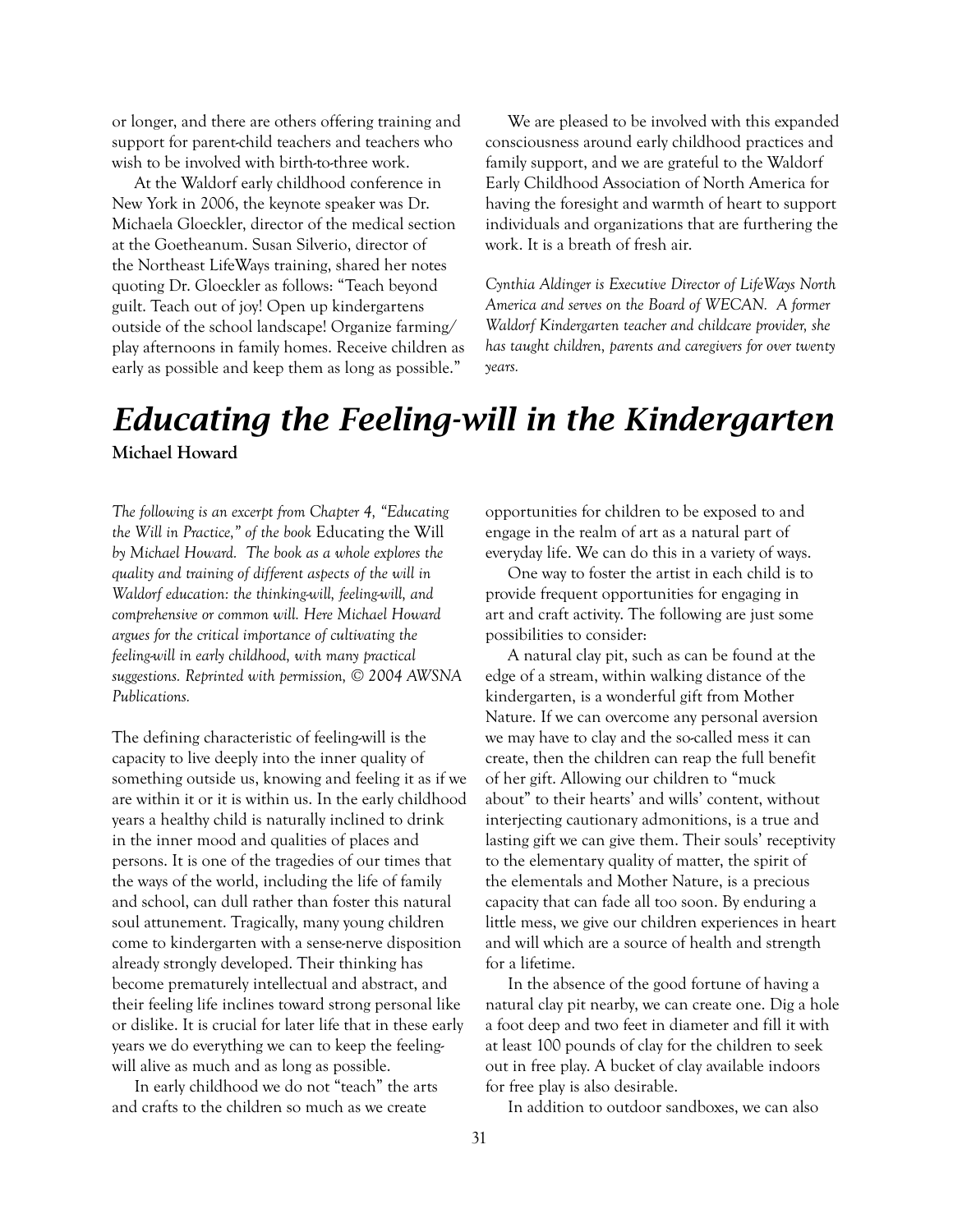or longer, and there are others offering training and support for parent-child teachers and teachers who wish to be involved with birth-to-three work.

At the Waldorf early childhood conference in New York in 2006, the keynote speaker was Dr. Michaela Gloeckler, director of the medical section at the Goetheanum. Susan Silverio, director of the Northeast LifeWays training, shared her notes quoting Dr. Gloeckler as follows: "Teach beyond guilt. Teach out of joy! Open up kindergartens outside of the school landscape! Organize farming/play afternoons in family homes. Receive children as early as possible and keep them as long as possible."

We are pleased to be involved with this expanded consciousness around early childhood practices and family support, and we are grateful to the Waldorf Early Childhood Association of North America for having the foresight and warmth of heart to support individuals and organizations that are furthering the work. It is a breath of fresh air.

*Cynthia Aldinger is Executive Director of LifeWays North America and serves on the Board of WECAN. A former Waldorf Kindergarten teacher and childcare provider, she has taught children, parents and caregivers for over twenty years.*

# Educating the Feeling-will in the Kindergarten

**Michael Howard**

*The following is an excerpt from Chapter 4, "Educating the Will in Practice," of the book* Educating the Will *by Michael Howard. The book as a whole explores the quality and training of different aspects of the will in Waldorf education: the thinking-will, feeling-will, and comprehensive or common will. Here Michael Howard argues for the critical importance of cultivating the feeling-will in early childhood, with many practical suggestions. Reprinted with permission, © 2004 AWSNA Publications.*

The defining characteristic of feeling-will is the capacity to live deeply into the inner quality of something outside us, knowing and feeling it as if we are within it or it is within us. In the early childhood years a healthy child is naturally inclined to drink in the inner mood and qualities of places and persons. It is one of the tragedies of our times that the ways of the world, including the life of family and school, can dull rather than foster this natural soul attunement. Tragically, many young children come to kindergarten with a sense-nerve disposition already strongly developed. Their thinking has become prematurely intellectual and abstract, and their feeling life inclines toward strong personal like or dislike. It is crucial for later life that in these early years we do everything we can to keep the feeling-will alive as much and as long as possible.

In early childhood we do not "teach" the arts and crafts to the children so much as we create opportunities for children to be exposed to and engage in the realm of art as a natural part of everyday life. We can do this in a variety of ways.

One way to foster the artist in each child is to provide frequent opportunities for engaging in art and craft activity. The following are just some possibilities to consider:

A natural clay pit, such as can be found at the edge of a stream, within walking distance of the kindergarten, is a wonderful gift from Mother Nature. If we can overcome any personal aversion we may have to clay and the so-called mess it can create, then the children can reap the full benefit of her gift. Allowing our children to "muck about" to their hearts' and wills' content, without interjecting cautionary admonitions, is a true and lasting gift we can give them. Their souls' receptivity to the elementary quality of matter, the spirit of the elementals and Mother Nature, is a precious capacity that can fade all too soon. By enduring a little mess, we give our children experiences in heart and will which are a source of health and strength for a lifetime.

In the absence of the good fortune of having a natural clay pit nearby, we can create one. Dig a hole a foot deep and two feet in diameter and fill it with at least 100 pounds of clay for the children to seek out in free play. A bucket of clay available indoors for free play is also desirable.

In addition to outdoor sandboxes, we can also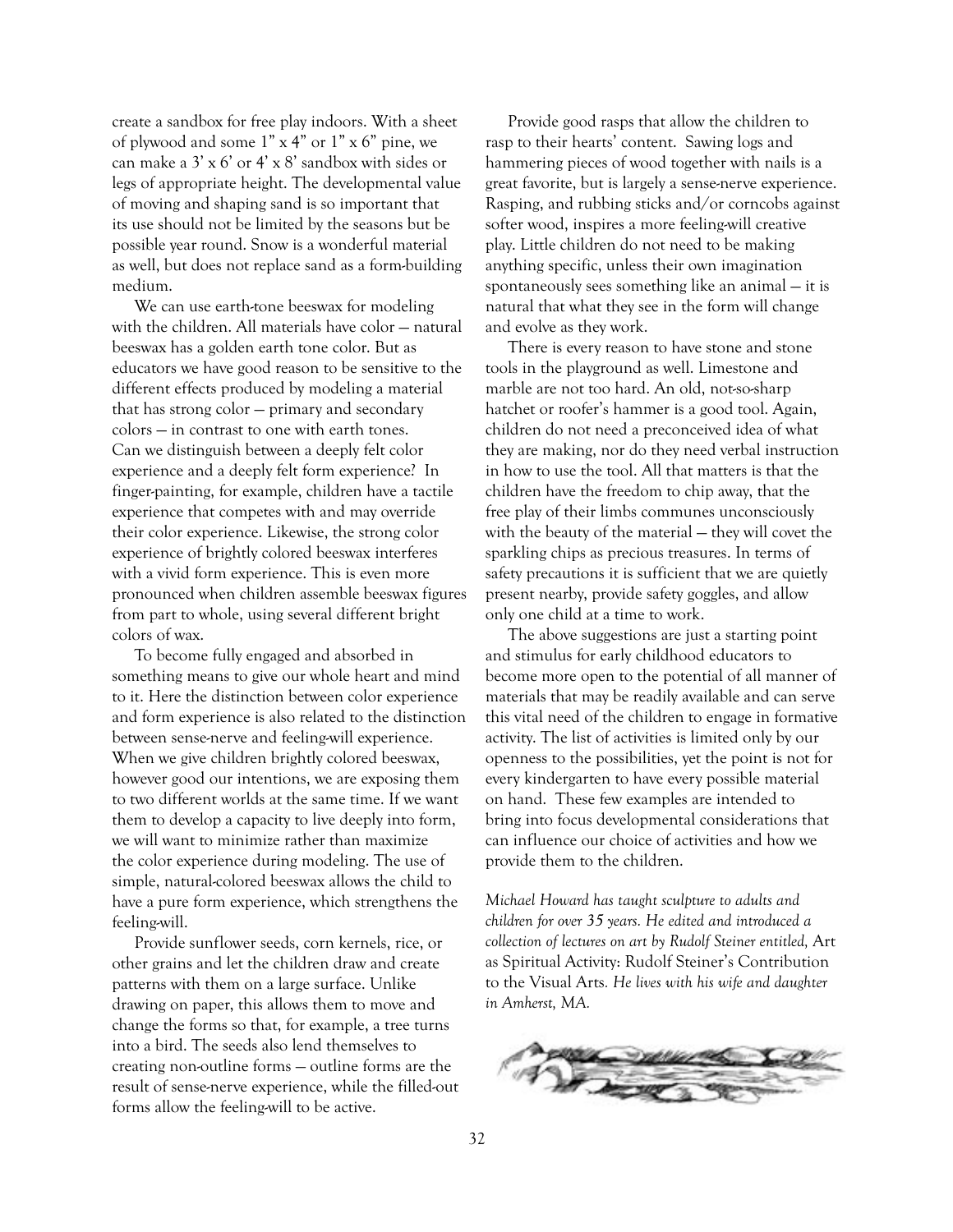create a sandbox for free play indoors. With a sheet of plywood and some 1" x 4" or 1" x 6" pine, we can make a 3' x 6' or 4' x 8' sandbox with sides or legs of appropriate height. The developmental value of moving and shaping sand is so important that its use should not be limited by the seasons but be possible year round. Snow is a wonderful material as well, but does not replace sand as a form-building medium.

We can use earth-tone beeswax for modeling with the children. All materials have color — natural beeswax has a golden earth tone color. But as educators we have good reason to be sensitive to the different effects produced by modeling a material that has strong color — primary and secondary colors — in contrast to one with earth tones. Can we distinguish between a deeply felt color experience and a deeply felt form experience? In finger-painting, for example, children have a tactile experience that competes with and may override their color experience. Likewise, the strong color experience of brightly colored beeswax interferes with a vivid form experience. This is even more pronounced when children assemble beeswax figures from part to whole, using several different bright colors of wax.

To become fully engaged and absorbed in something means to give our whole heart and mind to it. Here the distinction between color experience and form experience is also related to the distinction between sense-nerve and feeling-will experience. When we give children brightly colored beeswax, however good our intentions, we are exposing them to two different worlds at the same time. If we want them to develop a capacity to live deeply into form, we will want to minimize rather than maximize the color experience during modeling. The use of simple, natural-colored beeswax allows the child to have a pure form experience, which strengthens the feeling-will.

Provide sunflower seeds, corn kernels, rice, or other grains and let the children draw and create patterns with them on a large surface. Unlike drawing on paper, this allows them to move and change the forms so that, for example, a tree turns into a bird. The seeds also lend themselves to creating non-outline forms — outline forms are the result of sense-nerve experience, while the filled-out forms allow the feeling-will to be active.

Provide good rasps that allow the children to rasp to their hearts' content. Sawing logs and hammering pieces of wood together with nails is a great favorite, but is largely a sense-nerve experience. Rasping, and rubbing sticks and/or corncobs against softer wood, inspires a more feeling-will creative play. Little children do not need to be making anything specific, unless their own imagination spontaneously sees something like an animal — it is natural that what they see in the form will change and evolve as they work.

There is every reason to have stone and stone tools in the playground as well. Limestone and marble are not too hard. An old, not-so-sharp hatchet or roofer's hammer is a good tool. Again, children do not need a preconceived idea of what they are making, nor do they need verbal instruction in how to use the tool. All that matters is that the children have the freedom to chip away, that the free play of their limbs communes unconsciously with the beauty of the material — they will covet the sparkling chips as precious treasures. In terms of safety precautions it is sufficient that we are quietly present nearby, provide safety goggles, and allow only one child at a time to work.

The above suggestions are just a starting point and stimulus for early childhood educators to become more open to the potential of all manner of materials that may be readily available and can serve this vital need of the children to engage in formative activity. The list of activities is limited only by our openness to the possibilities, yet the point is not for every kindergarten to have every possible material on hand. These few examples are intended to bring into focus developmental considerations that can influence our choice of activities and how we provide them to the children.

*Michael Howard has taught sculpture to adults and children for over 35 years. He edited and introduced a collection of lectures on art by Rudolf Steiner entitled,* Art as Spiritual Activity: Rudolf Steiner's Contribution to the Visual Arts. *He lives with his wife and daughter in Amherst, MA.*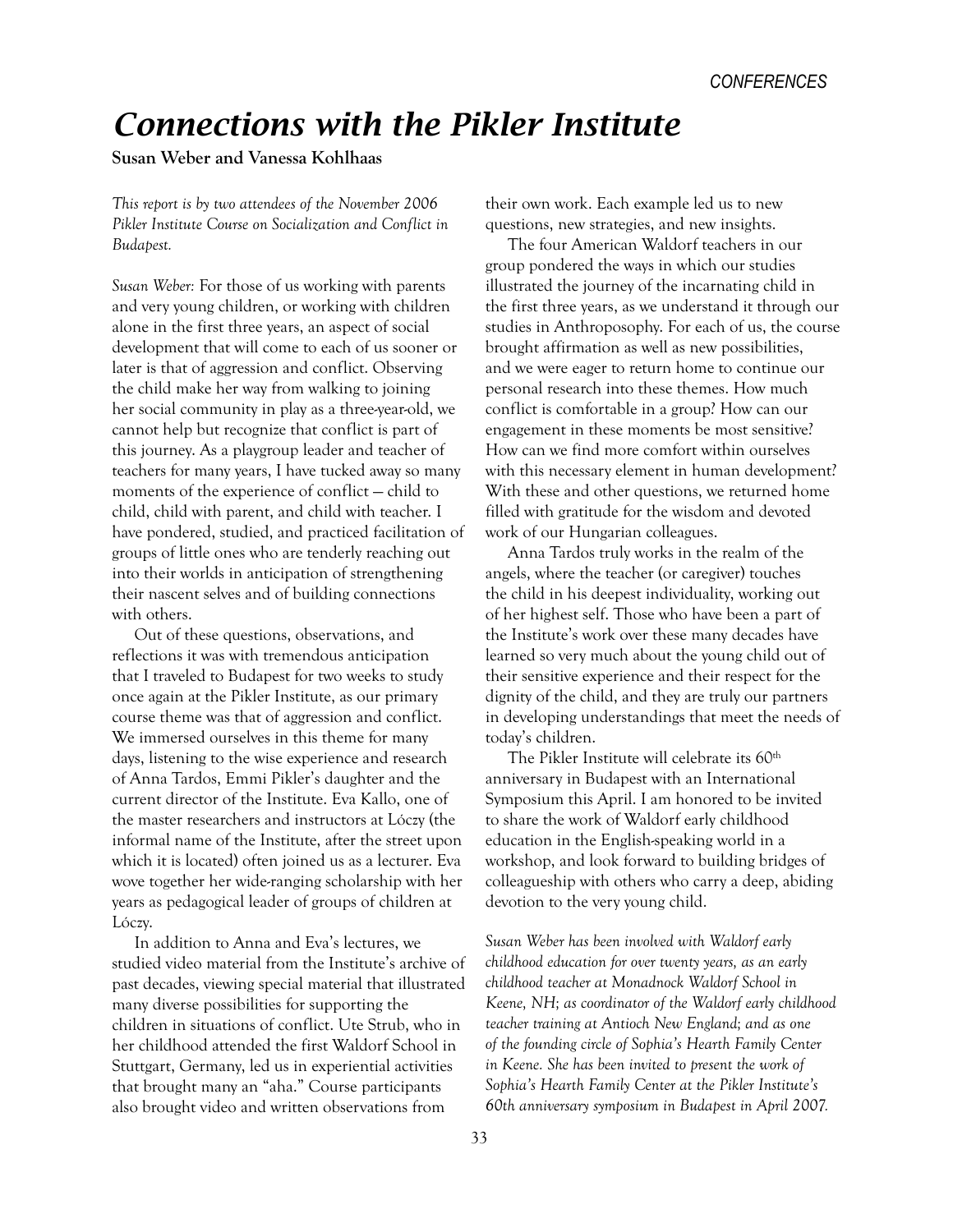# Connections with the Pikler Institute

**Susan Weber and Vanessa Kohlhaas**

*This report is by two attendees of the November 2006 Pikler Institute Course on Socialization and Conflict in Budapest.*

*Susan Weber:* For those of us working with parents and very young children, or working with children alone in the first three years, an aspect of social development that will come to each of us sooner or later is that of aggression and conflict. Observing the child make her way from walking to joining her social community in play as a three-year-old, we cannot help but recognize that conflict is part of this journey. As a playgroup leader and teacher of teachers for many years, I have tucked away so many moments of the experience of conflict — child to child, child with parent, and child with teacher. I have pondered, studied, and practiced facilitation of groups of little ones who are tenderly reaching out into their worlds in anticipation of strengthening their nascent selves and of building connections with others.

Out of these questions, observations, and reflections it was with tremendous anticipation that I traveled to Budapest for two weeks to study once again at the Pikler Institute, as our primary course theme was that of aggression and conflict. We immersed ourselves in this theme for many days, listening to the wise experience and research of Anna Tardos, Emmi Pikler's daughter and the current director of the Institute. Eva Kallo, one of the master researchers and instructors at Lóczy (the informal name of the Institute, after the street upon which it is located) often joined us as a lecturer. Eva wove together her wide-ranging scholarship with her years as pedagogical leader of groups of children at Lóczy.

In addition to Anna and Eva's lectures, we studied video material from the Institute's archive of past decades, viewing special material that illustrated many diverse possibilities for supporting the children in situations of conflict. Ute Strub, who in her childhood attended the first Waldorf School in Stuttgart, Germany, led us in experiential activities that brought many an "aha." Course participants also brought video and written observations from their own work. Each example led us to new questions, new strategies, and new insights.

The four American Waldorf teachers in our group pondered the ways in which our studies illustrated the journey of the incarnating child in the first three years, as we understand it through our studies in Anthroposophy. For each of us, the course brought affirmation as well as new possibilities, and we were eager to return home to continue our personal research into these themes. How much conflict is comfortable in a group? How can our engagement in these moments be most sensitive? How can we find more comfort within ourselves with this necessary element in human development? With these and other questions, we returned home filled with gratitude for the wisdom and devoted work of our Hungarian colleagues.

Anna Tardos truly works in the realm of the angels, where the teacher (or caregiver) touches the child in his deepest individuality, working out of her highest self. Those who have been a part of the Institute's work over these many decades have learned so very much about the young child out of their sensitive experience and their respect for the dignity of the child, and they are truly our partners in developing understandings that meet the needs of today's children.

The Pikler Institute will celebrate its 60th anniversary in Budapest with an International Symposium this April. I am honored to be invited to share the work of Waldorf early childhood education in the English-speaking world in a workshop, and look forward to building bridges of colleagueship with others who carry a deep, abiding devotion to the very young child.

*Susan Weber has been involved with Waldorf early childhood education for over twenty years, as an early childhood teacher at Monadnock Waldorf School in Keene, NH; as coordinator of the Waldorf early childhood teacher training at Antioch New England; and as one of the founding circle of Sophia's Hearth Family Center in Keene. She has been invited to present the work of Sophia's Hearth Family Center at the Pikler Institute's 60th anniversary symposium in Budapest in April 2007.*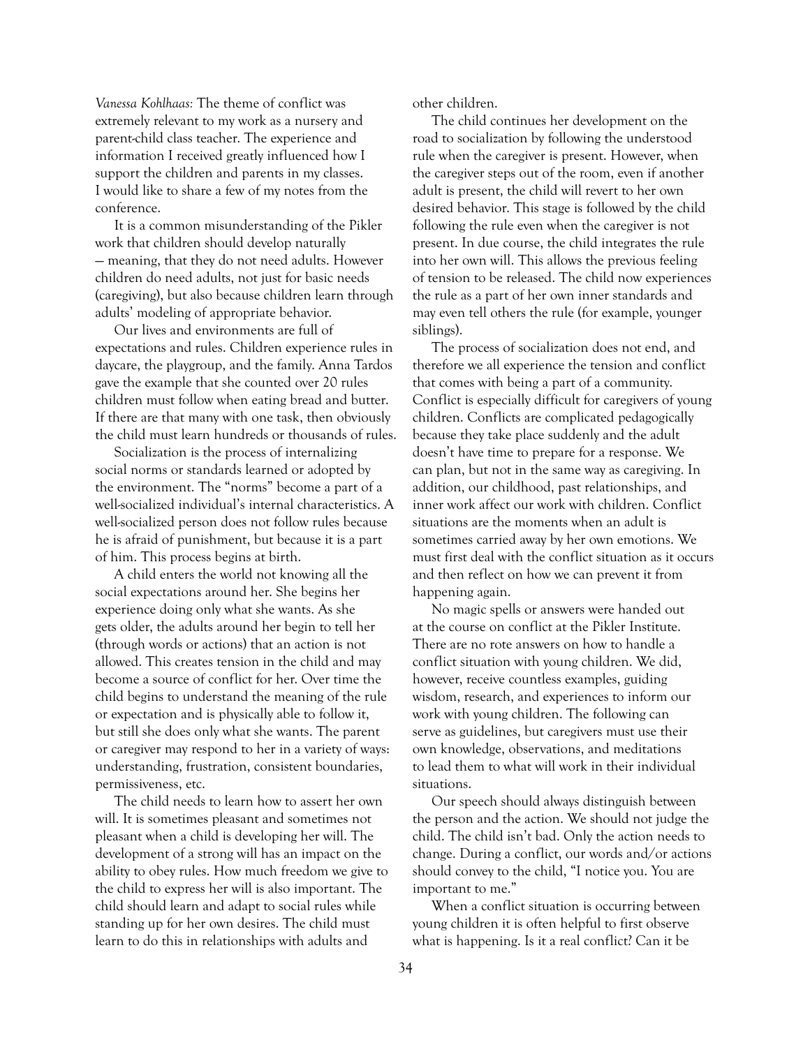*Vanessa Kohlhaas:* The theme of conflict was extremely relevant to my work as a nursery and parent-child class teacher. The experience and information I received greatly influenced how I support the children and parents in my classes. I would like to share a few of my notes from the conference.

It is a common misunderstanding of the Pikler work that children should develop naturally — meaning, that they do not need adults. However children do need adults, not just for basic needs (caregiving), but also because children learn through adults' modeling of appropriate behavior.

Our lives and environments are full of expectations and rules. Children experience rules in daycare, the playgroup, and the family. Anna Tardos gave the example that she counted over 20 rules children must follow when eating bread and butter. If there are that many with one task, then obviously the child must learn hundreds or thousands of rules.

Socialization is the process of internalizing social norms or standards learned or adopted by the environment. The "norms" become a part of a well-socialized individual's internal characteristics. A well-socialized person does not follow rules because he is afraid of punishment, but because it is a part of him. This process begins at birth.

A child enters the world not knowing all the social expectations around her. She begins her experience doing only what she wants. As she gets older, the adults around her begin to tell her (through words or actions) that an action is not allowed. This creates tension in the child and may become a source of conflict for her. Over time the child begins to understand the meaning of the rule or expectation and is physically able to follow it, but still she does only what she wants. The parent or caregiver may respond to her in a variety of ways: understanding, frustration, consistent boundaries, permissiveness, etc.

The child needs to learn how to assert her own will. It is sometimes pleasant and sometimes not pleasant when a child is developing her will. The development of a strong will has an impact on the ability to obey rules. How much freedom we give to the child to express her will is also important. The child should learn and adapt to social rules while standing up for her own desires. The child must learn to do this in relationships with adults and other children.

The child continues her development on the road to socialization by following the understood rule when the caregiver is present. However, when the caregiver steps out of the room, even if another adult is present, the child will revert to her own desired behavior. This stage is followed by the child following the rule even when the caregiver is not present. In due course, the child integrates the rule into her own will. This allows the previous feeling of tension to be released. The child now experiences the rule as a part of her own inner standards and may even tell others the rule (for example, younger siblings).

The process of socialization does not end, and therefore we all experience the tension and conflict that comes with being a part of a community. Conflict is especially difficult for caregivers of young children. Conflicts are complicated pedagogically because they take place suddenly and the adult doesn't have time to prepare for a response. We can plan, but not in the same way as caregiving. In addition, our childhood, past relationships, and inner work affect our work with children. Conflict situations are the moments when an adult is sometimes carried away by her own emotions. We must first deal with the conflict situation as it occurs and then reflect on how we can prevent it from happening again.

No magic spells or answers were handed out at the course on conflict at the Pikler Institute. There are no rote answers on how to handle a conflict situation with young children. We did, however, receive countless examples, guiding wisdom, research, and experiences to inform our work with young children. The following can serve as guidelines, but caregivers must use their own knowledge, observations, and meditations to lead them to what will work in their individual situations.

Our speech should always distinguish between the person and the action. We should not judge the child. The child isn't bad. Only the action needs to change. During a conflict, our words and/or actions should convey to the child, "I notice you. You are important to me."

When a conflict situation is occurring between young children it is often helpful to first observe what is happening. Is it a real conflict? Can it be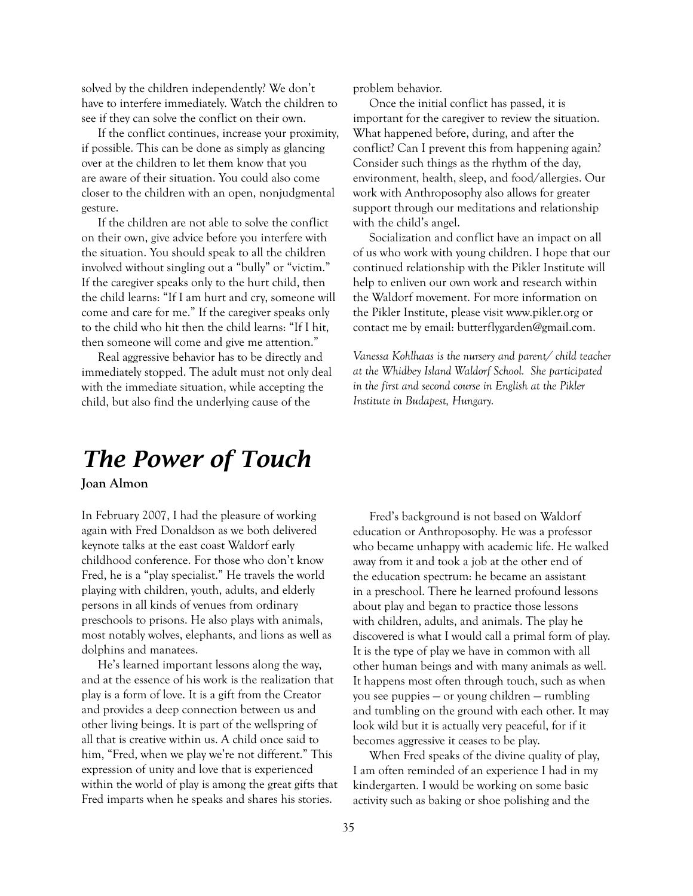solved by the children independently? We don't have to interfere immediately. Watch the children to see if they can solve the conflict on their own.

If the conflict continues, increase your proximity, if possible. This can be done as simply as glancing over at the children to let them know that you are aware of their situation. You could also come closer to the children with an open, nonjudgmental gesture.

If the children are not able to solve the conflict on their own, give advice before you interfere with the situation. You should speak to all the children involved without singling out a "bully" or "victim." If the caregiver speaks only to the hurt child, then the child learns: "If I am hurt and cry, someone will come and care for me." If the caregiver speaks only to the child who hit then the child learns: "If I hit, then someone will come and give me attention."

Real aggressive behavior has to be directly and immediately stopped. The adult must not only deal with the immediate situation, while accepting the child, but also find the underlying cause of the problem behavior.

Once the initial conflict has passed, it is important for the caregiver to review the situation. What happened before, during, and after the conflict? Can I prevent this from happening again? Consider such things as the rhythm of the day, environment, health, sleep, and food/allergies. Our work with Anthroposophy also allows for greater support through our meditations and relationship with the child's angel.

Socialization and conflict have an impact on all of us who work with young children. I hope that our continued relationship with the Pikler Institute will help to enliven our own work and research within the Waldorf movement. For more information on the Pikler Institute, please visit www.pikler.org or contact me by email: butterflygarden@gmail.com.

*Vanessa Kohlhaas is the nursery and parent/ child teacher at the Whidbey Island Waldorf School. She participated in the first and second course in English at the Pikler Institute in Budapest, Hungary.*

# The Power of Touch

**Joan Almon**

In February 2007, I had the pleasure of working again with Fred Donaldson as we both delivered keynote talks at the east coast Waldorf early childhood conference. For those who don't know Fred, he is a "play specialist." He travels the world playing with children, youth, adults, and elderly persons in all kinds of venues from ordinary preschools to prisons. He also plays with animals, most notably wolves, elephants, and lions as well as dolphins and manatees.

He's learned important lessons along the way, and at the essence of his work is the realization that play is a form of love. It is a gift from the Creator and provides a deep connection between us and other living beings. It is part of the wellspring of all that is creative within us. A child once said to him, "Fred, when we play we're not different." This expression of unity and love that is experienced within the world of play is among the great gifts that Fred imparts when he speaks and shares his stories.

Fred's background is not based on Waldorf education or Anthroposophy. He was a professor who became unhappy with academic life. He walked away from it and took a job at the other end of the education spectrum: he became an assistant in a preschool. There he learned profound lessons about play and began to practice those lessons with children, adults, and animals. The play he discovered is what I would call a primal form of play. It is the type of play we have in common with all other human beings and with many animals as well. It happens most often through touch, such as when you see puppies — or young children — rumbling and tumbling on the ground with each other. It may look wild but it is actually very peaceful, for if it becomes aggressive it ceases to be play.

When Fred speaks of the divine quality of play, I am often reminded of an experience I had in my kindergarten. I would be working on some basic activity such as baking or shoe polishing and the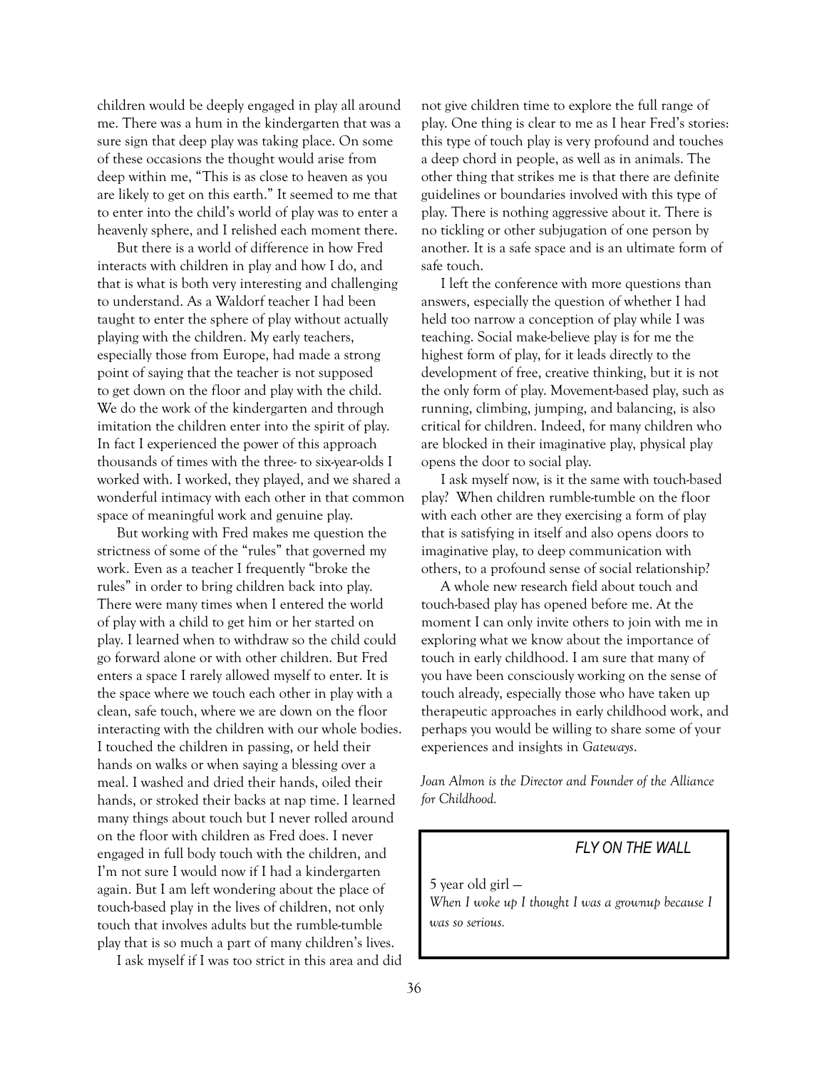children would be deeply engaged in play all around me. There was a hum in the kindergarten that was a sure sign that deep play was taking place. On some of these occasions the thought would arise from deep within me, "This is as close to heaven as you are likely to get on this earth." It seemed to me that to enter into the child's world of play was to enter a heavenly sphere, and I relished each moment there.

But there is a world of difference in how Fred interacts with children in play and how I do, and that is what is both very interesting and challenging to understand. As a Waldorf teacher I had been taught to enter the sphere of play without actually playing with the children. My early teachers, especially those from Europe, had made a strong point of saying that the teacher is not supposed to get down on the floor and play with the child. We do the work of the kindergarten and through imitation the children enter into the spirit of play. In fact I experienced the power of this approach thousands of times with the three- to six-year-olds I worked with. I worked, they played, and we shared a wonderful intimacy with each other in that common space of meaningful work and genuine play.

But working with Fred makes me question the strictness of some of the "rules" that governed my work. Even as a teacher I frequently "broke the rules" in order to bring children back into play. There were many times when I entered the world of play with a child to get him or her started on play. I learned when to withdraw so the child could go forward alone or with other children. But Fred enters a space I rarely allowed myself to enter. It is the space where we touch each other in play with a clean, safe touch, where we are down on the floor interacting with the children with our whole bodies. I touched the children in passing, or held their hands on walks or when saying a blessing over a meal. I washed and dried their hands, oiled their hands, or stroked their backs at nap time. I learned many things about touch but I never rolled around on the floor with children as Fred does. I never engaged in full body touch with the children, and I'm not sure I would now if I had a kindergarten again. But I am left wondering about the place of touch-based play in the lives of children, not only touch that involves adults but the rumble-tumble play that is so much a part of many children's lives.

I ask myself if I was too strict in this area and did not give children time to explore the full range of play. One thing is clear to me as I hear Fred's stories: this type of touch play is very profound and touches a deep chord in people, as well as in animals. The other thing that strikes me is that there are definite guidelines or boundaries involved with this type of play. There is nothing aggressive about it. There is no tickling or other subjugation of one person by another. It is a safe space and is an ultimate form of safe touch.

I left the conference with more questions than answers, especially the question of whether I had held too narrow a conception of play while I was teaching. Social make-believe play is for me the highest form of play, for it leads directly to the development of free, creative thinking, but it is not the only form of play. Movement-based play, such as running, climbing, jumping, and balancing, is also critical for children. Indeed, for many children who are blocked in their imaginative play, physical play opens the door to social play.

I ask myself now, is it the same with touch-based play? When children rumble-tumble on the floor with each other are they exercising a form of play that is satisfying in itself and also opens doors to imaginative play, to deep communication with others, to a profound sense of social relationship?

A whole new research field about touch and touch-based play has opened before me. At the moment I can only invite others to join with me in exploring what we know about the importance of touch in early childhood. I am sure that many of you have been consciously working on the sense of touch already, especially those who have taken up therapeutic approaches in early childhood work, and perhaps you would be willing to share some of your experiences and insights in *Gateways*.

*Joan Almon is the Director and Founder of the Alliance for Childhood.*

### *FLY ON THE WALL*

5 year old girl —
*When I woke up I thought I was a grownup because I was so serious.*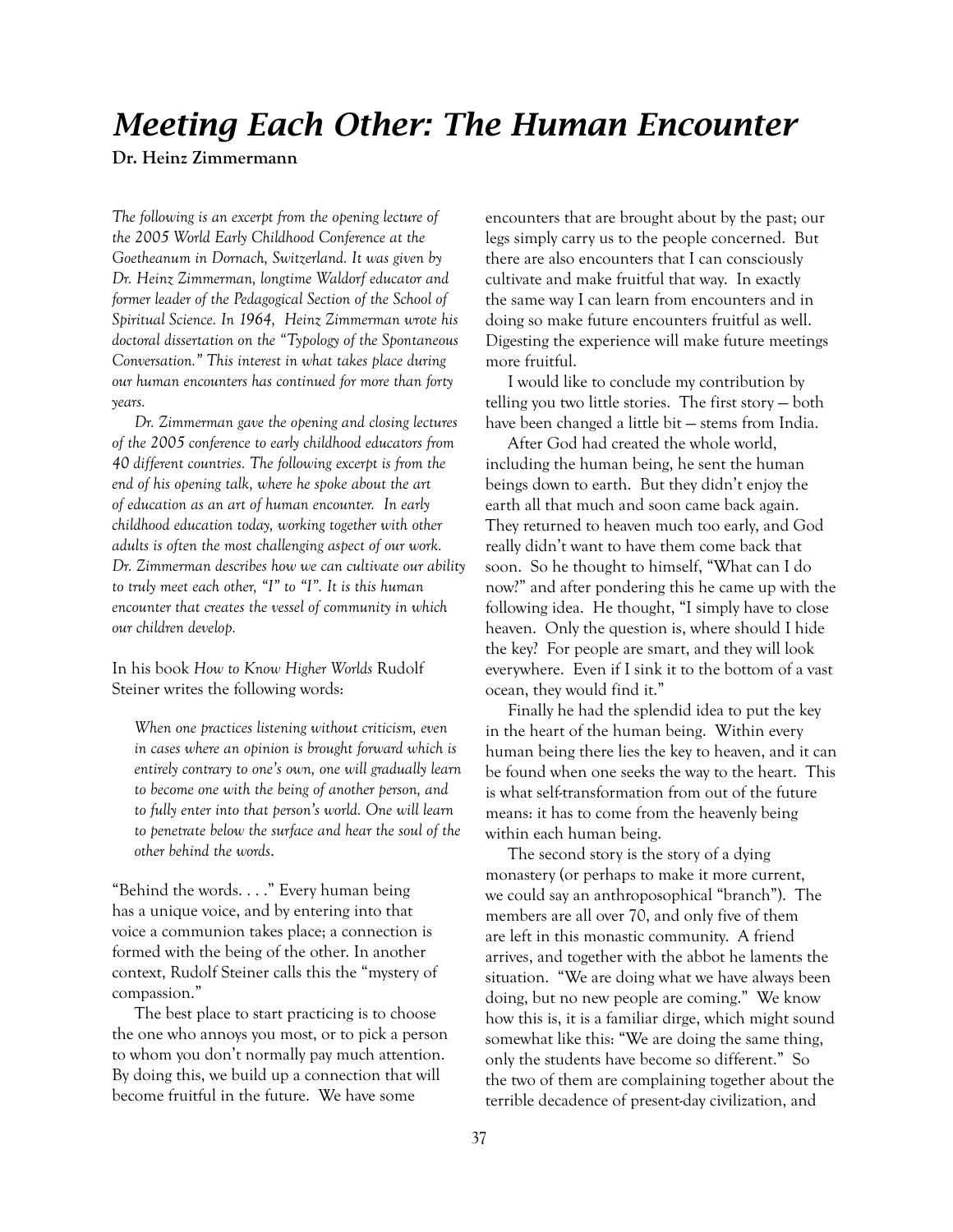# *Meeting Each Other: The Human Encounter*

**Dr. Heinz Zimmermann**

*The following is an excerpt from the opening lecture of the 2005 World Early Childhood Conference at the Goetheanum in Dornach, Switzerland. It was given by Dr. Heinz Zimmerman, longtime Waldorf educator and former leader of the Pedagogical Section of the School of Spiritual Science. In 1964, Heinz Zimmerman wrote his doctoral dissertation on the "Typology of the Spontaneous Conversation." This interest in what takes place during our human encounters has continued for more than forty years.*

*Dr. Zimmerman gave the opening and closing lectures of the 2005 conference to early childhood educators from 40 different countries. The following excerpt is from the end of his opening talk, where he spoke about the art of education as an art of human encounter. In early childhood education today, working together with other adults is often the most challenging aspect of our work. Dr. Zimmerman describes how we can cultivate our ability to truly meet each other, "I" to "I". It is this human encounter that creates the vessel of community in which our children develop.*

In his book *How to Know Higher Worlds* Rudolf Steiner writes the following words:

> *When one practices listening without criticism, even in cases where an opinion is brought forward which is entirely contrary to one's own, one will gradually learn to become one with the being of another person, and to fully enter into that person's world. One will learn to penetrate below the surface and hear the soul of the other behind the words.*

"Behind the words. . . ." Every human being has a unique voice, and by entering into that voice a communion takes place; a connection is formed with the being of the other. In another context, Rudolf Steiner calls this the "mystery of compassion."

The best place to start practicing is to choose the one who annoys you most, or to pick a person to whom you don't normally pay much attention. By doing this, we build up a connection that will become fruitful in the future. We have some encounters that are brought about by the past; our legs simply carry us to the people concerned. But there are also encounters that I can consciously cultivate and make fruitful that way. In exactly the same way I can learn from encounters and in doing so make future encounters fruitful as well. Digesting the experience will make future meetings more fruitful.

I would like to conclude my contribution by telling you two little stories. The first story — both have been changed a little bit — stems from India.

After God had created the whole world, including the human being, he sent the human beings down to earth. But they didn't enjoy the earth all that much and soon came back again. They returned to heaven much too early, and God really didn't want to have them come back that soon. So he thought to himself, "What can I do now?" and after pondering this he came up with the following idea. He thought, "I simply have to close heaven. Only the question is, where should I hide the key? For people are smart, and they will look everywhere. Even if I sink it to the bottom of a vast ocean, they would find it."

Finally he had the splendid idea to put the key in the heart of the human being. Within every human being there lies the key to heaven, and it can be found when one seeks the way to the heart. This is what self-transformation from out of the future means: it has to come from the heavenly being within each human being.

The second story is the story of a dying monastery (or perhaps to make it more current, we could say an anthroposophical "branch"). The members are all over 70, and only five of them are left in this monastic community. A friend arrives, and together with the abbot he laments the situation. "We are doing what we have always been doing, but no new people are coming." We know how this is, it is a familiar dirge, which might sound somewhat like this: "We are doing the same thing, only the students have become so different." So the two of them are complaining together about the terrible decadence of present-day civilization, and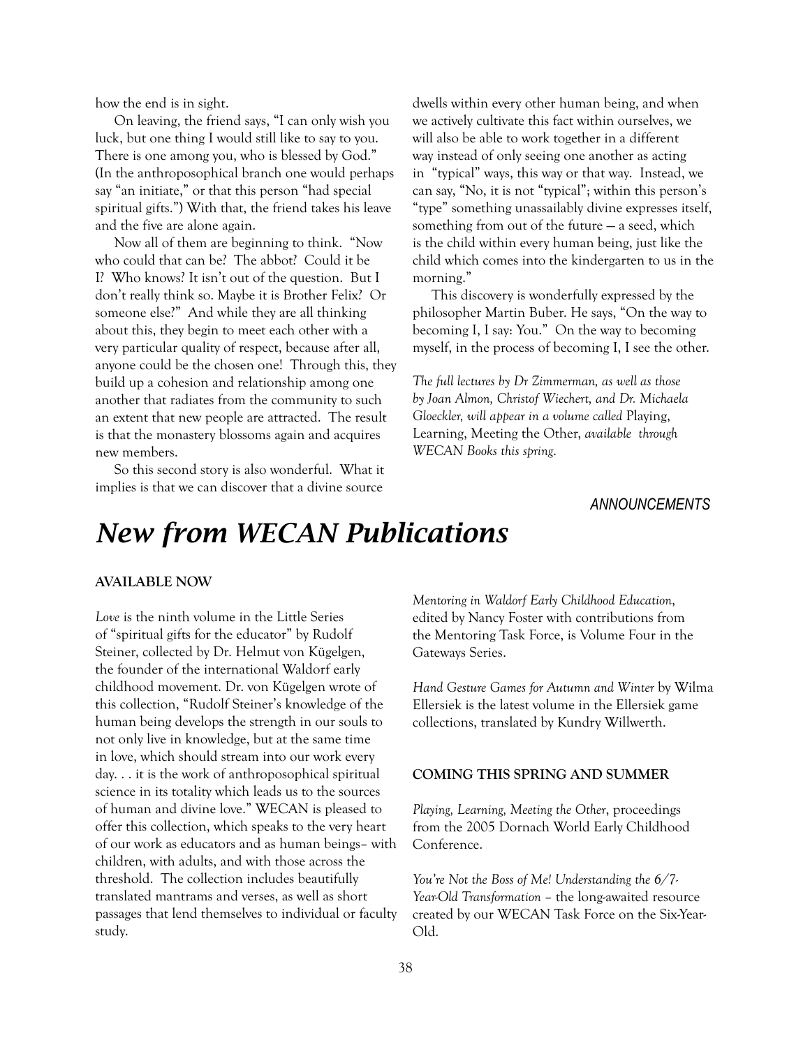how the end is in sight.

On leaving, the friend says, "I can only wish you luck, but one thing I would still like to say to you. There is one among you, who is blessed by God." (In the anthroposophical branch one would perhaps say "an initiate," or that this person "had special spiritual gifts.") With that, the friend takes his leave and the five are alone again.

Now all of them are beginning to think. "Now who could that can be? The abbot? Could it be I? Who knows? It isn't out of the question. But I don't really think so. Maybe it is Brother Felix? Or someone else?" And while they are all thinking about this, they begin to meet each other with a very particular quality of respect, because after all, anyone could be the chosen one! Through this, they build up a cohesion and relationship among one another that radiates from the community to such an extent that new people are attracted. The result is that the monastery blossoms again and acquires new members.

So this second story is also wonderful. What it implies is that we can discover that a divine source dwells within every other human being, and when we actively cultivate this fact within ourselves, we will also be able to work together in a different way instead of only seeing one another as acting in "typical" ways, this way or that way. Instead, we can say, "No, it is not "typical"; within this person's "type" something unassailably divine expresses itself, something from out of the future — a seed, which is the child within every human being, just like the child which comes into the kindergarten to us in the morning."

This discovery is wonderfully expressed by the philosopher Martin Buber. He says, "On the way to becoming I, I say: You." On the way to becoming myself, in the process of becoming I, I see the other.

*The full lectures by Dr Zimmerman, as well as those by Joan Almon, Christof Wiechert, and Dr. Michaela Gloeckler, will appear in a volume called* Playing, Learning, Meeting the Other, *available through WECAN Books this spring.*

*ANNOUNCEMENTS*

# *New from WECAN Publications*

**AVAILABLE NOW**

*Love* is the ninth volume in the Little Series of "spiritual gifts for the educator" by Rudolf Steiner, collected by Dr. Helmut von Kügelgen, the founder of the international Waldorf early childhood movement. Dr. von Kügelgen wrote of this collection, "Rudolf Steiner's knowledge of the human being develops the strength in our souls to not only live in knowledge, but at the same time in love, which should stream into our work every day. . . it is the work of anthroposophical spiritual science in its totality which leads us to the sources of human and divine love." WECAN is pleased to offer this collection, which speaks to the very heart of our work as educators and as human beings– with children, with adults, and with those across the threshold. The collection includes beautifully translated mantrams and verses, as well as short passages that lend themselves to individual or faculty study.

*Mentoring in Waldorf Early Childhood Education*, edited by Nancy Foster with contributions from the Mentoring Task Force, is Volume Four in the Gateways Series.

*Hand Gesture Games for Autumn and Winter* by Wilma Ellersiek is the latest volume in the Ellersiek game collections, translated by Kundry Willwerth.

**COMING THIS SPRING AND SUMMER**

*Playing, Learning, Meeting the Other*, proceedings from the 2005 Dornach World Early Childhood Conference.

*You're Not the Boss of Me! Understanding the 6/7-Year-Old Transformation* – the long-awaited resource created by our WECAN Task Force on the Six-Year-Old.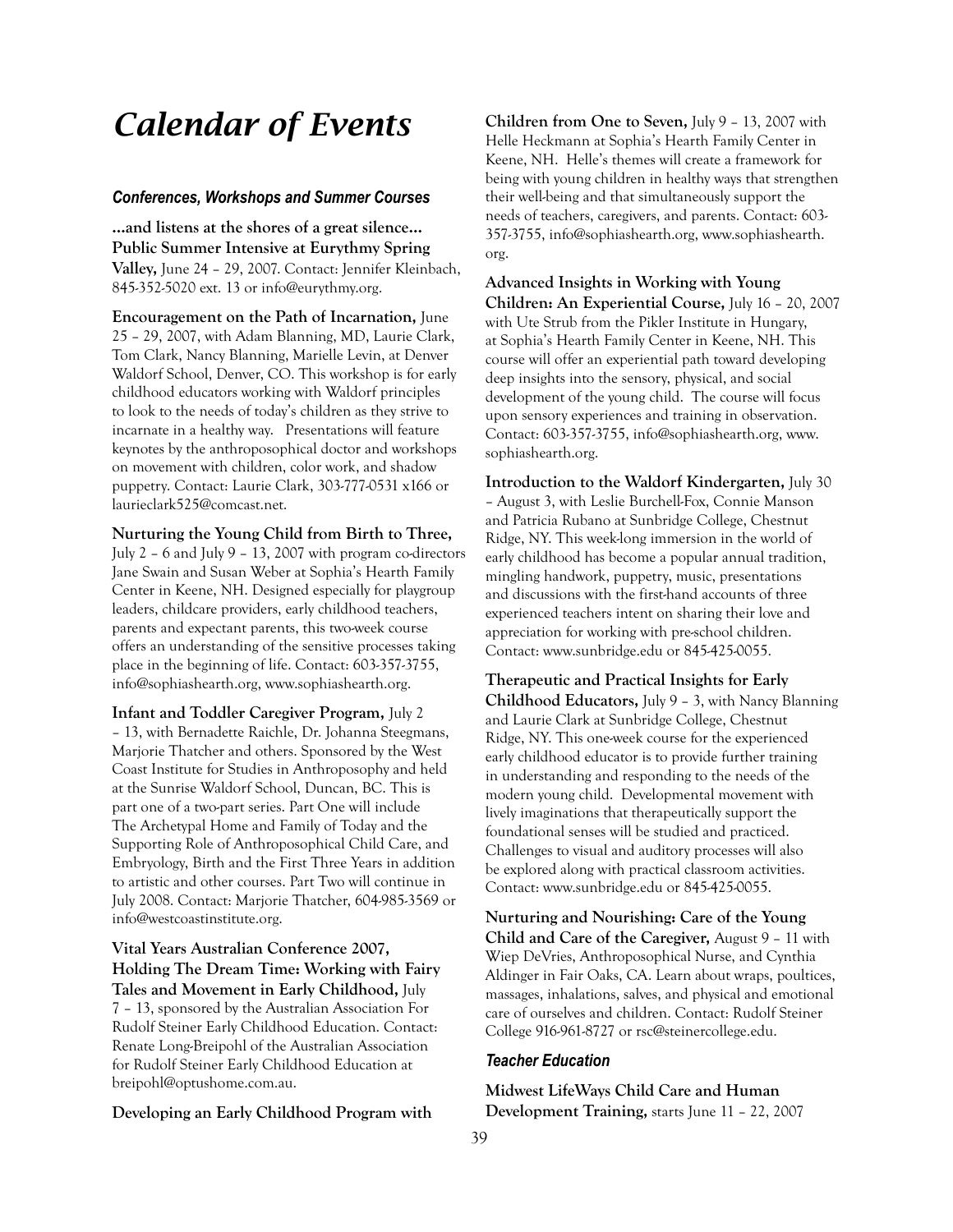# Calendar of Events

### Conferences, Workshops and Summer Courses

**...and listens at the shores of a great silence... Public Summer Intensive at Eurythmy Spring Valley,** June 24 – 29, 2007. Contact: Jennifer Kleinbach, 845-352-5020 ext. 13 or info@eurythmy.org.

**Encouragement on the Path of Incarnation,** June 25 – 29, 2007, with Adam Blanning, MD, Laurie Clark, Tom Clark, Nancy Blanning, Marielle Levin, at Denver Waldorf School, Denver, CO. This workshop is for early childhood educators working with Waldorf principles to look to the needs of today's children as they strive to incarnate in a healthy way. Presentations will feature keynotes by the anthroposophical doctor and workshops on movement with children, color work, and shadow puppetry. Contact: Laurie Clark, 303-777-0531 x166 or laurieclark525@comcast.net.

**Nurturing the Young Child from Birth to Three,** July 2 – 6 and July 9 – 13, 2007 with program co-directors Jane Swain and Susan Weber at Sophia's Hearth Family Center in Keene, NH. Designed especially for playgroup leaders, childcare providers, early childhood teachers, parents and expectant parents, this two-week course offers an understanding of the sensitive processes taking place in the beginning of life. Contact: 603-357-3755, info@sophiashearth.org, www.sophiashearth.org.

**Infant and Toddler Caregiver Program,** July 2 – 13, with Bernadette Raichle, Dr. Johanna Steegmans, Marjorie Thatcher and others. Sponsored by the West Coast Institute for Studies in Anthroposophy and held at the Sunrise Waldorf School, Duncan, BC. This is part one of a two-part series. Part One will include The Archetypal Home and Family of Today and the Supporting Role of Anthroposophical Child Care, and Embryology, Birth and the First Three Years in addition to artistic and other courses. Part Two will continue in July 2008. Contact: Marjorie Thatcher, 604-985-3569 or info@westcoastinstitute.org.

**Vital Years Australian Conference 2007, Holding The Dream Time: Working with Fairy Tales and Movement in Early Childhood,** July 7 – 13, sponsored by the Australian Association For Rudolf Steiner Early Childhood Education. Contact: Renate Long-Breipohl of the Australian Association for Rudolf Steiner Early Childhood Education at breipohl@optushome.com.au.

**Developing an Early Childhood Program with Children from One to Seven,** July 9 – 13, 2007 with Helle Heckmann at Sophia's Hearth Family Center in Keene, NH. Helle's themes will create a framework for being with young children in healthy ways that strengthen their well-being and that simultaneously support the needs of teachers, caregivers, and parents. Contact: 603-357-3755, info@sophiashearth.org, www.sophiashearth.org.

**Advanced Insights in Working with Young Children: An Experiential Course,** July 16 – 20, 2007 with Ute Strub from the Pikler Institute in Hungary, at Sophia's Hearth Family Center in Keene, NH. This course will offer an experiential path toward developing deep insights into the sensory, physical, and social development of the young child. The course will focus upon sensory experiences and training in observation. Contact: 603-357-3755, info@sophiashearth.org, www.sophiashearth.org.

**Introduction to the Waldorf Kindergarten,** July 30 – August 3, with Leslie Burchell-Fox, Connie Manson and Patricia Rubano at Sunbridge College, Chestnut Ridge, NY. This week-long immersion in the world of early childhood has become a popular annual tradition, mingling handwork, puppetry, music, presentations and discussions with the first-hand accounts of three experienced teachers intent on sharing their love and appreciation for working with pre-school children. Contact: www.sunbridge.edu or 845-425-0055.

**Therapeutic and Practical Insights for Early Childhood Educators,** July 9 – 3, with Nancy Blanning and Laurie Clark at Sunbridge College, Chestnut Ridge, NY. This one-week course for the experienced early childhood educator is to provide further training in understanding and responding to the needs of the modern young child. Developmental movement with lively imaginations that therapeutically support the foundational senses will be studied and practiced. Challenges to visual and auditory processes will also be explored along with practical classroom activities. Contact: www.sunbridge.edu or 845-425-0055.

**Nurturing and Nourishing: Care of the Young Child and Care of the Caregiver,** August 9 – 11 with Wiep DeVries, Anthroposophical Nurse, and Cynthia Aldinger in Fair Oaks, CA. Learn about wraps, poultices, massages, inhalations, salves, and physical and emotional care of ourselves and children. Contact: Rudolf Steiner College 916-961-8727 or rsc@steinercollege.edu.

### Teacher Education

**Midwest LifeWays Child Care and Human Development Training,** starts June 11 – 22, 2007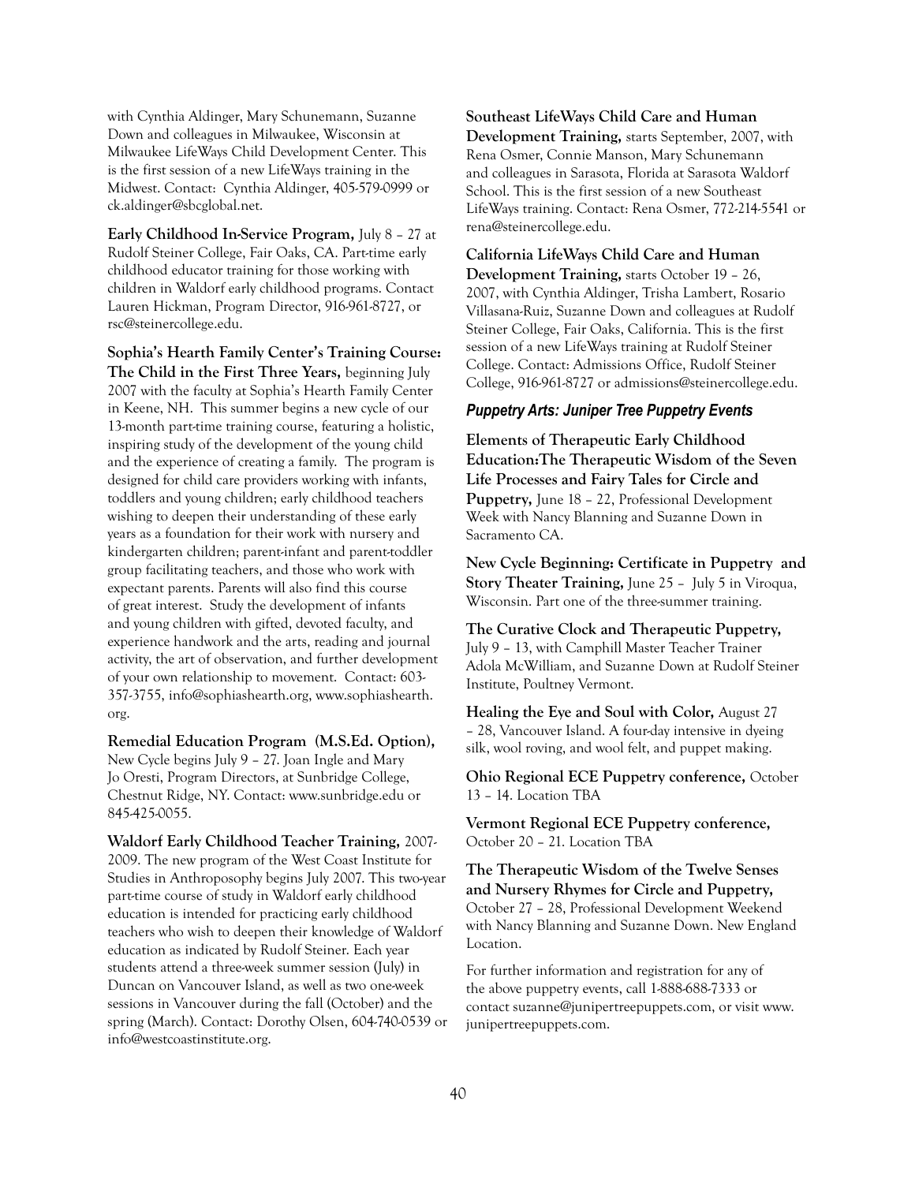with Cynthia Aldinger, Mary Schunemann, Suzanne Down and colleagues in Milwaukee, Wisconsin at Milwaukee LifeWays Child Development Center. This is the first session of a new LifeWays training in the Midwest. Contact: Cynthia Aldinger, 405-579-0999 or ck.aldinger@sbcglobal.net.

**Early Childhood In-Service Program,** July 8 – 27 at Rudolf Steiner College, Fair Oaks, CA. Part-time early childhood educator training for those working with children in Waldorf early childhood programs. Contact Lauren Hickman, Program Director, 916-961-8727, or rsc@steinercollege.edu.

**Sophia's Hearth Family Center's Training Course: The Child in the First Three Years,** beginning July 2007 with the faculty at Sophia's Hearth Family Center in Keene, NH. This summer begins a new cycle of our 13-month part-time training course, featuring a holistic, inspiring study of the development of the young child and the experience of creating a family. The program is designed for child care providers working with infants, toddlers and young children; early childhood teachers wishing to deepen their understanding of these early years as a foundation for their work with nursery and kindergarten children; parent-infant and parent-toddler group facilitating teachers, and those who work with expectant parents. Parents will also find this course of great interest. Study the development of infants and young children with gifted, devoted faculty, and experience handwork and the arts, reading and journal activity, the art of observation, and further development of your own relationship to movement. Contact: 603-357-3755, info@sophiashearth.org, www.sophiashearth.org.

**Remedial Education Program (M.S.Ed. Option),** New Cycle begins July 9 – 27. Joan Ingle and Mary Jo Oresti, Program Directors, at Sunbridge College, Chestnut Ridge, NY. Contact: www.sunbridge.edu or 845-425-0055.

**Waldorf Early Childhood Teacher Training,** 2007-2009. The new program of the West Coast Institute for Studies in Anthroposophy begins July 2007. This two-year part-time course of study in Waldorf early childhood education is intended for practicing early childhood teachers who wish to deepen their knowledge of Waldorf education as indicated by Rudolf Steiner. Each year students attend a three-week summer session (July) in Duncan on Vancouver Island, as well as two one-week sessions in Vancouver during the fall (October) and the spring (March). Contact: Dorothy Olsen, 604-740-0539 or info@westcoastinstitute.org.

**Southeast LifeWays Child Care and Human Development Training,** starts September, 2007, with Rena Osmer, Connie Manson, Mary Schunemann and colleagues in Sarasota, Florida at Sarasota Waldorf School. This is the first session of a new Southeast LifeWays training. Contact: Rena Osmer, 772-214-5541 or rena@steinercollege.edu.

**California LifeWays Child Care and Human Development Training,** starts October 19 – 26, 2007, with Cynthia Aldinger, Trisha Lambert, Rosario Villasana-Ruiz, Suzanne Down and colleagues at Rudolf Steiner College, Fair Oaks, California. This is the first session of a new LifeWays training at Rudolf Steiner College. Contact: Admissions Office, Rudolf Steiner College, 916-961-8727 or admissions@steinercollege.edu.

### *Puppetry Arts: Juniper Tree Puppetry Events*

**Elements of Therapeutic Early Childhood Education:The Therapeutic Wisdom of the Seven Life Processes and Fairy Tales for Circle and Puppetry,** June 18 – 22, Professional Development Week with Nancy Blanning and Suzanne Down in Sacramento CA.

**New Cycle Beginning: Certificate in Puppetry and Story Theater Training,** June 25 – July 5 in Viroqua, Wisconsin. Part one of the three-summer training.

**The Curative Clock and Therapeutic Puppetry,** July 9 – 13, with Camphill Master Teacher Trainer Adola McWilliam, and Suzanne Down at Rudolf Steiner Institute, Poultney Vermont.

**Healing the Eye and Soul with Color,** August 27 – 28, Vancouver Island. A four-day intensive in dyeing silk, wool roving, and wool felt, and puppet making.

**Ohio Regional ECE Puppetry conference,** October 13 – 14. Location TBA

**Vermont Regional ECE Puppetry conference,** October 20 – 21. Location TBA

**The Therapeutic Wisdom of the Twelve Senses and Nursery Rhymes for Circle and Puppetry,** October 27 – 28, Professional Development Weekend with Nancy Blanning and Suzanne Down. New England Location.

For further information and registration for any of the above puppetry events, call 1-888-688-7333 or contact suzanne@junipertreepuppets.com, or visit www.junipertreepuppets.com.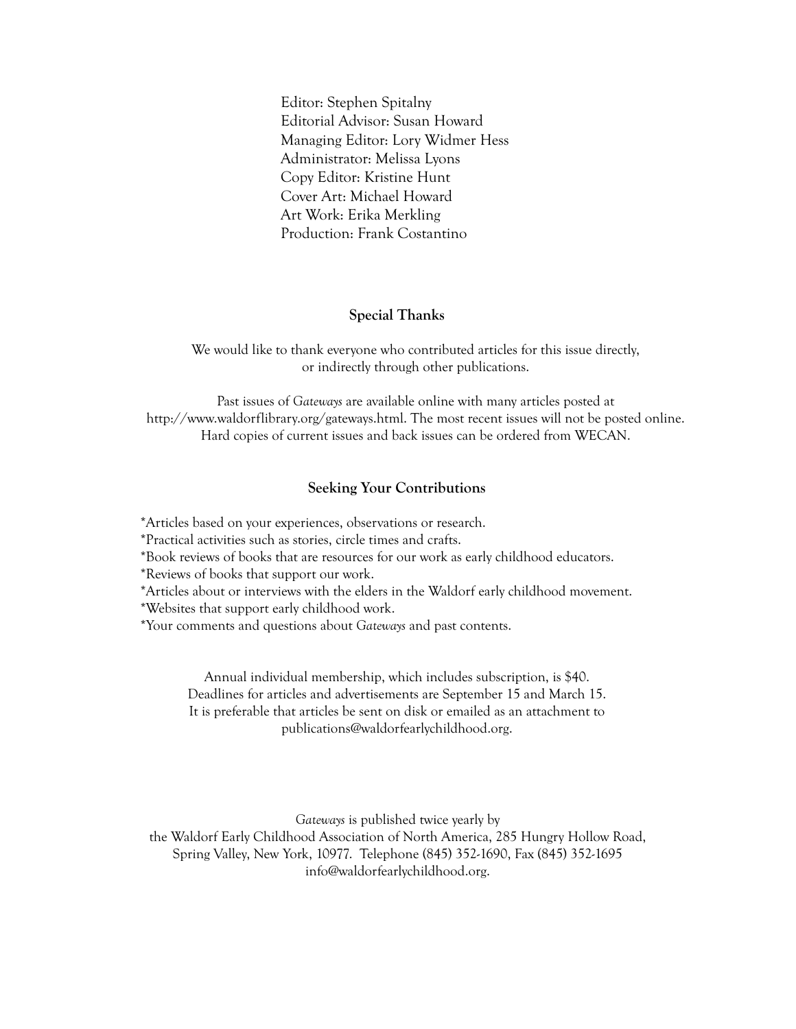Editor: Stephen Spitalny
Editorial Advisor: Susan Howard
Managing Editor: Lory Widmer Hess
Administrator: Melissa Lyons
Copy Editor: Kristine Hunt
Cover Art: Michael Howard
Art Work: Erika Merkling
Production: Frank Costantino

## Special Thanks

We would like to thank everyone who contributed articles for this issue directly, or indirectly through other publications.

Past issues of *Gateways* are available online with many articles posted at http://www.waldorflibrary.org/gateways.html. The most recent issues will not be posted online. Hard copies of current issues and back issues can be ordered from WECAN.

## Seeking Your Contributions

*Articles based on your experiences, observations or research.
*Practical activities such as stories, circle times and crafts.
*Book reviews of books that are resources for our work as early childhood educators.
*Reviews of books that support our work.
*Articles about or interviews with the elders in the Waldorf early childhood movement.
*Websites that support early childhood work.
*Your comments and questions about *Gateways* and past contents.

Annual individual membership, which includes subscription, is $40.
Deadlines for articles and advertisements are September 15 and March 15.
It is preferable that articles be sent on disk or emailed as an attachment to publications@waldorfearlychildhood.org.

*Gateways* is published twice yearly by
the Waldorf Early Childhood Association of North America, 285 Hungry Hollow Road, Spring Valley, New York, 10977. Telephone (845) 352-1690, Fax (845) 352-1695
info@waldorfearlychildhood.org.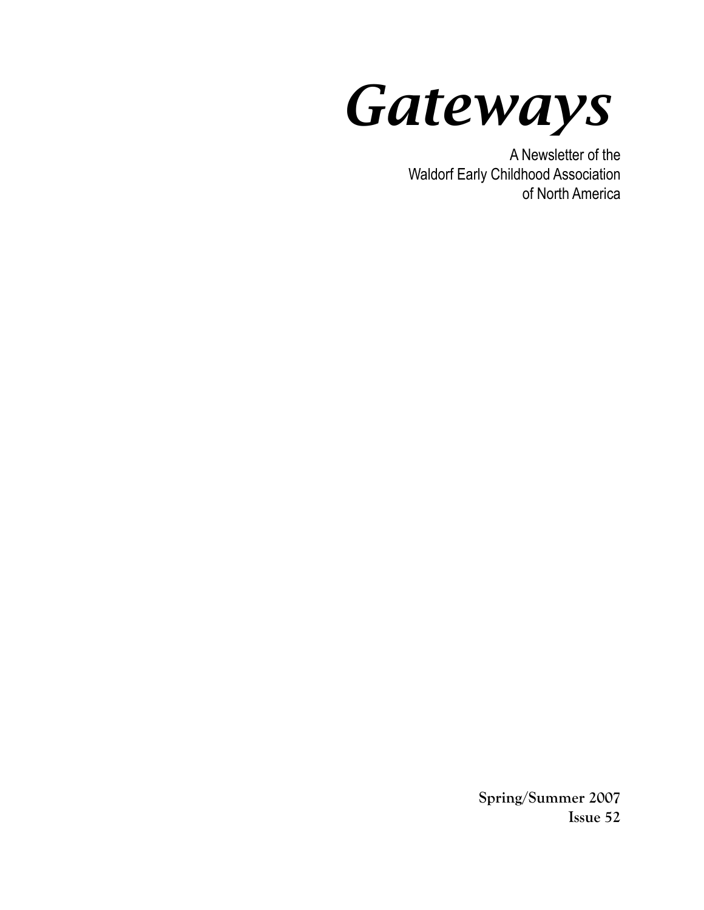# *Gateways*

A Newsletter of the
Waldorf Early Childhood Association
of North America

**Spring/Summer 2007**
**Issue 52**